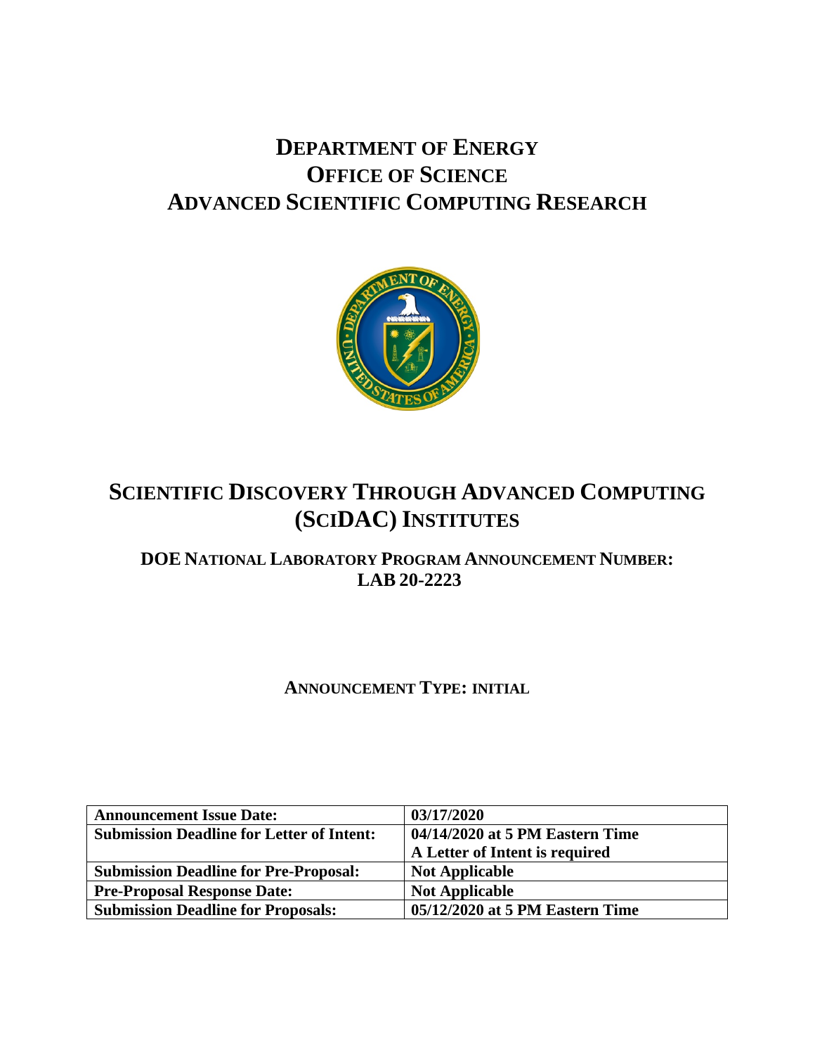# DEPARTMENT OF ENERGY
# OFFICE OF SCIENCE
# ADVANCED SCIENTIFIC COMPUTING RESEARCH

# SCIENTIFIC DISCOVERY THROUGH ADVANCED COMPUTING (SCIDAC) INSTITUTES

## DOE NATIONAL LABORATORY PROGRAM ANNOUNCEMENT NUMBER: LAB 20-2223

### ANNOUNCEMENT TYPE: INITIAL

| Announcement Issue Date: | 03/17/2020 |
|---|---|
| Submission Deadline for Letter of Intent: | 04/14/2020 at 5 PM Eastern Time<br>A Letter of Intent is required |
| Submission Deadline for Pre-Proposal: | Not Applicable |
| Pre-Proposal Response Date: | Not Applicable |
| Submission Deadline for Proposals: | 05/12/2020 at 5 PM Eastern Time |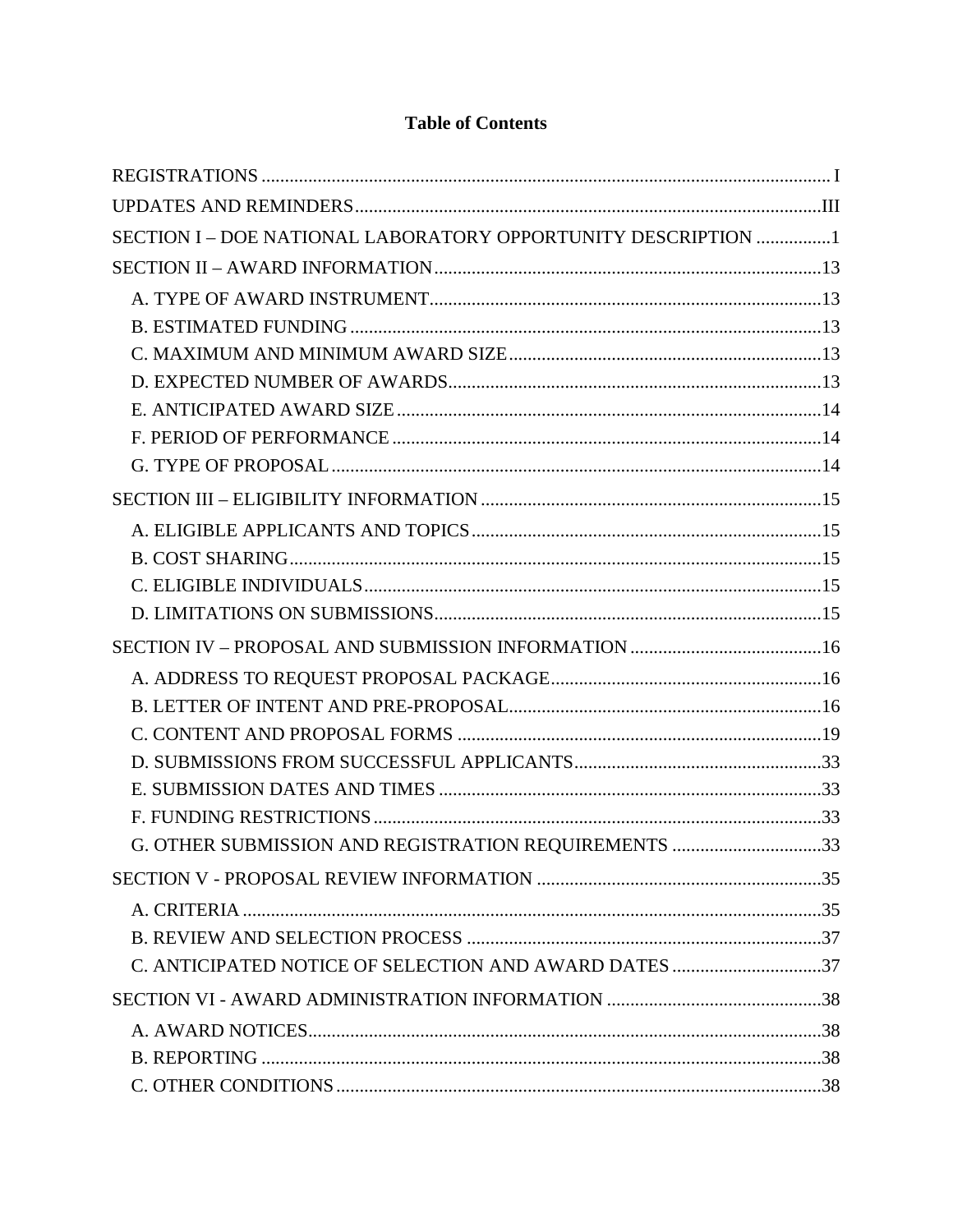# Table of Contents

REGISTRATIONS .......... I

UPDATES AND REMINDERS .......... III

SECTION I – DOE NATIONAL LABORATORY OPPORTUNITY DESCRIPTION .......... 1

SECTION II – AWARD INFORMATION .......... 13

- A. TYPE OF AWARD INSTRUMENT .......... 13
- B. ESTIMATED FUNDING .......... 13
- C. MAXIMUM AND MINIMUM AWARD SIZE .......... 13
- D. EXPECTED NUMBER OF AWARDS .......... 13
- E. ANTICIPATED AWARD SIZE .......... 14
- F. PERIOD OF PERFORMANCE .......... 14
- G. TYPE OF PROPOSAL .......... 14

SECTION III – ELIGIBILITY INFORMATION .......... 15

- A. ELIGIBLE APPLICANTS AND TOPICS .......... 15
- B. COST SHARING .......... 15
- C. ELIGIBLE INDIVIDUALS .......... 15
- D. LIMITATIONS ON SUBMISSIONS .......... 15

SECTION IV – PROPOSAL AND SUBMISSION INFORMATION .......... 16

- A. ADDRESS TO REQUEST PROPOSAL PACKAGE .......... 16
- B. LETTER OF INTENT AND PRE-PROPOSAL .......... 16
- C. CONTENT AND PROPOSAL FORMS .......... 19
- D. SUBMISSIONS FROM SUCCESSFUL APPLICANTS .......... 33
- E. SUBMISSION DATES AND TIMES .......... 33
- F. FUNDING RESTRICTIONS .......... 33
- G. OTHER SUBMISSION AND REGISTRATION REQUIREMENTS .......... 33

SECTION V - PROPOSAL REVIEW INFORMATION .......... 35

- A. CRITERIA .......... 35
- B. REVIEW AND SELECTION PROCESS .......... 37
- C. ANTICIPATED NOTICE OF SELECTION AND AWARD DATES .......... 37

SECTION VI - AWARD ADMINISTRATION INFORMATION .......... 38

- A. AWARD NOTICES .......... 38
- B. REPORTING .......... 38
- C. OTHER CONDITIONS .......... 38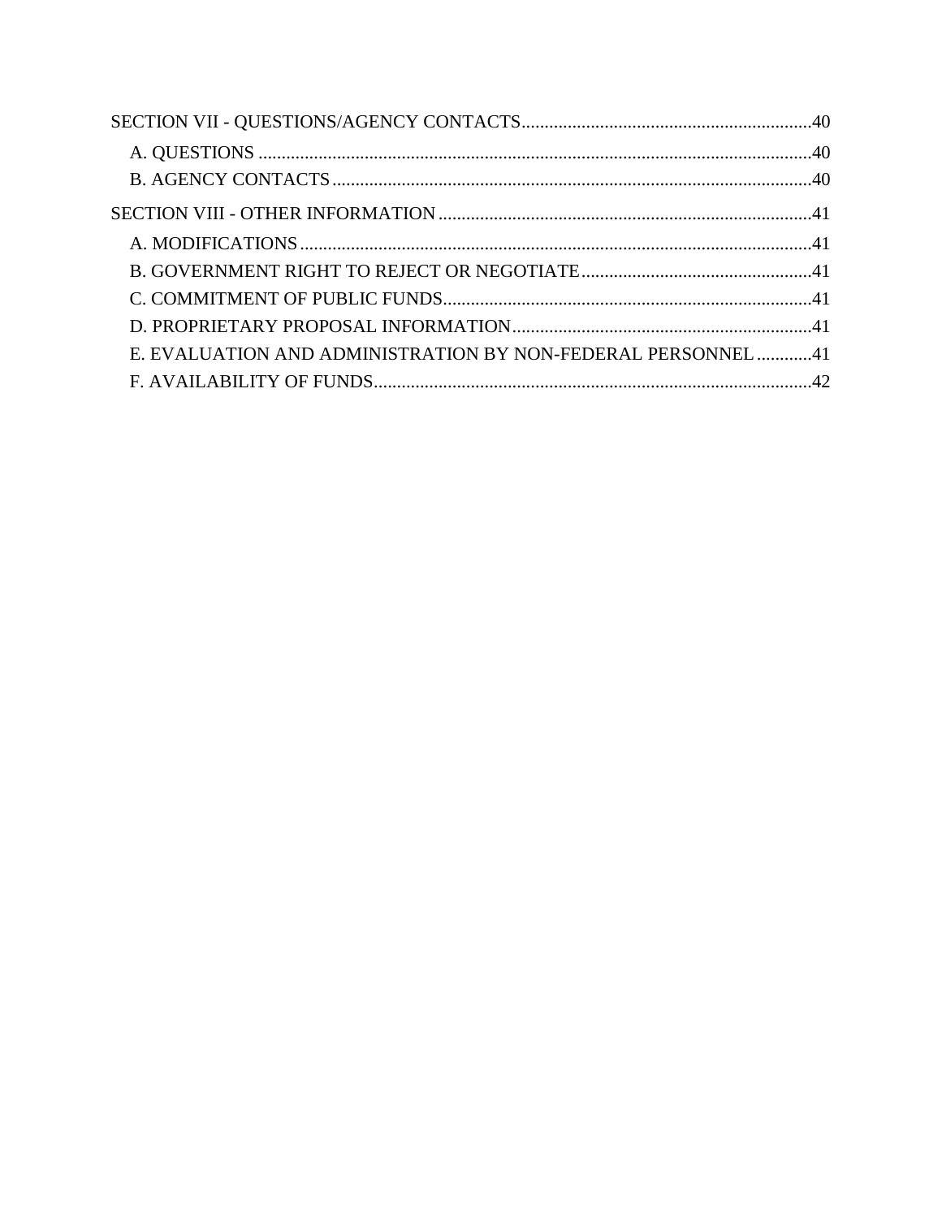SECTION VII - QUESTIONS/AGENCY CONTACTS ........................................................ 40

- A. QUESTIONS ........................................................................................................ 40
- B. AGENCY CONTACTS ............................................................................................ 40

SECTION VIII - OTHER INFORMATION ................................................................. 41

- A. MODIFICATIONS ................................................................................................. 41
- B. GOVERNMENT RIGHT TO REJECT OR NEGOTIATE ........................................ 41
- C. COMMITMENT OF PUBLIC FUNDS .................................................................. 41
- D. PROPRIETARY PROPOSAL INFORMATION ..................................................... 41
- E. EVALUATION AND ADMINISTRATION BY NON-FEDERAL PERSONNEL ............ 41
- F. AVAILABILITY OF FUNDS ................................................................................... 42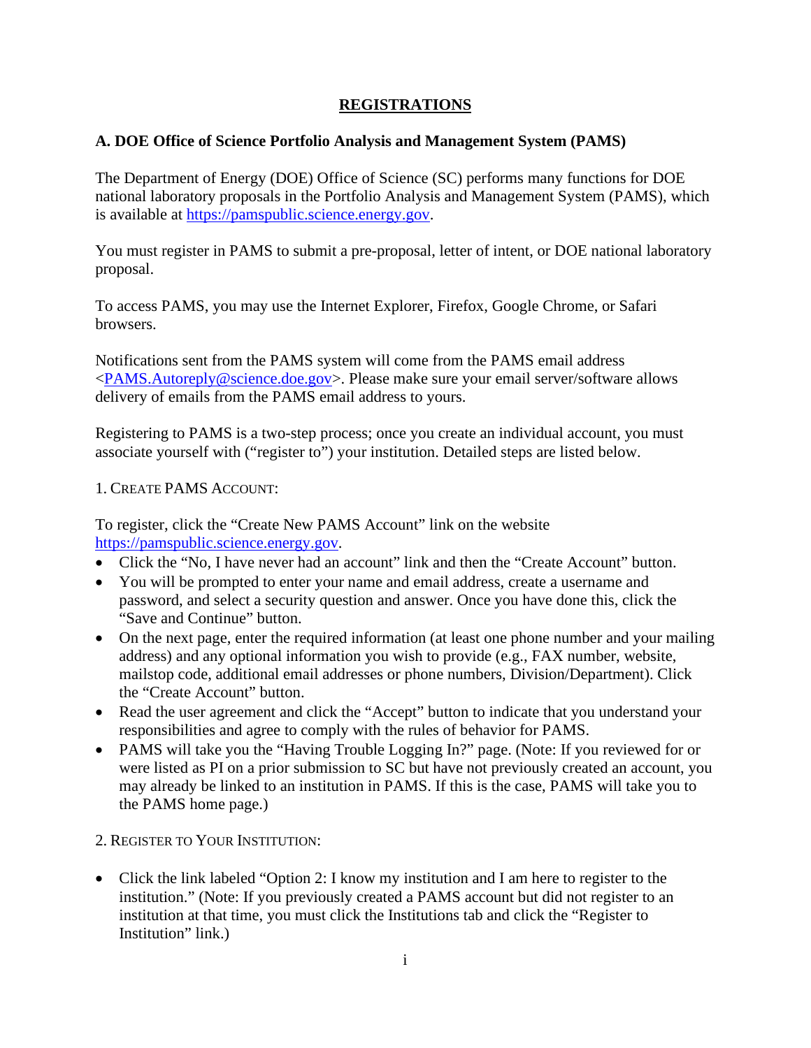## REGISTRATIONS

### A. DOE Office of Science Portfolio Analysis and Management System (PAMS)

The Department of Energy (DOE) Office of Science (SC) performs many functions for DOE national laboratory proposals in the Portfolio Analysis and Management System (PAMS), which is available at https://pamspublic.science.energy.gov.

You must register in PAMS to submit a pre-proposal, letter of intent, or DOE national laboratory proposal.

To access PAMS, you may use the Internet Explorer, Firefox, Google Chrome, or Safari browsers.

Notifications sent from the PAMS system will come from the PAMS email address <PAMS.Autoreply@science.doe.gov>. Please make sure your email server/software allows delivery of emails from the PAMS email address to yours.

Registering to PAMS is a two-step process; once you create an individual account, you must associate yourself with ("register to") your institution. Detailed steps are listed below.

1. CREATE PAMS ACCOUNT:

To register, click the "Create New PAMS Account" link on the website https://pamspublic.science.energy.gov.

- Click the "No, I have never had an account" link and then the "Create Account" button.
- You will be prompted to enter your name and email address, create a username and password, and select a security question and answer. Once you have done this, click the "Save and Continue" button.
- On the next page, enter the required information (at least one phone number and your mailing address) and any optional information you wish to provide (e.g., FAX number, website, mailstop code, additional email addresses or phone numbers, Division/Department). Click the "Create Account" button.
- Read the user agreement and click the "Accept" button to indicate that you understand your responsibilities and agree to comply with the rules of behavior for PAMS.
- PAMS will take you the "Having Trouble Logging In?" page. (Note: If you reviewed for or were listed as PI on a prior submission to SC but have not previously created an account, you may already be linked to an institution in PAMS. If this is the case, PAMS will take you to the PAMS home page.)

2. REGISTER TO YOUR INSTITUTION:

- Click the link labeled "Option 2: I know my institution and I am here to register to the institution." (Note: If you previously created a PAMS account but did not register to an institution at that time, you must click the Institutions tab and click the "Register to Institution" link.)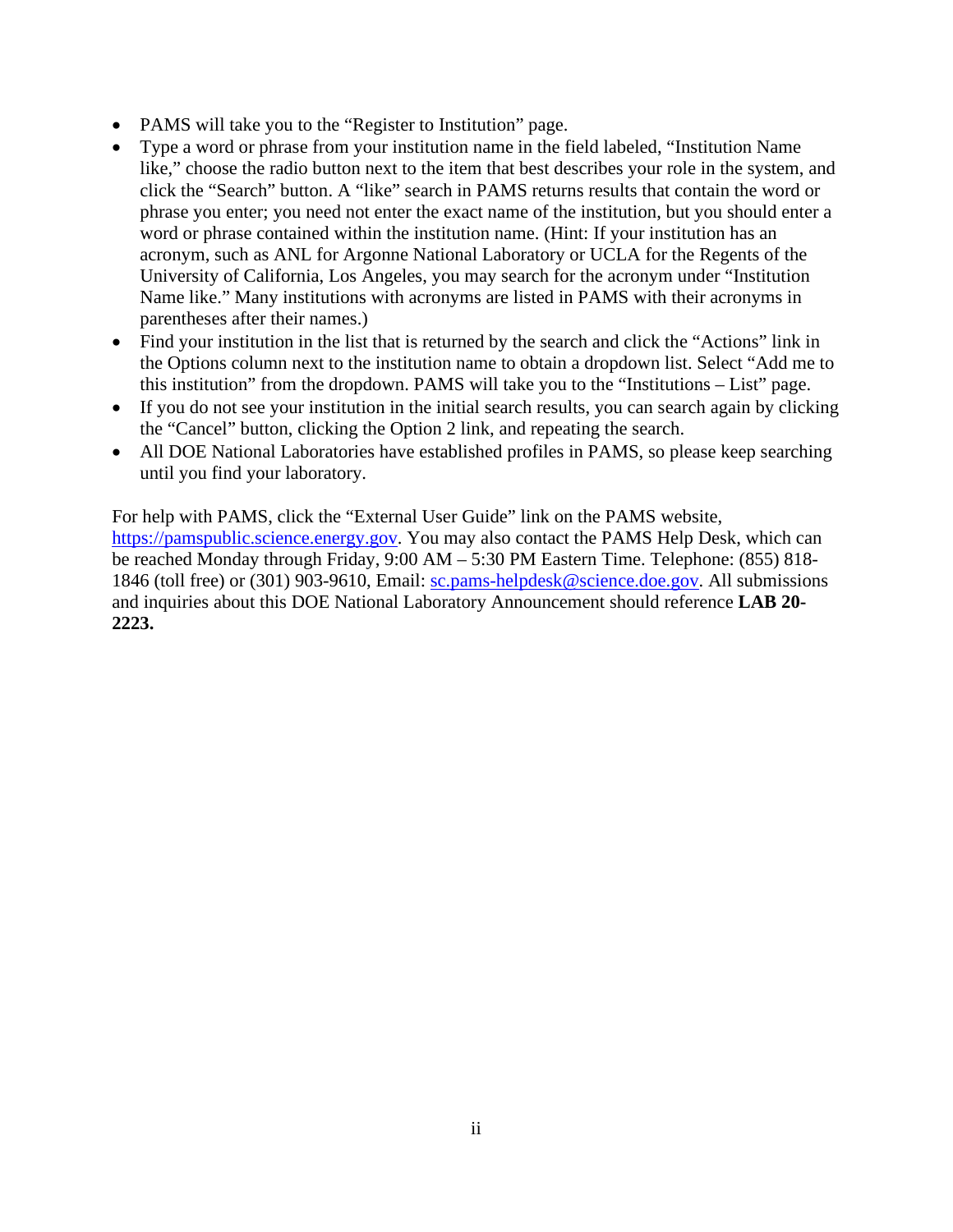- PAMS will take you to the “Register to Institution” page.
- Type a word or phrase from your institution name in the field labeled, “Institution Name like,” choose the radio button next to the item that best describes your role in the system, and click the “Search” button. A “like” search in PAMS returns results that contain the word or phrase you enter; you need not enter the exact name of the institution, but you should enter a word or phrase contained within the institution name. (Hint: If your institution has an acronym, such as ANL for Argonne National Laboratory or UCLA for the Regents of the University of California, Los Angeles, you may search for the acronym under “Institution Name like.” Many institutions with acronyms are listed in PAMS with their acronyms in parentheses after their names.)
- Find your institution in the list that is returned by the search and click the “Actions” link in the Options column next to the institution name to obtain a dropdown list. Select “Add me to this institution” from the dropdown. PAMS will take you to the “Institutions – List” page.
- If you do not see your institution in the initial search results, you can search again by clicking the “Cancel” button, clicking the Option 2 link, and repeating the search.
- All DOE National Laboratories have established profiles in PAMS, so please keep searching until you find your laboratory.

For help with PAMS, click the “External User Guide” link on the PAMS website, https://pamspublic.science.energy.gov. You may also contact the PAMS Help Desk, which can be reached Monday through Friday, 9:00 AM – 5:30 PM Eastern Time. Telephone: (855) 818-1846 (toll free) or (301) 903-9610, Email: sc.pams-helpdesk@science.doe.gov. All submissions and inquiries about this DOE National Laboratory Announcement should reference **LAB 20-2223.**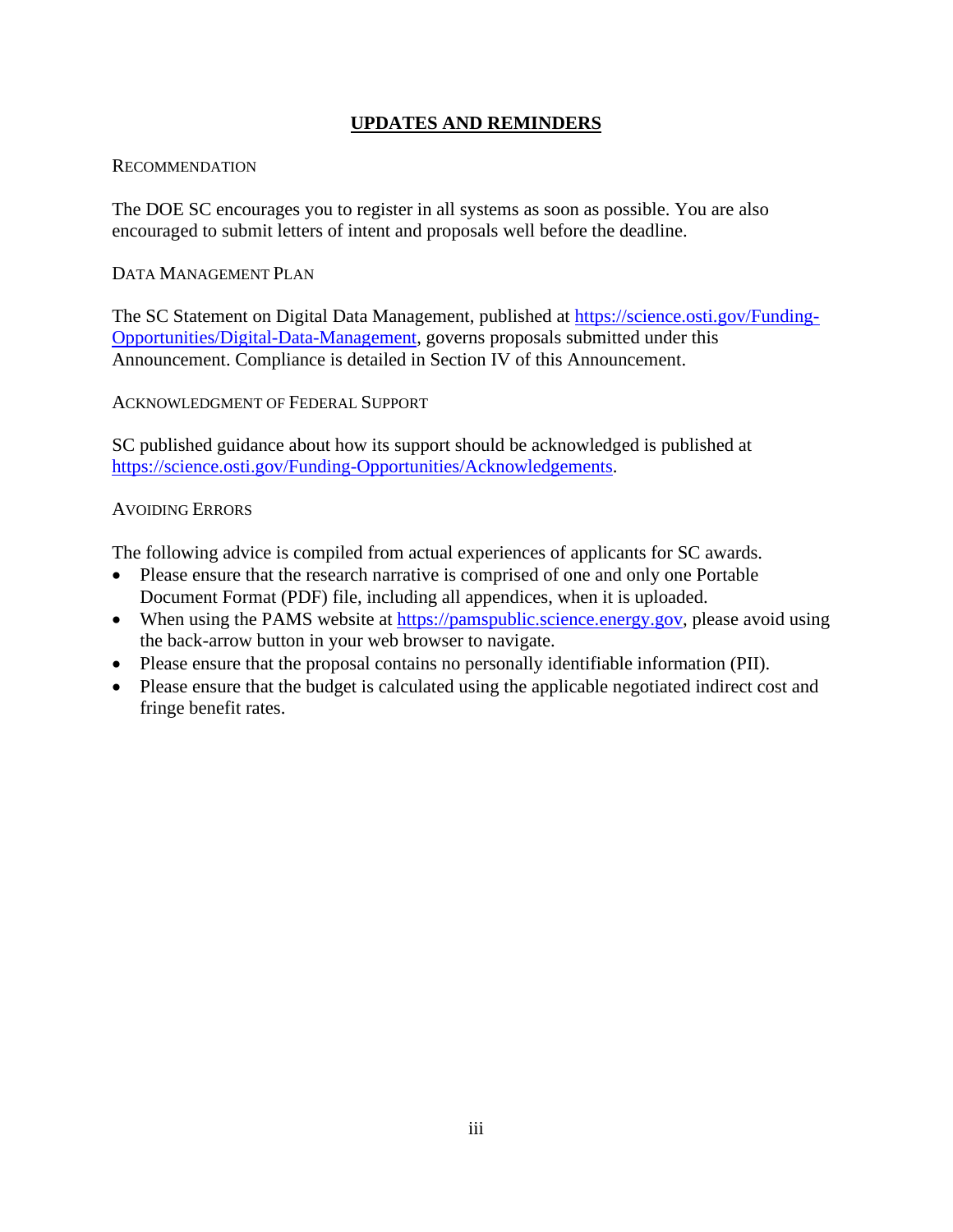## UPDATES AND REMINDERS

### Recommendation

The DOE SC encourages you to register in all systems as soon as possible. You are also encouraged to submit letters of intent and proposals well before the deadline.

### Data Management Plan

The SC Statement on Digital Data Management, published at https://science.osti.gov/Funding-Opportunities/Digital-Data-Management, governs proposals submitted under this Announcement. Compliance is detailed in Section IV of this Announcement.

### Acknowledgment of Federal Support

SC published guidance about how its support should be acknowledged is published at https://science.osti.gov/Funding-Opportunities/Acknowledgements.

### Avoiding Errors

The following advice is compiled from actual experiences of applicants for SC awards.

- Please ensure that the research narrative is comprised of one and only one Portable Document Format (PDF) file, including all appendices, when it is uploaded.
- When using the PAMS website at https://pamspublic.science.energy.gov, please avoid using the back-arrow button in your web browser to navigate.
- Please ensure that the proposal contains no personally identifiable information (PII).
- Please ensure that the budget is calculated using the applicable negotiated indirect cost and fringe benefit rates.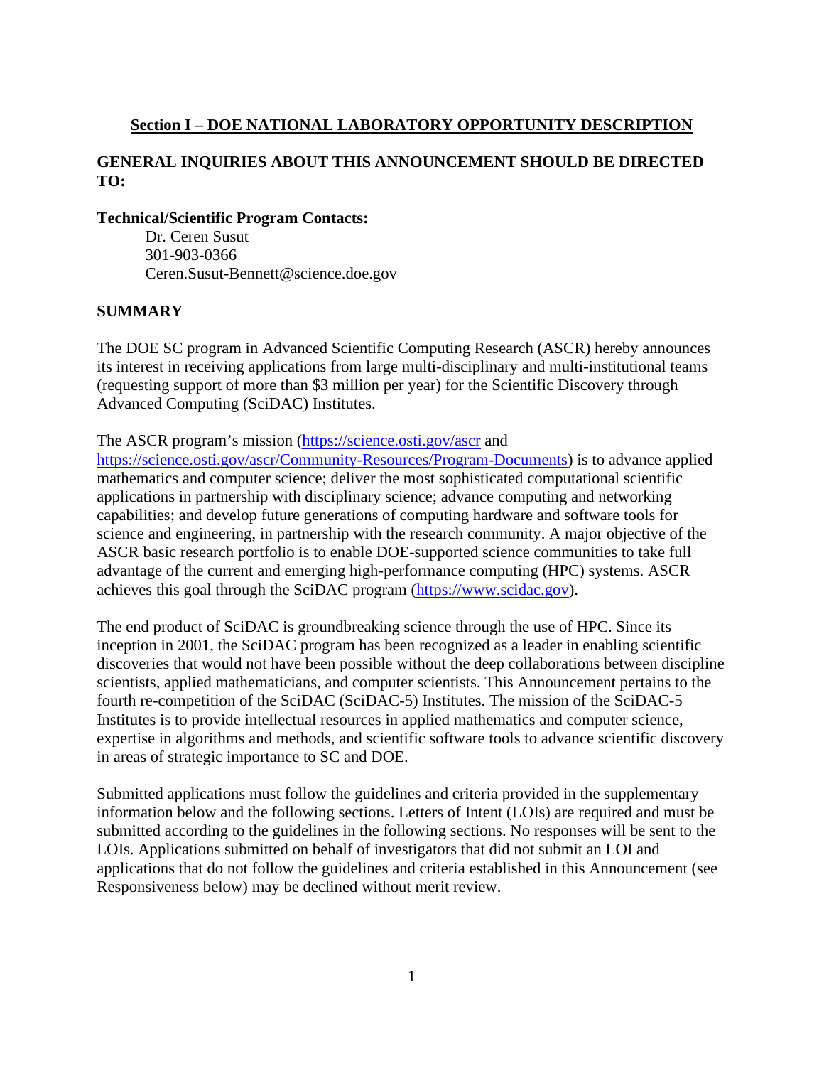## Section I – DOE NATIONAL LABORATORY OPPORTUNITY DESCRIPTION

### GENERAL INQUIRIES ABOUT THIS ANNOUNCEMENT SHOULD BE DIRECTED TO:

**Technical/Scientific Program Contacts:**

Dr. Ceren Susut
301-903-0366
Ceren.Susut-Bennett@science.doe.gov

### SUMMARY

The DOE SC program in Advanced Scientific Computing Research (ASCR) hereby announces its interest in receiving applications from large multi-disciplinary and multi-institutional teams (requesting support of more than $3 million per year) for the Scientific Discovery through Advanced Computing (SciDAC) Institutes.

The ASCR program's mission (https://science.osti.gov/ascr and https://science.osti.gov/ascr/Community-Resources/Program-Documents) is to advance applied mathematics and computer science; deliver the most sophisticated computational scientific applications in partnership with disciplinary science; advance computing and networking capabilities; and develop future generations of computing hardware and software tools for science and engineering, in partnership with the research community. A major objective of the ASCR basic research portfolio is to enable DOE-supported science communities to take full advantage of the current and emerging high-performance computing (HPC) systems. ASCR achieves this goal through the SciDAC program (https://www.scidac.gov).

The end product of SciDAC is groundbreaking science through the use of HPC. Since its inception in 2001, the SciDAC program has been recognized as a leader in enabling scientific discoveries that would not have been possible without the deep collaborations between discipline scientists, applied mathematicians, and computer scientists. This Announcement pertains to the fourth re-competition of the SciDAC (SciDAC-5) Institutes. The mission of the SciDAC-5 Institutes is to provide intellectual resources in applied mathematics and computer science, expertise in algorithms and methods, and scientific software tools to advance scientific discovery in areas of strategic importance to SC and DOE.

Submitted applications must follow the guidelines and criteria provided in the supplementary information below and the following sections. Letters of Intent (LOIs) are required and must be submitted according to the guidelines in the following sections. No responses will be sent to the LOIs. Applications submitted on behalf of investigators that did not submit an LOI and applications that do not follow the guidelines and criteria established in this Announcement (see Responsiveness below) may be declined without merit review.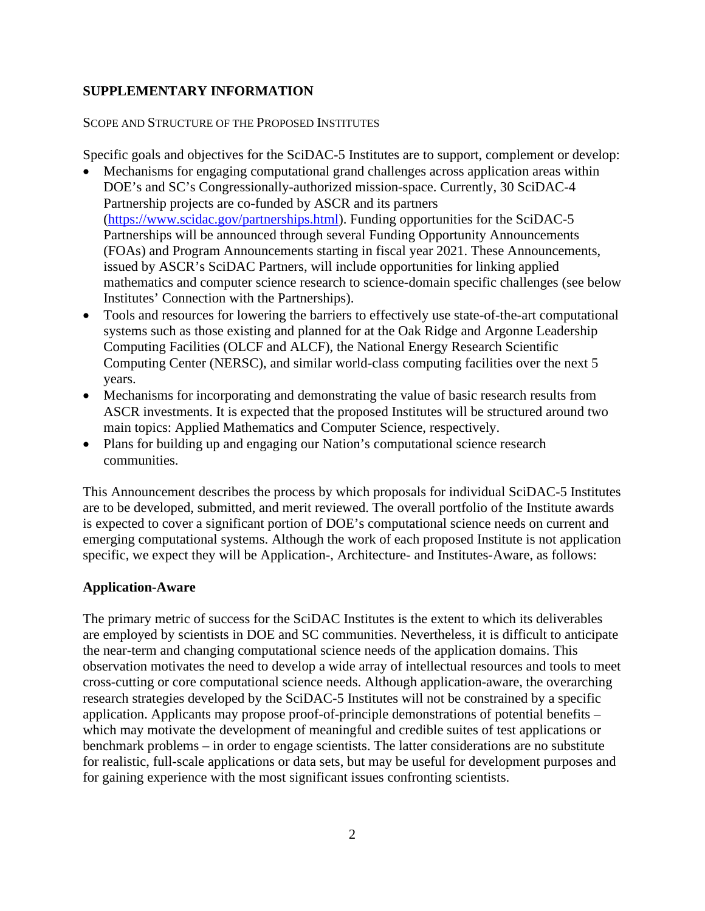## SUPPLEMENTARY INFORMATION

### SCOPE AND STRUCTURE OF THE PROPOSED INSTITUTES

Specific goals and objectives for the SciDAC-5 Institutes are to support, complement or develop:

- Mechanisms for engaging computational grand challenges across application areas within DOE's and SC's Congressionally-authorized mission-space. Currently, 30 SciDAC-4 Partnership projects are co-funded by ASCR and its partners (https://www.scidac.gov/partnerships.html). Funding opportunities for the SciDAC-5 Partnerships will be announced through several Funding Opportunity Announcements (FOAs) and Program Announcements starting in fiscal year 2021. These Announcements, issued by ASCR's SciDAC Partners, will include opportunities for linking applied mathematics and computer science research to science-domain specific challenges (see below Institutes' Connection with the Partnerships).
- Tools and resources for lowering the barriers to effectively use state-of-the-art computational systems such as those existing and planned for at the Oak Ridge and Argonne Leadership Computing Facilities (OLCF and ALCF), the National Energy Research Scientific Computing Center (NERSC), and similar world-class computing facilities over the next 5 years.
- Mechanisms for incorporating and demonstrating the value of basic research results from ASCR investments. It is expected that the proposed Institutes will be structured around two main topics: Applied Mathematics and Computer Science, respectively.
- Plans for building up and engaging our Nation's computational science research communities.

This Announcement describes the process by which proposals for individual SciDAC-5 Institutes are to be developed, submitted, and merit reviewed. The overall portfolio of the Institute awards is expected to cover a significant portion of DOE's computational science needs on current and emerging computational systems. Although the work of each proposed Institute is not application specific, we expect they will be Application-, Architecture- and Institutes-Aware, as follows:

### Application-Aware

The primary metric of success for the SciDAC Institutes is the extent to which its deliverables are employed by scientists in DOE and SC communities. Nevertheless, it is difficult to anticipate the near-term and changing computational science needs of the application domains. This observation motivates the need to develop a wide array of intellectual resources and tools to meet cross-cutting or core computational science needs. Although application-aware, the overarching research strategies developed by the SciDAC-5 Institutes will not be constrained by a specific application. Applicants may propose proof-of-principle demonstrations of potential benefits – which may motivate the development of meaningful and credible suites of test applications or benchmark problems – in order to engage scientists. The latter considerations are no substitute for realistic, full-scale applications or data sets, but may be useful for development purposes and for gaining experience with the most significant issues confronting scientists.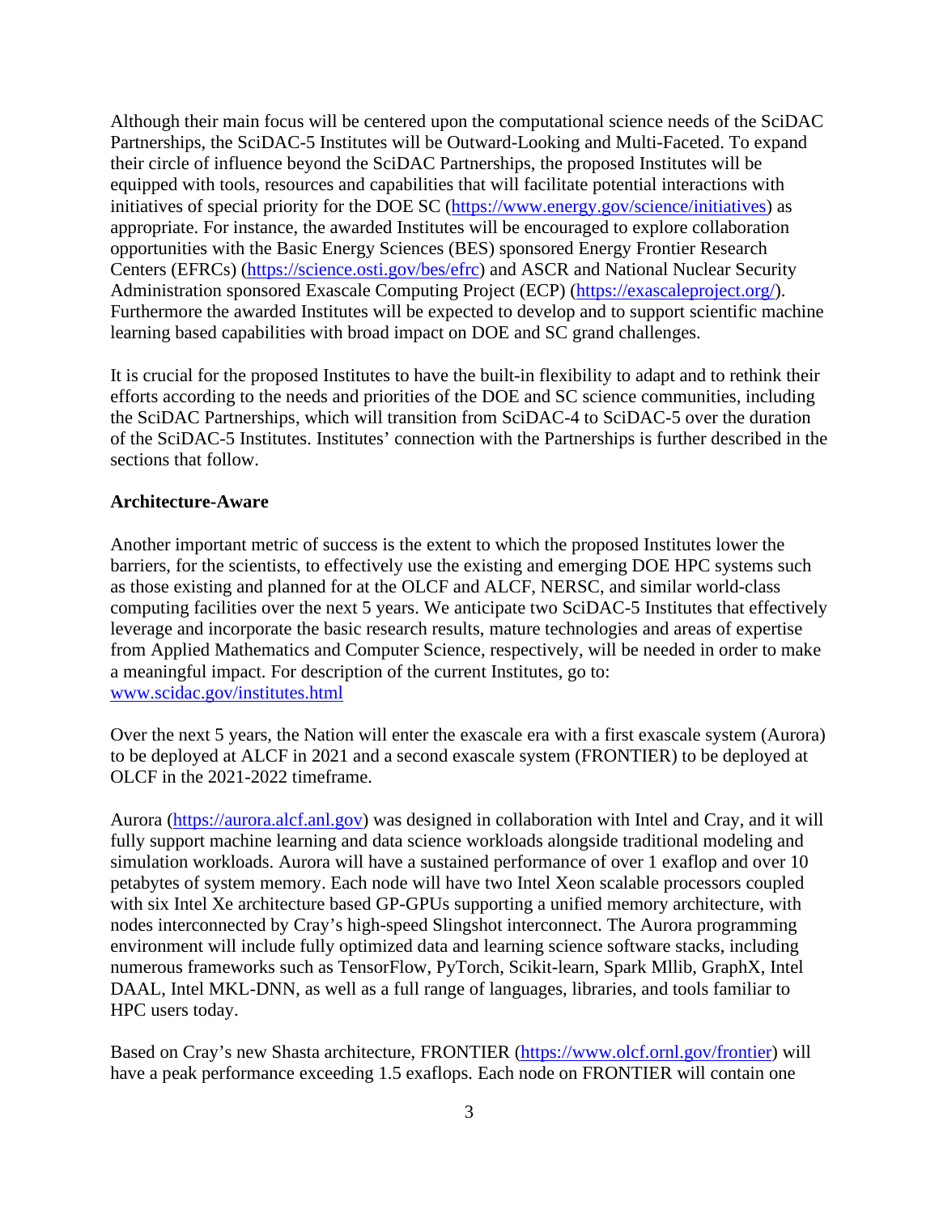Although their main focus will be centered upon the computational science needs of the SciDAC Partnerships, the SciDAC-5 Institutes will be Outward-Looking and Multi-Faceted. To expand their circle of influence beyond the SciDAC Partnerships, the proposed Institutes will be equipped with tools, resources and capabilities that will facilitate potential interactions with initiatives of special priority for the DOE SC (https://www.energy.gov/science/initiatives) as appropriate. For instance, the awarded Institutes will be encouraged to explore collaboration opportunities with the Basic Energy Sciences (BES) sponsored Energy Frontier Research Centers (EFRCs) (https://science.osti.gov/bes/efrc) and ASCR and National Nuclear Security Administration sponsored Exascale Computing Project (ECP) (https://exascaleproject.org/). Furthermore the awarded Institutes will be expected to develop and to support scientific machine learning based capabilities with broad impact on DOE and SC grand challenges.

It is crucial for the proposed Institutes to have the built-in flexibility to adapt and to rethink their efforts according to the needs and priorities of the DOE and SC science communities, including the SciDAC Partnerships, which will transition from SciDAC-4 to SciDAC-5 over the duration of the SciDAC-5 Institutes. Institutes' connection with the Partnerships is further described in the sections that follow.

**Architecture-Aware**

Another important metric of success is the extent to which the proposed Institutes lower the barriers, for the scientists, to effectively use the existing and emerging DOE HPC systems such as those existing and planned for at the OLCF and ALCF, NERSC, and similar world-class computing facilities over the next 5 years. We anticipate two SciDAC-5 Institutes that effectively leverage and incorporate the basic research results, mature technologies and areas of expertise from Applied Mathematics and Computer Science, respectively, will be needed in order to make a meaningful impact. For description of the current Institutes, go to: www.scidac.gov/institutes.html

Over the next 5 years, the Nation will enter the exascale era with a first exascale system (Aurora) to be deployed at ALCF in 2021 and a second exascale system (FRONTIER) to be deployed at OLCF in the 2021-2022 timeframe.

Aurora (https://aurora.alcf.anl.gov) was designed in collaboration with Intel and Cray, and it will fully support machine learning and data science workloads alongside traditional modeling and simulation workloads. Aurora will have a sustained performance of over 1 exaflop and over 10 petabytes of system memory. Each node will have two Intel Xeon scalable processors coupled with six Intel Xe architecture based GP-GPUs supporting a unified memory architecture, with nodes interconnected by Cray's high-speed Slingshot interconnect. The Aurora programming environment will include fully optimized data and learning science software stacks, including numerous frameworks such as TensorFlow, PyTorch, Scikit-learn, Spark Mllib, GraphX, Intel DAAL, Intel MKL-DNN, as well as a full range of languages, libraries, and tools familiar to HPC users today.

Based on Cray's new Shasta architecture, FRONTIER (https://www.olcf.ornl.gov/frontier) will have a peak performance exceeding 1.5 exaflops. Each node on FRONTIER will contain one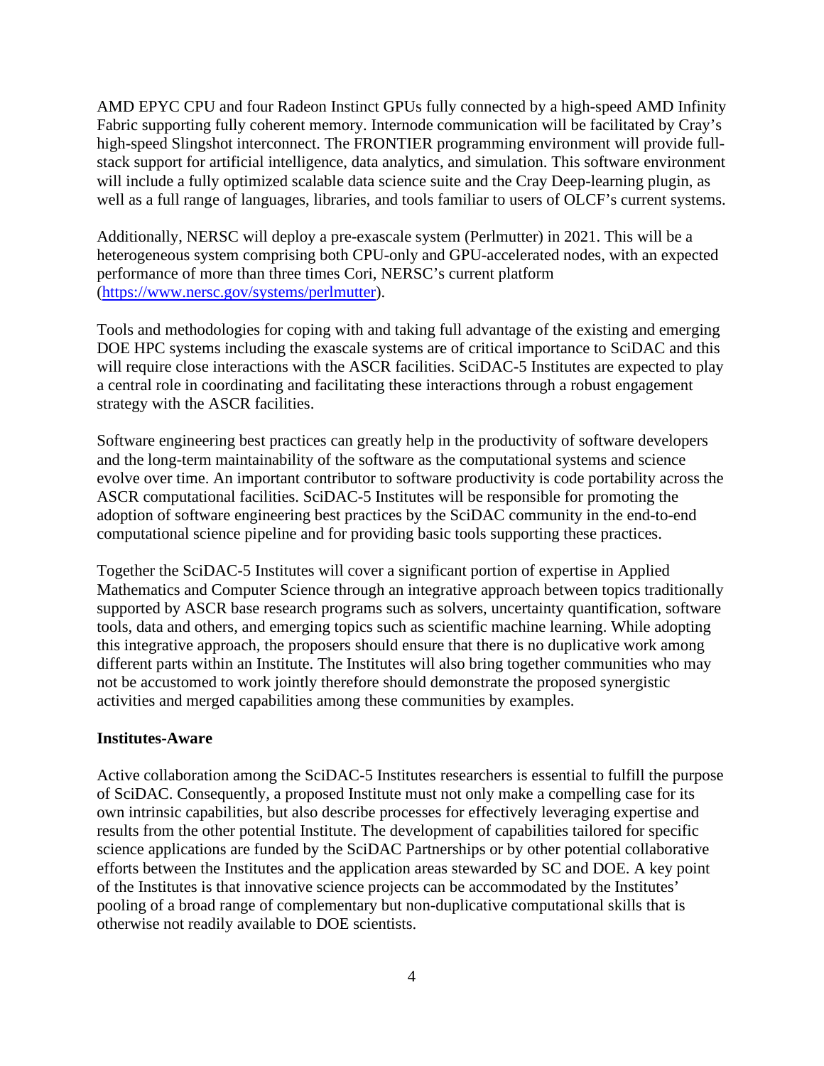AMD EPYC CPU and four Radeon Instinct GPUs fully connected by a high-speed AMD Infinity Fabric supporting fully coherent memory. Internode communication will be facilitated by Cray's high-speed Slingshot interconnect. The FRONTIER programming environment will provide full-stack support for artificial intelligence, data analytics, and simulation. This software environment will include a fully optimized scalable data science suite and the Cray Deep-learning plugin, as well as a full range of languages, libraries, and tools familiar to users of OLCF's current systems.

Additionally, NERSC will deploy a pre-exascale system (Perlmutter) in 2021. This will be a heterogeneous system comprising both CPU-only and GPU-accelerated nodes, with an expected performance of more than three times Cori, NERSC's current platform (https://www.nersc.gov/systems/perlmutter).

Tools and methodologies for coping with and taking full advantage of the existing and emerging DOE HPC systems including the exascale systems are of critical importance to SciDAC and this will require close interactions with the ASCR facilities. SciDAC-5 Institutes are expected to play a central role in coordinating and facilitating these interactions through a robust engagement strategy with the ASCR facilities.

Software engineering best practices can greatly help in the productivity of software developers and the long-term maintainability of the software as the computational systems and science evolve over time. An important contributor to software productivity is code portability across the ASCR computational facilities. SciDAC-5 Institutes will be responsible for promoting the adoption of software engineering best practices by the SciDAC community in the end-to-end computational science pipeline and for providing basic tools supporting these practices.

Together the SciDAC-5 Institutes will cover a significant portion of expertise in Applied Mathematics and Computer Science through an integrative approach between topics traditionally supported by ASCR base research programs such as solvers, uncertainty quantification, software tools, data and others, and emerging topics such as scientific machine learning. While adopting this integrative approach, the proposers should ensure that there is no duplicative work among different parts within an Institute. The Institutes will also bring together communities who may not be accustomed to work jointly therefore should demonstrate the proposed synergistic activities and merged capabilities among these communities by examples.

**Institutes-Aware**

Active collaboration among the SciDAC-5 Institutes researchers is essential to fulfill the purpose of SciDAC. Consequently, a proposed Institute must not only make a compelling case for its own intrinsic capabilities, but also describe processes for effectively leveraging expertise and results from the other potential Institute. The development of capabilities tailored for specific science applications are funded by the SciDAC Partnerships or by other potential collaborative efforts between the Institutes and the application areas stewarded by SC and DOE. A key point of the Institutes is that innovative science projects can be accommodated by the Institutes' pooling of a broad range of complementary but non-duplicative computational skills that is otherwise not readily available to DOE scientists.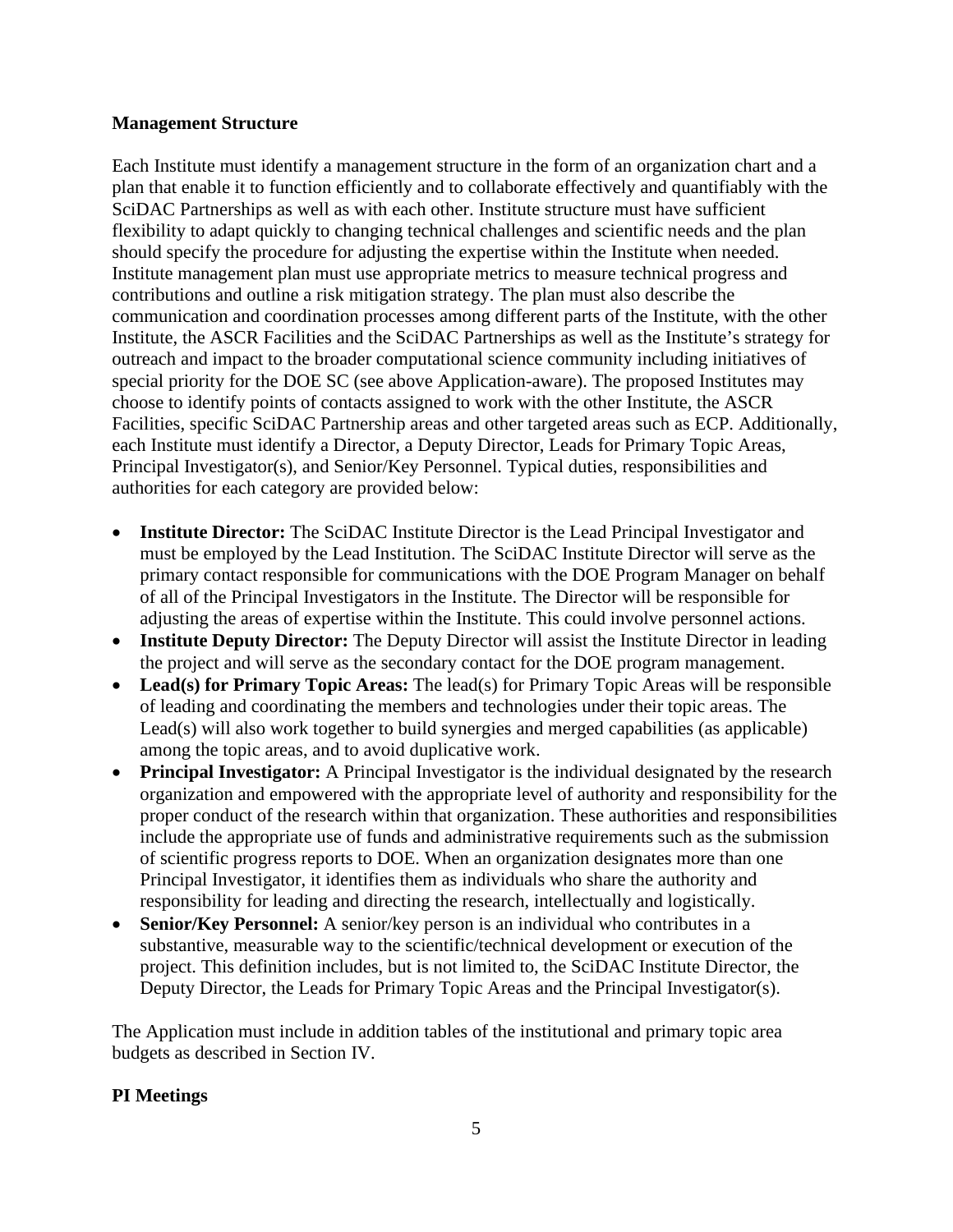**Management Structure**

Each Institute must identify a management structure in the form of an organization chart and a plan that enable it to function efficiently and to collaborate effectively and quantifiably with the SciDAC Partnerships as well as with each other. Institute structure must have sufficient flexibility to adapt quickly to changing technical challenges and scientific needs and the plan should specify the procedure for adjusting the expertise within the Institute when needed. Institute management plan must use appropriate metrics to measure technical progress and contributions and outline a risk mitigation strategy. The plan must also describe the communication and coordination processes among different parts of the Institute, with the other Institute, the ASCR Facilities and the SciDAC Partnerships as well as the Institute's strategy for outreach and impact to the broader computational science community including initiatives of special priority for the DOE SC (see above Application-aware). The proposed Institutes may choose to identify points of contacts assigned to work with the other Institute, the ASCR Facilities, specific SciDAC Partnership areas and other targeted areas such as ECP. Additionally, each Institute must identify a Director, a Deputy Director, Leads for Primary Topic Areas, Principal Investigator(s), and Senior/Key Personnel. Typical duties, responsibilities and authorities for each category are provided below:

- **Institute Director:** The SciDAC Institute Director is the Lead Principal Investigator and must be employed by the Lead Institution. The SciDAC Institute Director will serve as the primary contact responsible for communications with the DOE Program Manager on behalf of all of the Principal Investigators in the Institute. The Director will be responsible for adjusting the areas of expertise within the Institute. This could involve personnel actions.
- **Institute Deputy Director:** The Deputy Director will assist the Institute Director in leading the project and will serve as the secondary contact for the DOE program management.
- **Lead(s) for Primary Topic Areas:** The lead(s) for Primary Topic Areas will be responsible of leading and coordinating the members and technologies under their topic areas. The Lead(s) will also work together to build synergies and merged capabilities (as applicable) among the topic areas, and to avoid duplicative work.
- **Principal Investigator:** A Principal Investigator is the individual designated by the research organization and empowered with the appropriate level of authority and responsibility for the proper conduct of the research within that organization. These authorities and responsibilities include the appropriate use of funds and administrative requirements such as the submission of scientific progress reports to DOE. When an organization designates more than one Principal Investigator, it identifies them as individuals who share the authority and responsibility for leading and directing the research, intellectually and logistically.
- **Senior/Key Personnel:** A senior/key person is an individual who contributes in a substantive, measurable way to the scientific/technical development or execution of the project. This definition includes, but is not limited to, the SciDAC Institute Director, the Deputy Director, the Leads for Primary Topic Areas and the Principal Investigator(s).

The Application must include in addition tables of the institutional and primary topic area budgets as described in Section IV.

**PI Meetings**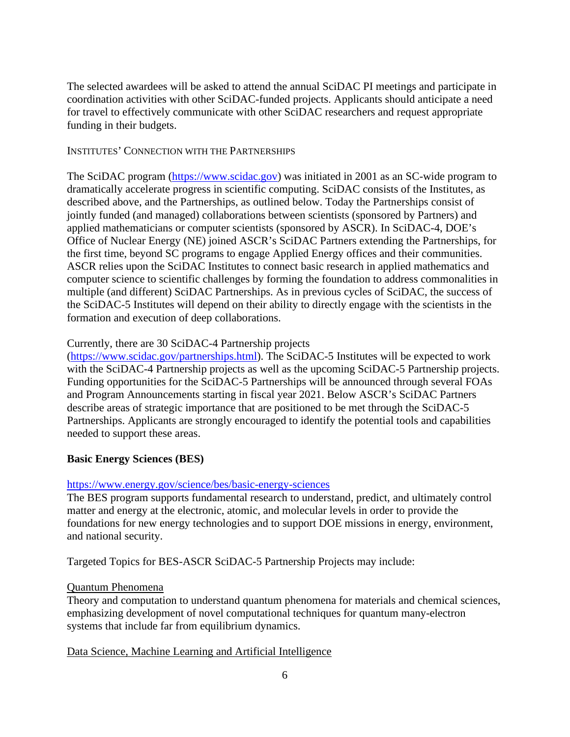The selected awardees will be asked to attend the annual SciDAC PI meetings and participate in coordination activities with other SciDAC-funded projects. Applicants should anticipate a need for travel to effectively communicate with other SciDAC researchers and request appropriate funding in their budgets.

INSTITUTES' CONNECTION WITH THE PARTNERSHIPS

The SciDAC program (https://www.scidac.gov) was initiated in 2001 as an SC-wide program to dramatically accelerate progress in scientific computing. SciDAC consists of the Institutes, as described above, and the Partnerships, as outlined below. Today the Partnerships consist of jointly funded (and managed) collaborations between scientists (sponsored by Partners) and applied mathematicians or computer scientists (sponsored by ASCR). In SciDAC-4, DOE's Office of Nuclear Energy (NE) joined ASCR's SciDAC Partners extending the Partnerships, for the first time, beyond SC programs to engage Applied Energy offices and their communities. ASCR relies upon the SciDAC Institutes to connect basic research in applied mathematics and computer science to scientific challenges by forming the foundation to address commonalities in multiple (and different) SciDAC Partnerships. As in previous cycles of SciDAC, the success of the SciDAC-5 Institutes will depend on their ability to directly engage with the scientists in the formation and execution of deep collaborations.

Currently, there are 30 SciDAC-4 Partnership projects (https://www.scidac.gov/partnerships.html). The SciDAC-5 Institutes will be expected to work with the SciDAC-4 Partnership projects as well as the upcoming SciDAC-5 Partnership projects. Funding opportunities for the SciDAC-5 Partnerships will be announced through several FOAs and Program Announcements starting in fiscal year 2021. Below ASCR's SciDAC Partners describe areas of strategic importance that are positioned to be met through the SciDAC-5 Partnerships. Applicants are strongly encouraged to identify the potential tools and capabilities needed to support these areas.

**Basic Energy Sciences (BES)**

https://www.energy.gov/science/bes/basic-energy-sciences

The BES program supports fundamental research to understand, predict, and ultimately control matter and energy at the electronic, atomic, and molecular levels in order to provide the foundations for new energy technologies and to support DOE missions in energy, environment, and national security.

Targeted Topics for BES-ASCR SciDAC-5 Partnership Projects may include:

Quantum Phenomena

Theory and computation to understand quantum phenomena for materials and chemical sciences, emphasizing development of novel computational techniques for quantum many-electron systems that include far from equilibrium dynamics.

Data Science, Machine Learning and Artificial Intelligence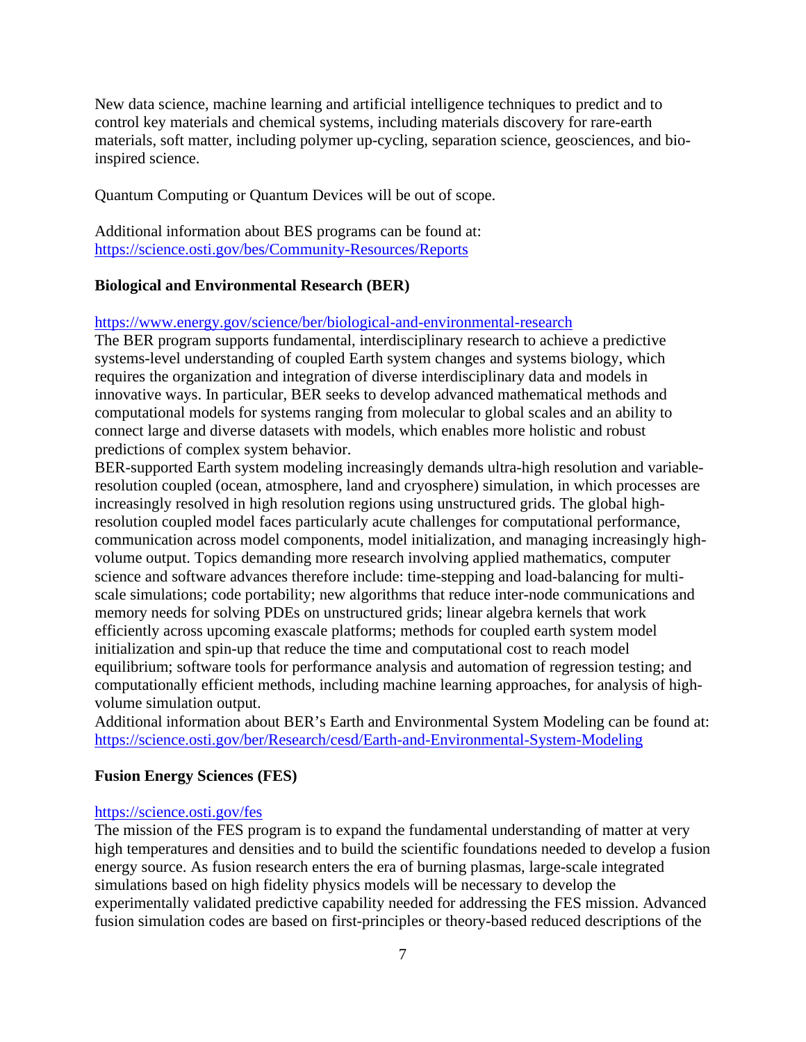New data science, machine learning and artificial intelligence techniques to predict and to control key materials and chemical systems, including materials discovery for rare-earth materials, soft matter, including polymer up-cycling, separation science, geosciences, and bio-inspired science.

Quantum Computing or Quantum Devices will be out of scope.

Additional information about BES programs can be found at:
https://science.osti.gov/bes/Community-Resources/Reports

**Biological and Environmental Research (BER)**

https://www.energy.gov/science/ber/biological-and-environmental-research
The BER program supports fundamental, interdisciplinary research to achieve a predictive systems-level understanding of coupled Earth system changes and systems biology, which requires the organization and integration of diverse interdisciplinary data and models in innovative ways. In particular, BER seeks to develop advanced mathematical methods and computational models for systems ranging from molecular to global scales and an ability to connect large and diverse datasets with models, which enables more holistic and robust predictions of complex system behavior.
BER-supported Earth system modeling increasingly demands ultra-high resolution and variable-resolution coupled (ocean, atmosphere, land and cryosphere) simulation, in which processes are increasingly resolved in high resolution regions using unstructured grids. The global high-resolution coupled model faces particularly acute challenges for computational performance, communication across model components, model initialization, and managing increasingly high-volume output. Topics demanding more research involving applied mathematics, computer science and software advances therefore include: time-stepping and load-balancing for multi-scale simulations; code portability; new algorithms that reduce inter-node communications and memory needs for solving PDEs on unstructured grids; linear algebra kernels that work efficiently across upcoming exascale platforms; methods for coupled earth system model initialization and spin-up that reduce the time and computational cost to reach model equilibrium; software tools for performance analysis and automation of regression testing; and computationally efficient methods, including machine learning approaches, for analysis of high-volume simulation output.
Additional information about BER's Earth and Environmental System Modeling can be found at:
https://science.osti.gov/ber/Research/cesd/Earth-and-Environmental-System-Modeling

**Fusion Energy Sciences (FES)**

https://science.osti.gov/fes
The mission of the FES program is to expand the fundamental understanding of matter at very high temperatures and densities and to build the scientific foundations needed to develop a fusion energy source. As fusion research enters the era of burning plasmas, large-scale integrated simulations based on high fidelity physics models will be necessary to develop the experimentally validated predictive capability needed for addressing the FES mission. Advanced fusion simulation codes are based on first-principles or theory-based reduced descriptions of the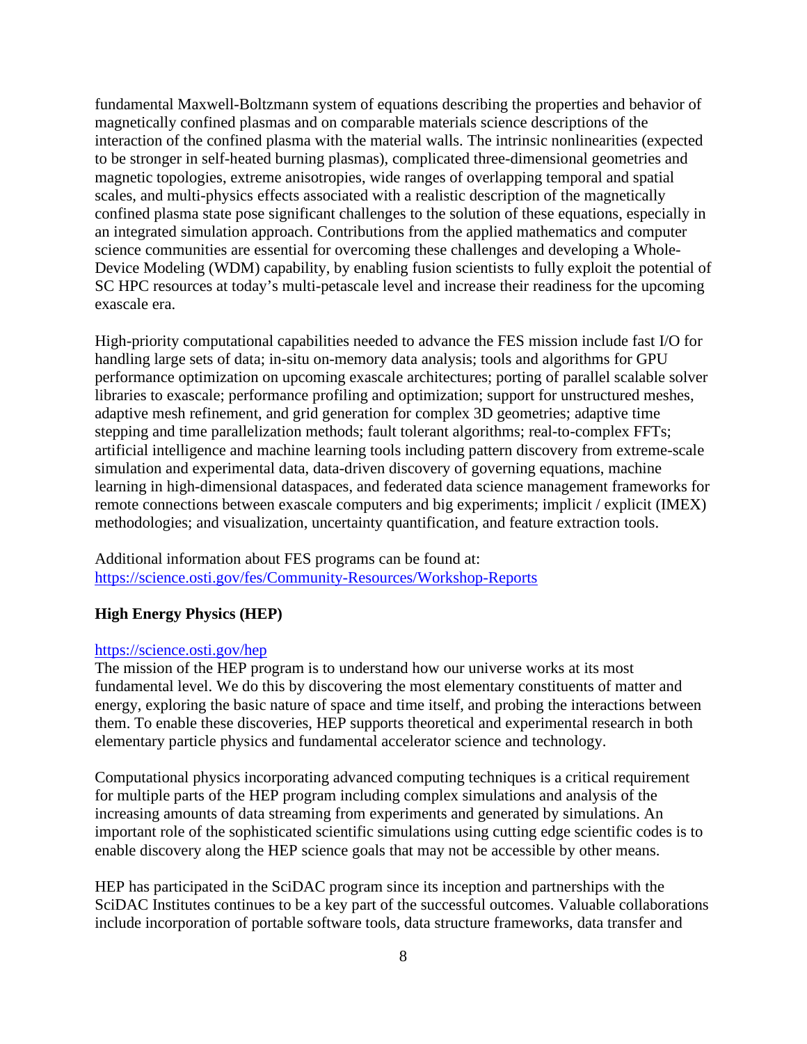fundamental Maxwell-Boltzmann system of equations describing the properties and behavior of magnetically confined plasmas and on comparable materials science descriptions of the interaction of the confined plasma with the material walls. The intrinsic nonlinearities (expected to be stronger in self-heated burning plasmas), complicated three-dimensional geometries and magnetic topologies, extreme anisotropies, wide ranges of overlapping temporal and spatial scales, and multi-physics effects associated with a realistic description of the magnetically confined plasma state pose significant challenges to the solution of these equations, especially in an integrated simulation approach. Contributions from the applied mathematics and computer science communities are essential for overcoming these challenges and developing a Whole-Device Modeling (WDM) capability, by enabling fusion scientists to fully exploit the potential of SC HPC resources at today's multi-petascale level and increase their readiness for the upcoming exascale era.

High-priority computational capabilities needed to advance the FES mission include fast I/O for handling large sets of data; in-situ on-memory data analysis; tools and algorithms for GPU performance optimization on upcoming exascale architectures; porting of parallel scalable solver libraries to exascale; performance profiling and optimization; support for unstructured meshes, adaptive mesh refinement, and grid generation for complex 3D geometries; adaptive time stepping and time parallelization methods; fault tolerant algorithms; real-to-complex FFTs; artificial intelligence and machine learning tools including pattern discovery from extreme-scale simulation and experimental data, data-driven discovery of governing equations, machine learning in high-dimensional dataspaces, and federated data science management frameworks for remote connections between exascale computers and big experiments; implicit / explicit (IMEX) methodologies; and visualization, uncertainty quantification, and feature extraction tools.

Additional information about FES programs can be found at:
https://science.osti.gov/fes/Community-Resources/Workshop-Reports

**High Energy Physics (HEP)**

https://science.osti.gov/hep

The mission of the HEP program is to understand how our universe works at its most fundamental level. We do this by discovering the most elementary constituents of matter and energy, exploring the basic nature of space and time itself, and probing the interactions between them. To enable these discoveries, HEP supports theoretical and experimental research in both elementary particle physics and fundamental accelerator science and technology.

Computational physics incorporating advanced computing techniques is a critical requirement for multiple parts of the HEP program including complex simulations and analysis of the increasing amounts of data streaming from experiments and generated by simulations. An important role of the sophisticated scientific simulations using cutting edge scientific codes is to enable discovery along the HEP science goals that may not be accessible by other means.

HEP has participated in the SciDAC program since its inception and partnerships with the SciDAC Institutes continues to be a key part of the successful outcomes. Valuable collaborations include incorporation of portable software tools, data structure frameworks, data transfer and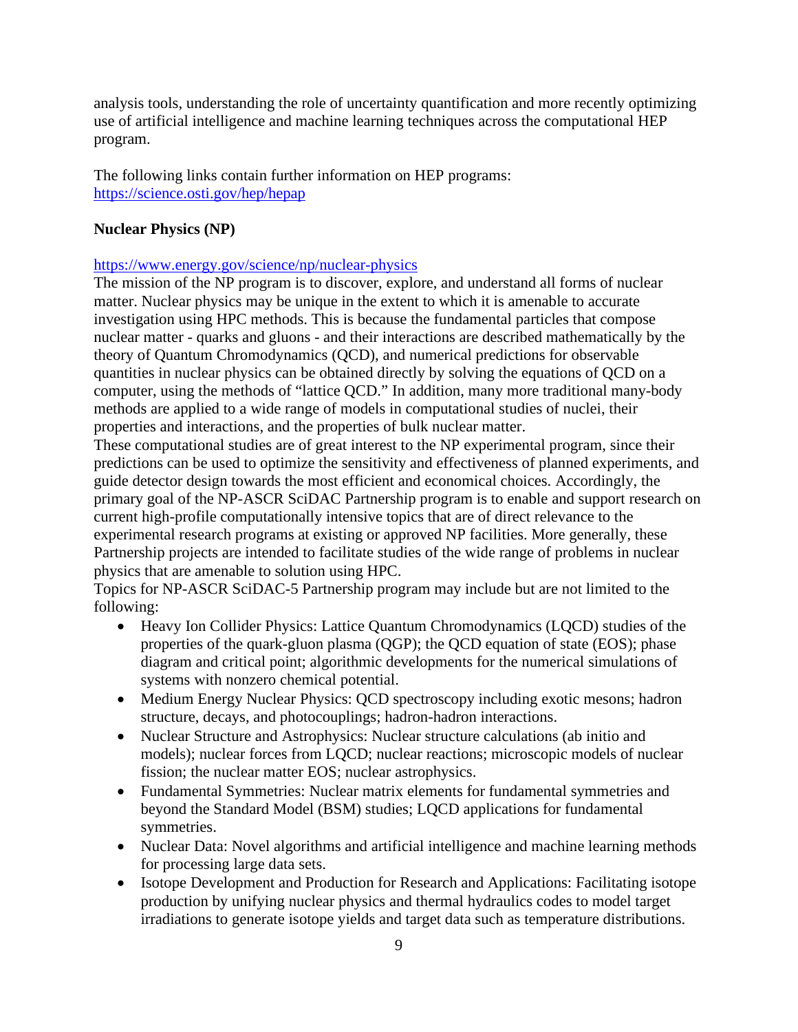analysis tools, understanding the role of uncertainty quantification and more recently optimizing use of artificial intelligence and machine learning techniques across the computational HEP program.

The following links contain further information on HEP programs:
https://science.osti.gov/hep/hepap

**Nuclear Physics (NP)**

https://www.energy.gov/science/np/nuclear-physics
The mission of the NP program is to discover, explore, and understand all forms of nuclear matter. Nuclear physics may be unique in the extent to which it is amenable to accurate investigation using HPC methods. This is because the fundamental particles that compose nuclear matter - quarks and gluons - and their interactions are described mathematically by the theory of Quantum Chromodynamics (QCD), and numerical predictions for observable quantities in nuclear physics can be obtained directly by solving the equations of QCD on a computer, using the methods of "lattice QCD." In addition, many more traditional many-body methods are applied to a wide range of models in computational studies of nuclei, their properties and interactions, and the properties of bulk nuclear matter.

These computational studies are of great interest to the NP experimental program, since their predictions can be used to optimize the sensitivity and effectiveness of planned experiments, and guide detector design towards the most efficient and economical choices. Accordingly, the primary goal of the NP-ASCR SciDAC Partnership program is to enable and support research on current high-profile computationally intensive topics that are of direct relevance to the experimental research programs at existing or approved NP facilities. More generally, these Partnership projects are intended to facilitate studies of the wide range of problems in nuclear physics that are amenable to solution using HPC.

Topics for NP-ASCR SciDAC-5 Partnership program may include but are not limited to the following:

- Heavy Ion Collider Physics: Lattice Quantum Chromodynamics (LQCD) studies of the properties of the quark-gluon plasma (QGP); the QCD equation of state (EOS); phase diagram and critical point; algorithmic developments for the numerical simulations of systems with nonzero chemical potential.
- Medium Energy Nuclear Physics: QCD spectroscopy including exotic mesons; hadron structure, decays, and photocouplings; hadron-hadron interactions.
- Nuclear Structure and Astrophysics: Nuclear structure calculations (ab initio and models); nuclear forces from LQCD; nuclear reactions; microscopic models of nuclear fission; the nuclear matter EOS; nuclear astrophysics.
- Fundamental Symmetries: Nuclear matrix elements for fundamental symmetries and beyond the Standard Model (BSM) studies; LQCD applications for fundamental symmetries.
- Nuclear Data: Novel algorithms and artificial intelligence and machine learning methods for processing large data sets.
- Isotope Development and Production for Research and Applications: Facilitating isotope production by unifying nuclear physics and thermal hydraulics codes to model target irradiations to generate isotope yields and target data such as temperature distributions.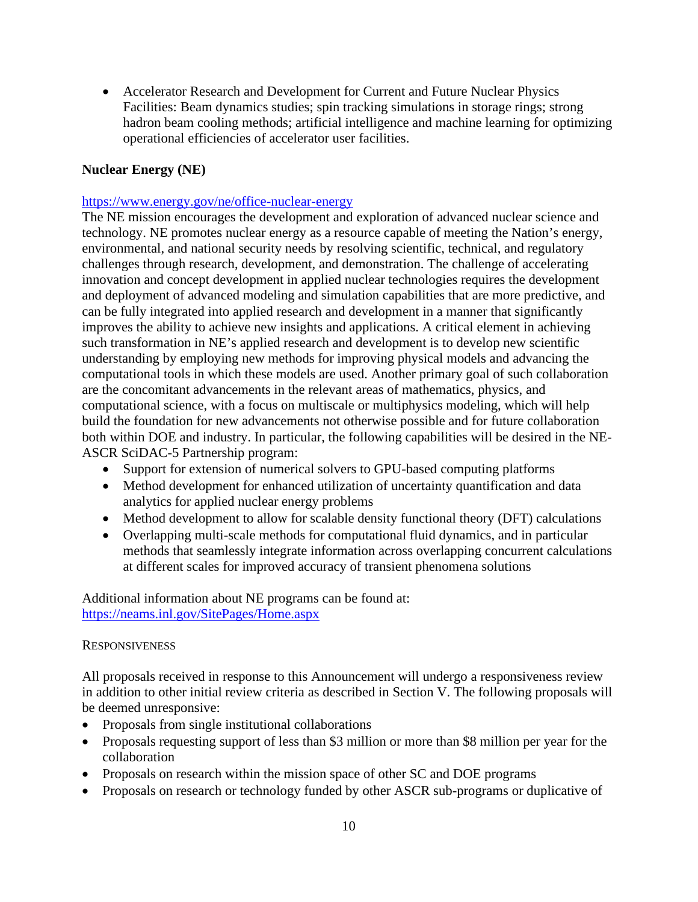- Accelerator Research and Development for Current and Future Nuclear Physics Facilities: Beam dynamics studies; spin tracking simulations in storage rings; strong hadron beam cooling methods; artificial intelligence and machine learning for optimizing operational efficiencies of accelerator user facilities.

**Nuclear Energy (NE)**

https://www.energy.gov/ne/office-nuclear-energy

The NE mission encourages the development and exploration of advanced nuclear science and technology. NE promotes nuclear energy as a resource capable of meeting the Nation's energy, environmental, and national security needs by resolving scientific, technical, and regulatory challenges through research, development, and demonstration. The challenge of accelerating innovation and concept development in applied nuclear technologies requires the development and deployment of advanced modeling and simulation capabilities that are more predictive, and can be fully integrated into applied research and development in a manner that significantly improves the ability to achieve new insights and applications. A critical element in achieving such transformation in NE's applied research and development is to develop new scientific understanding by employing new methods for improving physical models and advancing the computational tools in which these models are used. Another primary goal of such collaboration are the concomitant advancements in the relevant areas of mathematics, physics, and computational science, with a focus on multiscale or multiphysics modeling, which will help build the foundation for new advancements not otherwise possible and for future collaboration both within DOE and industry. In particular, the following capabilities will be desired in the NE-ASCR SciDAC-5 Partnership program:

- Support for extension of numerical solvers to GPU-based computing platforms
- Method development for enhanced utilization of uncertainty quantification and data analytics for applied nuclear energy problems
- Method development to allow for scalable density functional theory (DFT) calculations
- Overlapping multi-scale methods for computational fluid dynamics, and in particular methods that seamlessly integrate information across overlapping concurrent calculations at different scales for improved accuracy of transient phenomena solutions

Additional information about NE programs can be found at:
https://neams.inl.gov/SitePages/Home.aspx

RESPONSIVENESS

All proposals received in response to this Announcement will undergo a responsiveness review in addition to other initial review criteria as described in Section V. The following proposals will be deemed unresponsive:

- Proposals from single institutional collaborations
- Proposals requesting support of less than $3 million or more than $8 million per year for the collaboration
- Proposals on research within the mission space of other SC and DOE programs
- Proposals on research or technology funded by other ASCR sub-programs or duplicative of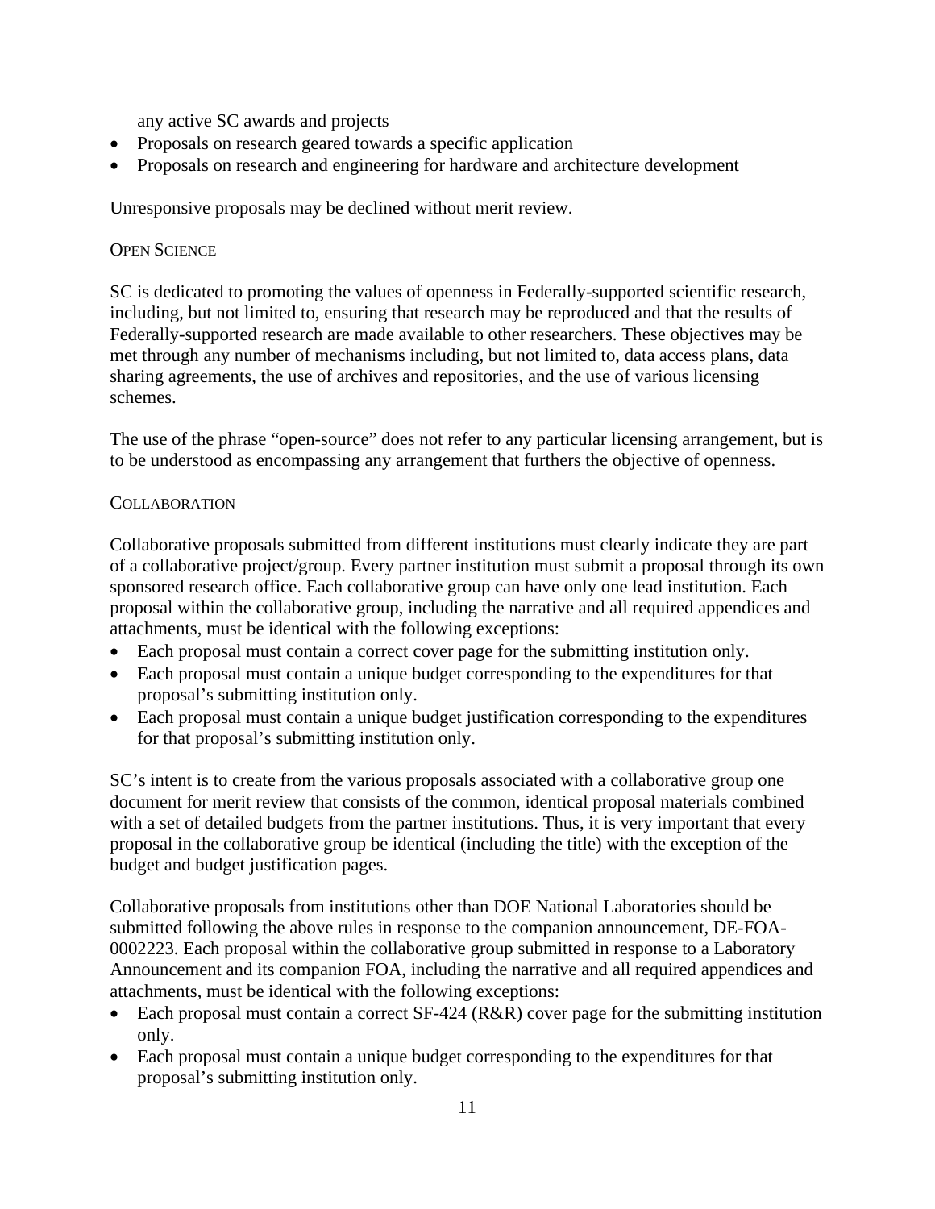any active SC awards and projects

- Proposals on research geared towards a specific application
- Proposals on research and engineering for hardware and architecture development

Unresponsive proposals may be declined without merit review.

### Open Science

SC is dedicated to promoting the values of openness in Federally-supported scientific research, including, but not limited to, ensuring that research may be reproduced and that the results of Federally-supported research are made available to other researchers. These objectives may be met through any number of mechanisms including, but not limited to, data access plans, data sharing agreements, the use of archives and repositories, and the use of various licensing schemes.

The use of the phrase "open-source" does not refer to any particular licensing arrangement, but is to be understood as encompassing any arrangement that furthers the objective of openness.

### Collaboration

Collaborative proposals submitted from different institutions must clearly indicate they are part of a collaborative project/group. Every partner institution must submit a proposal through its own sponsored research office. Each collaborative group can have only one lead institution. Each proposal within the collaborative group, including the narrative and all required appendices and attachments, must be identical with the following exceptions:

- Each proposal must contain a correct cover page for the submitting institution only.
- Each proposal must contain a unique budget corresponding to the expenditures for that proposal's submitting institution only.
- Each proposal must contain a unique budget justification corresponding to the expenditures for that proposal's submitting institution only.

SC's intent is to create from the various proposals associated with a collaborative group one document for merit review that consists of the common, identical proposal materials combined with a set of detailed budgets from the partner institutions. Thus, it is very important that every proposal in the collaborative group be identical (including the title) with the exception of the budget and budget justification pages.

Collaborative proposals from institutions other than DOE National Laboratories should be submitted following the above rules in response to the companion announcement, DE-FOA-0002223. Each proposal within the collaborative group submitted in response to a Laboratory Announcement and its companion FOA, including the narrative and all required appendices and attachments, must be identical with the following exceptions:

- Each proposal must contain a correct SF-424 (R&R) cover page for the submitting institution only.
- Each proposal must contain a unique budget corresponding to the expenditures for that proposal's submitting institution only.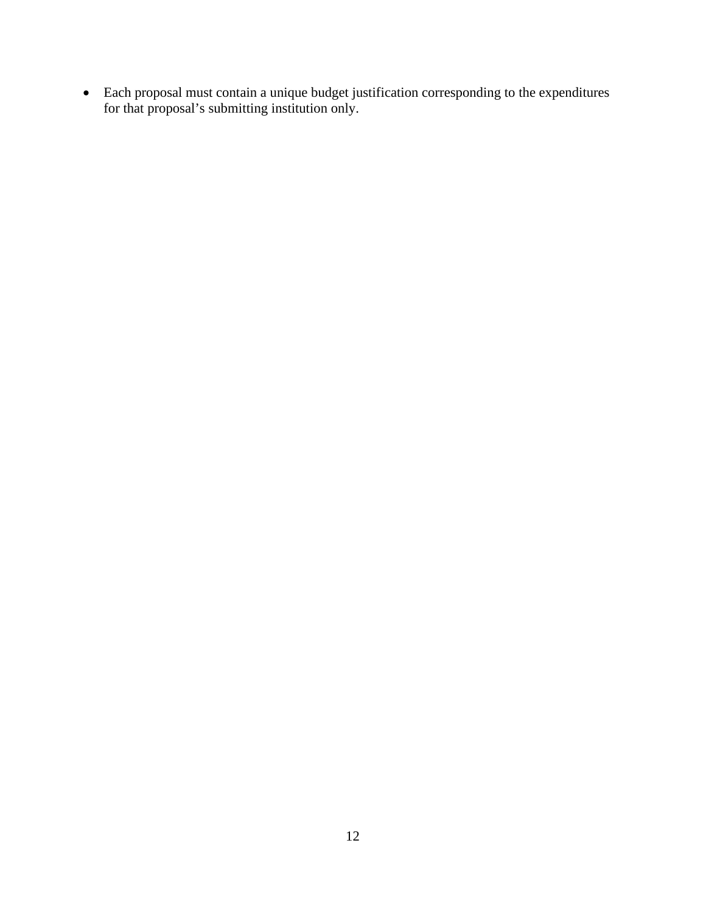- Each proposal must contain a unique budget justification corresponding to the expenditures for that proposal's submitting institution only.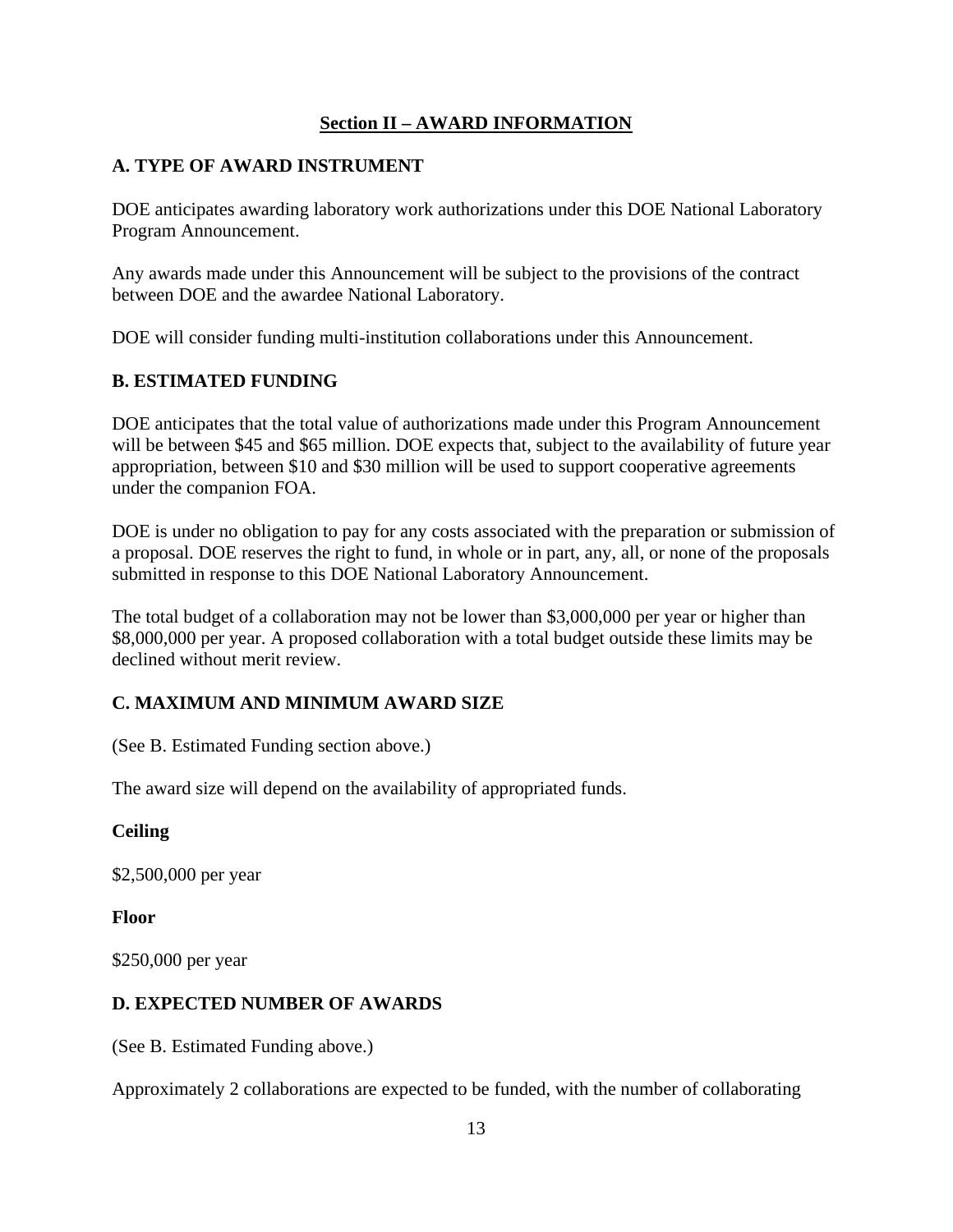## Section II – AWARD INFORMATION

### A. TYPE OF AWARD INSTRUMENT

DOE anticipates awarding laboratory work authorizations under this DOE National Laboratory Program Announcement.

Any awards made under this Announcement will be subject to the provisions of the contract between DOE and the awardee National Laboratory.

DOE will consider funding multi-institution collaborations under this Announcement.

### B. ESTIMATED FUNDING

DOE anticipates that the total value of authorizations made under this Program Announcement will be between $45 and $65 million. DOE expects that, subject to the availability of future year appropriation, between $10 and $30 million will be used to support cooperative agreements under the companion FOA.

DOE is under no obligation to pay for any costs associated with the preparation or submission of a proposal. DOE reserves the right to fund, in whole or in part, any, all, or none of the proposals submitted in response to this DOE National Laboratory Announcement.

The total budget of a collaboration may not be lower than $3,000,000 per year or higher than $8,000,000 per year. A proposed collaboration with a total budget outside these limits may be declined without merit review.

### C. MAXIMUM AND MINIMUM AWARD SIZE

(See B. Estimated Funding section above.)

The award size will depend on the availability of appropriated funds.

**Ceiling**

$2,500,000 per year

**Floor**

$250,000 per year

### D. EXPECTED NUMBER OF AWARDS

(See B. Estimated Funding above.)

Approximately 2 collaborations are expected to be funded, with the number of collaborating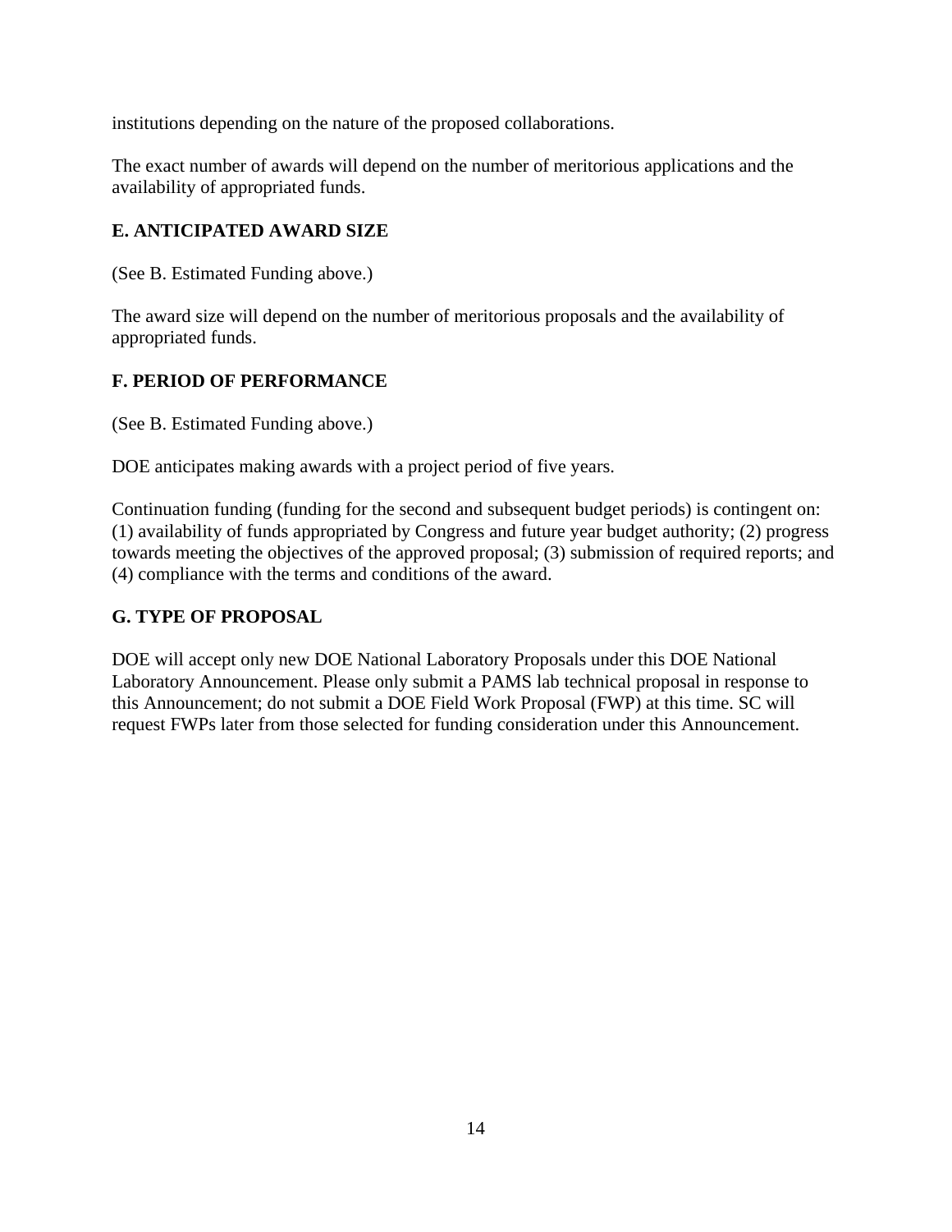institutions depending on the nature of the proposed collaborations.

The exact number of awards will depend on the number of meritorious applications and the availability of appropriated funds.

### E. ANTICIPATED AWARD SIZE

(See B. Estimated Funding above.)

The award size will depend on the number of meritorious proposals and the availability of appropriated funds.

### F. PERIOD OF PERFORMANCE

(See B. Estimated Funding above.)

DOE anticipates making awards with a project period of five years.

Continuation funding (funding for the second and subsequent budget periods) is contingent on: (1) availability of funds appropriated by Congress and future year budget authority; (2) progress towards meeting the objectives of the approved proposal; (3) submission of required reports; and (4) compliance with the terms and conditions of the award.

### G. TYPE OF PROPOSAL

DOE will accept only new DOE National Laboratory Proposals under this DOE National Laboratory Announcement. Please only submit a PAMS lab technical proposal in response to this Announcement; do not submit a DOE Field Work Proposal (FWP) at this time. SC will request FWPs later from those selected for funding consideration under this Announcement.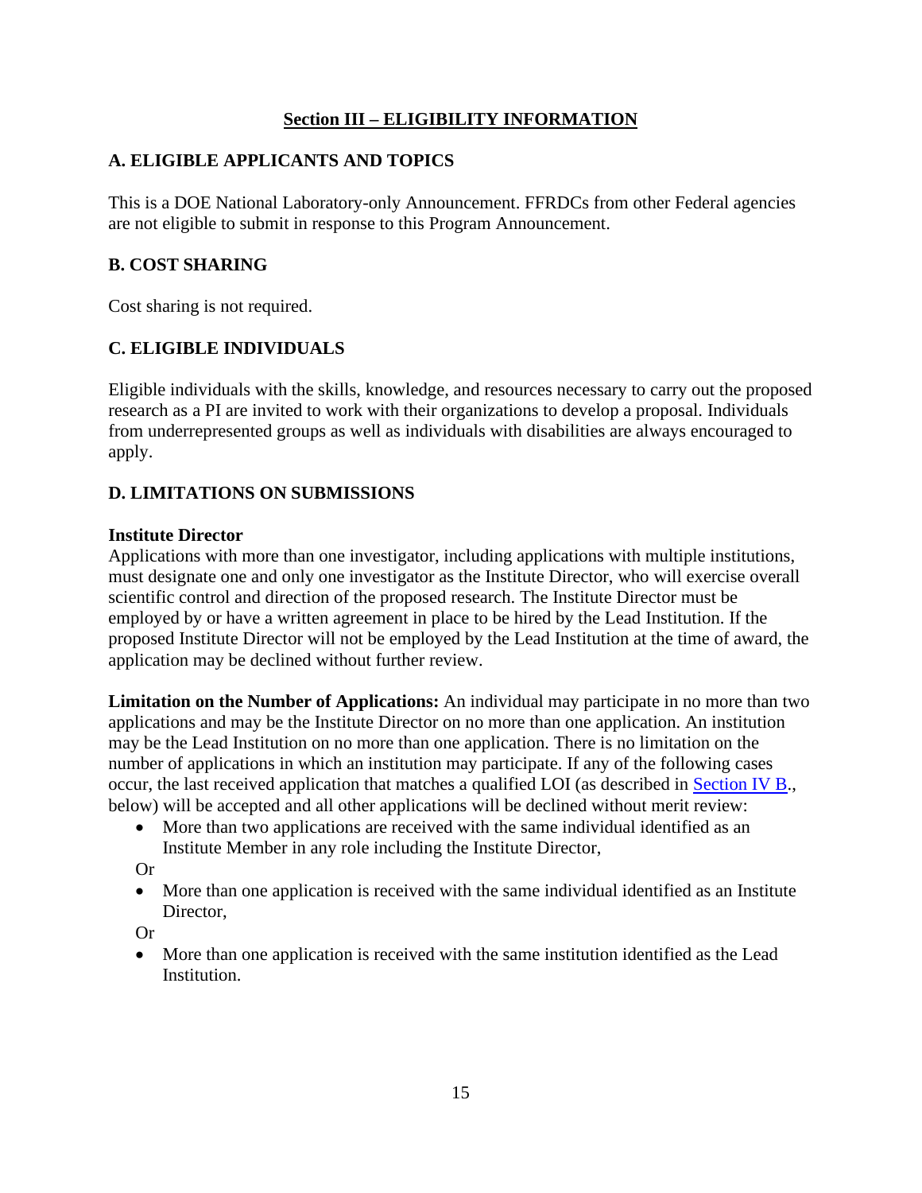## Section III – ELIGIBILITY INFORMATION

### A. ELIGIBLE APPLICANTS AND TOPICS

This is a DOE National Laboratory-only Announcement. FFRDCs from other Federal agencies are not eligible to submit in response to this Program Announcement.

### B. COST SHARING

Cost sharing is not required.

### C. ELIGIBLE INDIVIDUALS

Eligible individuals with the skills, knowledge, and resources necessary to carry out the proposed research as a PI are invited to work with their organizations to develop a proposal. Individuals from underrepresented groups as well as individuals with disabilities are always encouraged to apply.

### D. LIMITATIONS ON SUBMISSIONS

**Institute Director**
Applications with more than one investigator, including applications with multiple institutions, must designate one and only one investigator as the Institute Director, who will exercise overall scientific control and direction of the proposed research. The Institute Director must be employed by or have a written agreement in place to be hired by the Lead Institution. If the proposed Institute Director will not be employed by the Lead Institution at the time of award, the application may be declined without further review.

**Limitation on the Number of Applications:** An individual may participate in no more than two applications and may be the Institute Director on no more than one application. An institution may be the Lead Institution on no more than one application. There is no limitation on the number of applications in which an institution may participate. If any of the following cases occur, the last received application that matches a qualified LOI (as described in Section IV B., below) will be accepted and all other applications will be declined without merit review:

- More than two applications are received with the same individual identified as an Institute Member in any role including the Institute Director,

Or

- More than one application is received with the same individual identified as an Institute Director,

Or

- More than one application is received with the same institution identified as the Lead Institution.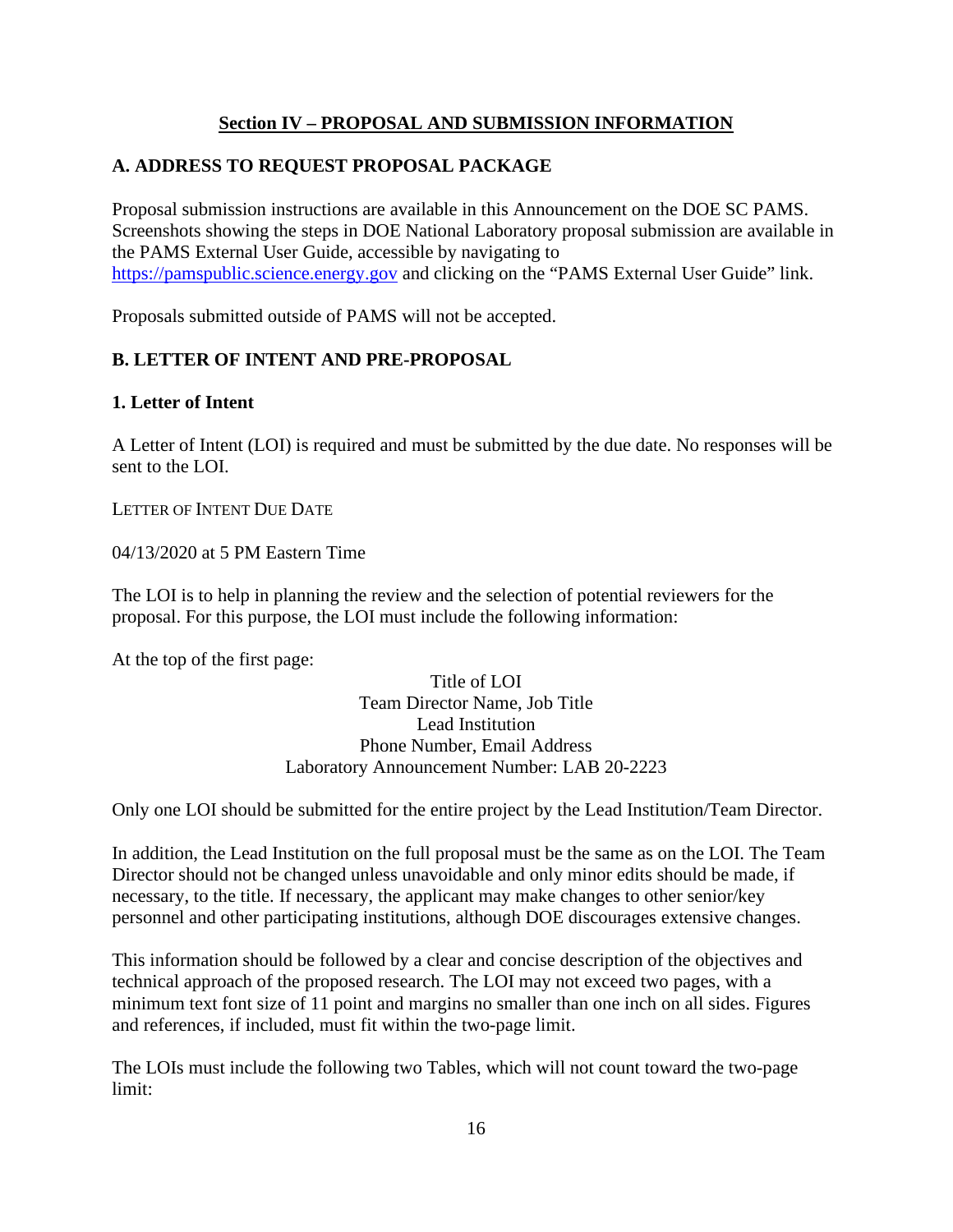## Section IV – PROPOSAL AND SUBMISSION INFORMATION

### A. ADDRESS TO REQUEST PROPOSAL PACKAGE

Proposal submission instructions are available in this Announcement on the DOE SC PAMS. Screenshots showing the steps in DOE National Laboratory proposal submission are available in the PAMS External User Guide, accessible by navigating to https://pamspublic.science.energy.gov and clicking on the "PAMS External User Guide" link.

Proposals submitted outside of PAMS will not be accepted.

### B. LETTER OF INTENT AND PRE-PROPOSAL

#### 1. Letter of Intent

A Letter of Intent (LOI) is required and must be submitted by the due date. No responses will be sent to the LOI.

LETTER OF INTENT DUE DATE

04/13/2020 at 5 PM Eastern Time

The LOI is to help in planning the review and the selection of potential reviewers for the proposal. For this purpose, the LOI must include the following information:

At the top of the first page:

Title of LOI
Team Director Name, Job Title
Lead Institution
Phone Number, Email Address
Laboratory Announcement Number: LAB 20-2223

Only one LOI should be submitted for the entire project by the Lead Institution/Team Director.

In addition, the Lead Institution on the full proposal must be the same as on the LOI. The Team Director should not be changed unless unavoidable and only minor edits should be made, if necessary, to the title. If necessary, the applicant may make changes to other senior/key personnel and other participating institutions, although DOE discourages extensive changes.

This information should be followed by a clear and concise description of the objectives and technical approach of the proposed research. The LOI may not exceed two pages, with a minimum text font size of 11 point and margins no smaller than one inch on all sides. Figures and references, if included, must fit within the two-page limit.

The LOIs must include the following two Tables, which will not count toward the two-page limit: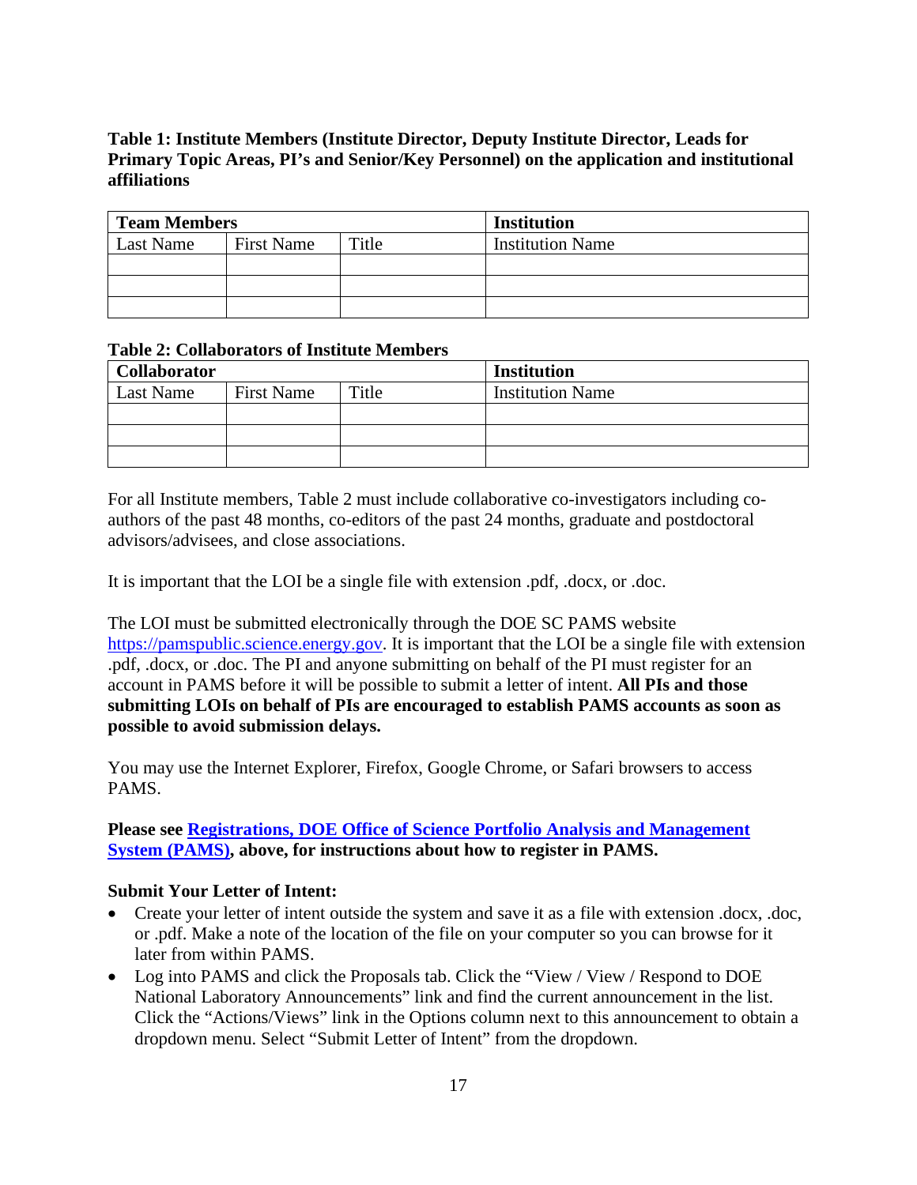**Table 1: Institute Members (Institute Director, Deputy Institute Director, Leads for Primary Topic Areas, PI's and Senior/Key Personnel) on the application and institutional affiliations**

| **Team Members** | | | **Institution** |
|---|---|---|---|
| Last Name | First Name | Title | Institution Name |
| | | | |
| | | | |
| | | | |

**Table 2: Collaborators of Institute Members**

| **Collaborator** | | | **Institution** |
|---|---|---|---|
| Last Name | First Name | Title | Institution Name |
| | | | |
| | | | |
| | | | |

For all Institute members, Table 2 must include collaborative co-investigators including co-authors of the past 48 months, co-editors of the past 24 months, graduate and postdoctoral advisors/advisees, and close associations.

It is important that the LOI be a single file with extension .pdf, .docx, or .doc.

The LOI must be submitted electronically through the DOE SC PAMS website https://pamspublic.science.energy.gov. It is important that the LOI be a single file with extension .pdf, .docx, or .doc. The PI and anyone submitting on behalf of the PI must register for an account in PAMS before it will be possible to submit a letter of intent. **All PIs and those submitting LOIs on behalf of PIs are encouraged to establish PAMS accounts as soon as possible to avoid submission delays.**

You may use the Internet Explorer, Firefox, Google Chrome, or Safari browsers to access PAMS.

**Please see Registrations, DOE Office of Science Portfolio Analysis and Management System (PAMS), above, for instructions about how to register in PAMS.**

**Submit Your Letter of Intent:**

- Create your letter of intent outside the system and save it as a file with extension .docx, .doc, or .pdf. Make a note of the location of the file on your computer so you can browse for it later from within PAMS.
- Log into PAMS and click the Proposals tab. Click the "View / View / Respond to DOE National Laboratory Announcements" link and find the current announcement in the list. Click the "Actions/Views" link in the Options column next to this announcement to obtain a dropdown menu. Select "Submit Letter of Intent" from the dropdown.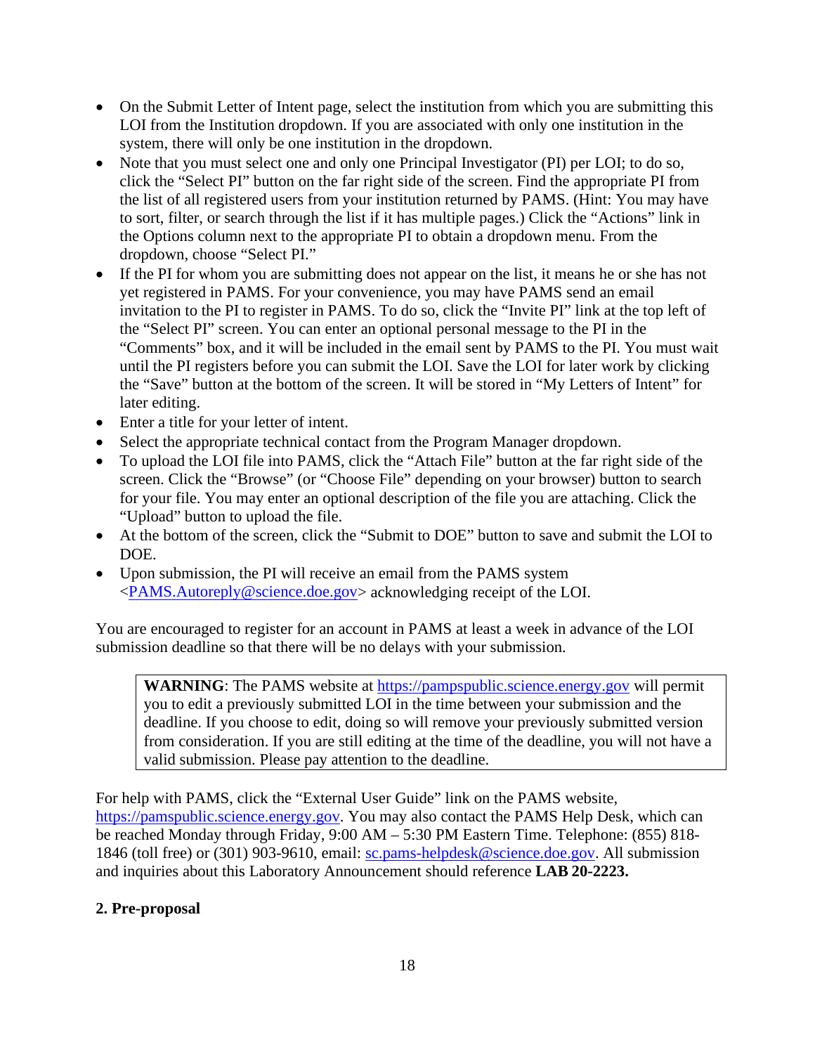- On the Submit Letter of Intent page, select the institution from which you are submitting this LOI from the Institution dropdown. If you are associated with only one institution in the system, there will only be one institution in the dropdown.
- Note that you must select one and only one Principal Investigator (PI) per LOI; to do so, click the "Select PI" button on the far right side of the screen. Find the appropriate PI from the list of all registered users from your institution returned by PAMS. (Hint: You may have to sort, filter, or search through the list if it has multiple pages.) Click the "Actions" link in the Options column next to the appropriate PI to obtain a dropdown menu. From the dropdown, choose "Select PI."
- If the PI for whom you are submitting does not appear on the list, it means he or she has not yet registered in PAMS. For your convenience, you may have PAMS send an email invitation to the PI to register in PAMS. To do so, click the "Invite PI" link at the top left of the "Select PI" screen. You can enter an optional personal message to the PI in the "Comments" box, and it will be included in the email sent by PAMS to the PI. You must wait until the PI registers before you can submit the LOI. Save the LOI for later work by clicking the "Save" button at the bottom of the screen. It will be stored in "My Letters of Intent" for later editing.
- Enter a title for your letter of intent.
- Select the appropriate technical contact from the Program Manager dropdown.
- To upload the LOI file into PAMS, click the "Attach File" button at the far right side of the screen. Click the "Browse" (or "Choose File" depending on your browser) button to search for your file. You may enter an optional description of the file you are attaching. Click the "Upload" button to upload the file.
- At the bottom of the screen, click the "Submit to DOE" button to save and submit the LOI to DOE.
- Upon submission, the PI will receive an email from the PAMS system <PAMS.Autoreply@science.doe.gov> acknowledging receipt of the LOI.

You are encouraged to register for an account in PAMS at least a week in advance of the LOI submission deadline so that there will be no delays with your submission.

> **WARNING**: The PAMS website at https://pampspublic.science.energy.gov will permit you to edit a previously submitted LOI in the time between your submission and the deadline. If you choose to edit, doing so will remove your previously submitted version from consideration. If you are still editing at the time of the deadline, you will not have a valid submission. Please pay attention to the deadline.

For help with PAMS, click the "External User Guide" link on the PAMS website, https://pamspublic.science.energy.gov. You may also contact the PAMS Help Desk, which can be reached Monday through Friday, 9:00 AM – 5:30 PM Eastern Time. Telephone: (855) 818-1846 (toll free) or (301) 903-9610, email: sc.pams-helpdesk@science.doe.gov. All submission and inquiries about this Laboratory Announcement should reference **LAB 20-2223.**

**2. Pre-proposal**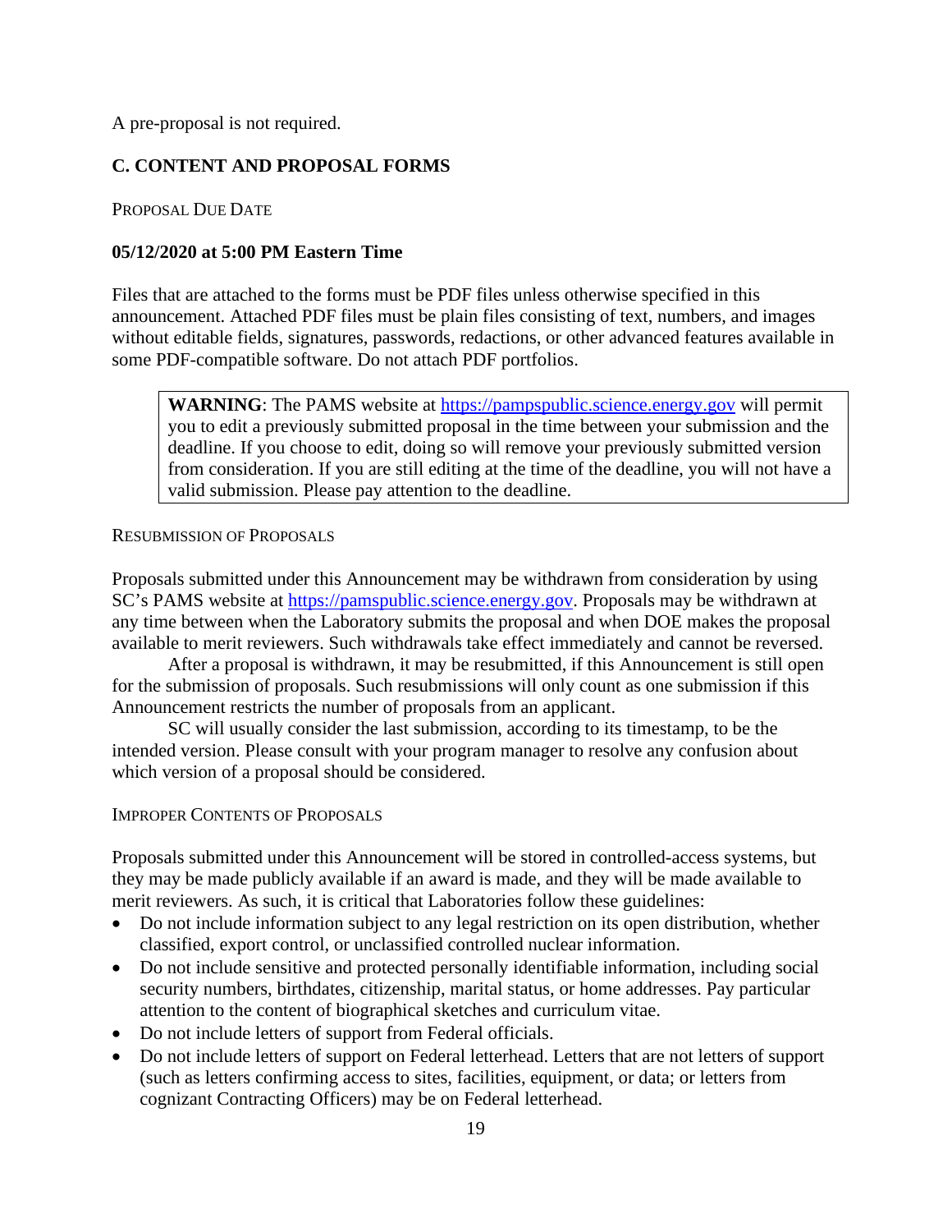A pre-proposal is not required.

## C. CONTENT AND PROPOSAL FORMS

PROPOSAL DUE DATE

**05/12/2020 at 5:00 PM Eastern Time**

Files that are attached to the forms must be PDF files unless otherwise specified in this announcement. Attached PDF files must be plain files consisting of text, numbers, and images without editable fields, signatures, passwords, redactions, or other advanced features available in some PDF-compatible software. Do not attach PDF portfolios.

> **WARNING**: The PAMS website at https://pampspublic.science.energy.gov will permit you to edit a previously submitted proposal in the time between your submission and the deadline. If you choose to edit, doing so will remove your previously submitted version from consideration. If you are still editing at the time of the deadline, you will not have a valid submission. Please pay attention to the deadline.

RESUBMISSION OF PROPOSALS

Proposals submitted under this Announcement may be withdrawn from consideration by using SC's PAMS website at https://pamspublic.science.energy.gov. Proposals may be withdrawn at any time between when the Laboratory submits the proposal and when DOE makes the proposal available to merit reviewers. Such withdrawals take effect immediately and cannot be reversed.

After a proposal is withdrawn, it may be resubmitted, if this Announcement is still open for the submission of proposals. Such resubmissions will only count as one submission if this Announcement restricts the number of proposals from an applicant.

SC will usually consider the last submission, according to its timestamp, to be the intended version. Please consult with your program manager to resolve any confusion about which version of a proposal should be considered.

IMPROPER CONTENTS OF PROPOSALS

Proposals submitted under this Announcement will be stored in controlled-access systems, but they may be made publicly available if an award is made, and they will be made available to merit reviewers. As such, it is critical that Laboratories follow these guidelines:

- Do not include information subject to any legal restriction on its open distribution, whether classified, export control, or unclassified controlled nuclear information.
- Do not include sensitive and protected personally identifiable information, including social security numbers, birthdates, citizenship, marital status, or home addresses. Pay particular attention to the content of biographical sketches and curriculum vitae.
- Do not include letters of support from Federal officials.
- Do not include letters of support on Federal letterhead. Letters that are not letters of support (such as letters confirming access to sites, facilities, equipment, or data; or letters from cognizant Contracting Officers) may be on Federal letterhead.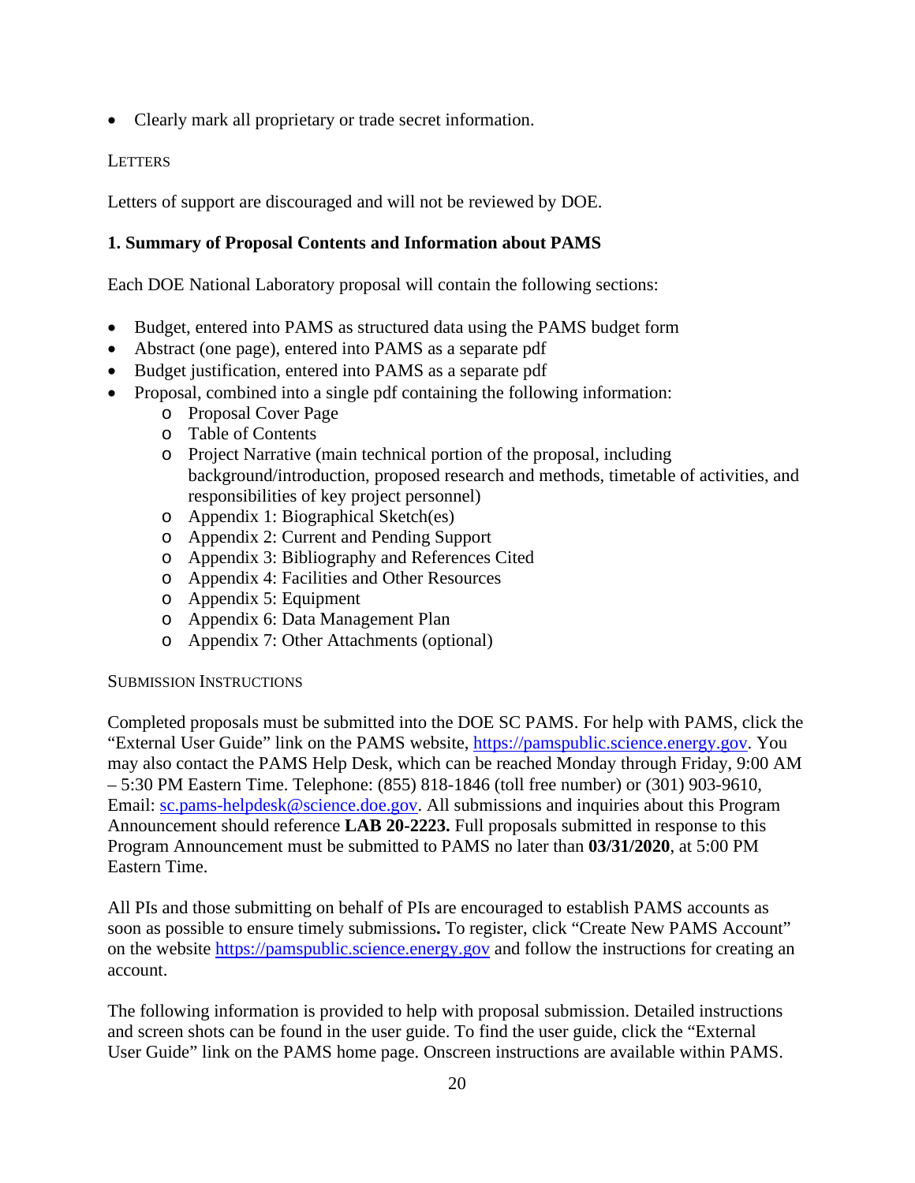- Clearly mark all proprietary or trade secret information.

LETTERS

Letters of support are discouraged and will not be reviewed by DOE.

**1. Summary of Proposal Contents and Information about PAMS**

Each DOE National Laboratory proposal will contain the following sections:

- Budget, entered into PAMS as structured data using the PAMS budget form
- Abstract (one page), entered into PAMS as a separate pdf
- Budget justification, entered into PAMS as a separate pdf
- Proposal, combined into a single pdf containing the following information:
    - Proposal Cover Page
    - Table of Contents
    - Project Narrative (main technical portion of the proposal, including background/introduction, proposed research and methods, timetable of activities, and responsibilities of key project personnel)
    - Appendix 1: Biographical Sketch(es)
    - Appendix 2: Current and Pending Support
    - Appendix 3: Bibliography and References Cited
    - Appendix 4: Facilities and Other Resources
    - Appendix 5: Equipment
    - Appendix 6: Data Management Plan
    - Appendix 7: Other Attachments (optional)

SUBMISSION INSTRUCTIONS

Completed proposals must be submitted into the DOE SC PAMS. For help with PAMS, click the "External User Guide" link on the PAMS website, https://pamspublic.science.energy.gov. You may also contact the PAMS Help Desk, which can be reached Monday through Friday, 9:00 AM – 5:30 PM Eastern Time. Telephone: (855) 818-1846 (toll free number) or (301) 903-9610, Email: sc.pams-helpdesk@science.doe.gov. All submissions and inquiries about this Program Announcement should reference **LAB 20-2223.** Full proposals submitted in response to this Program Announcement must be submitted to PAMS no later than **03/31/2020**, at 5:00 PM Eastern Time.

All PIs and those submitting on behalf of PIs are encouraged to establish PAMS accounts as soon as possible to ensure timely submissions**.** To register, click "Create New PAMS Account" on the website https://pamspublic.science.energy.gov and follow the instructions for creating an account.

The following information is provided to help with proposal submission. Detailed instructions and screen shots can be found in the user guide. To find the user guide, click the "External User Guide" link on the PAMS home page. Onscreen instructions are available within PAMS.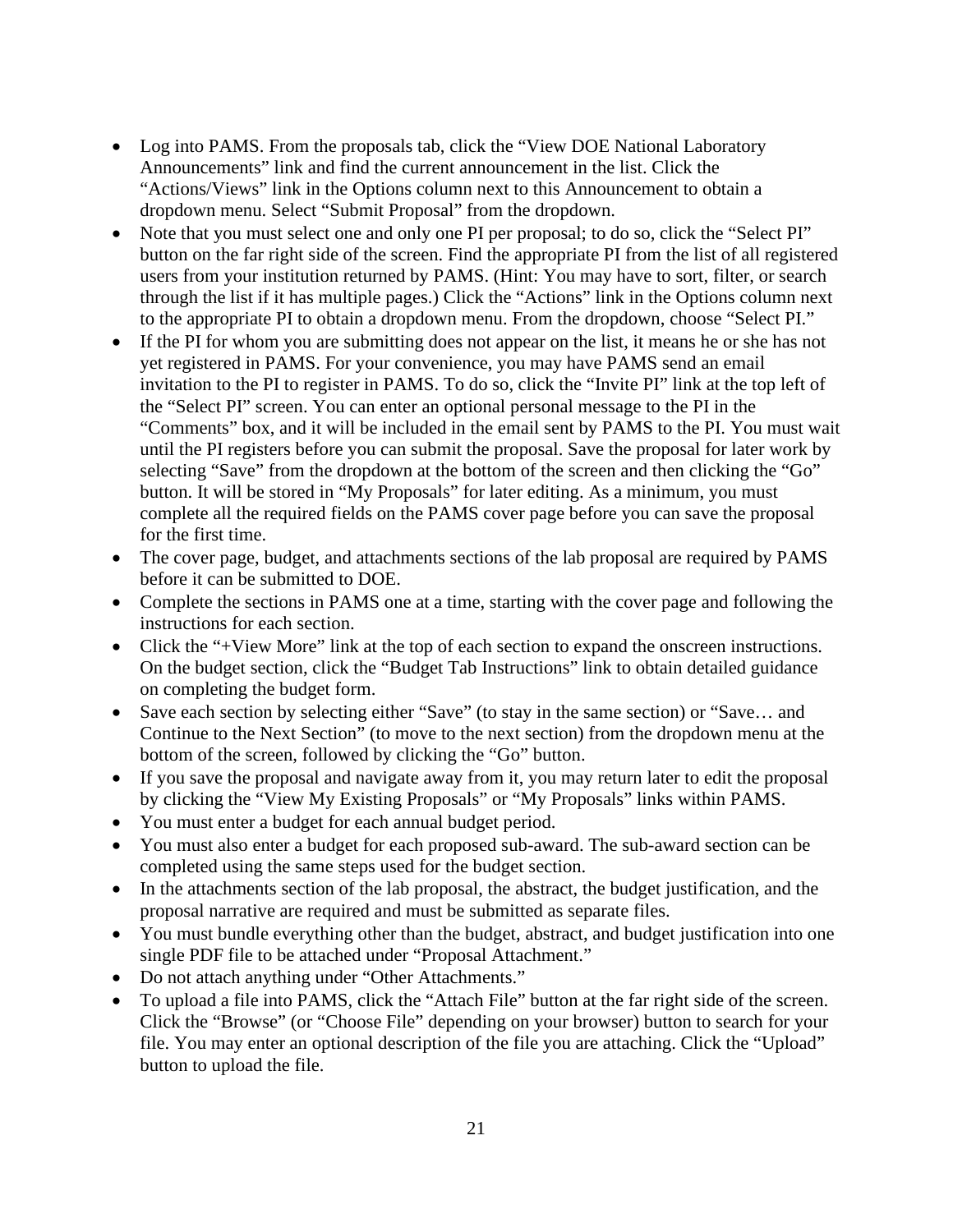- Log into PAMS. From the proposals tab, click the “View DOE National Laboratory Announcements” link and find the current announcement in the list. Click the “Actions/Views” link in the Options column next to this Announcement to obtain a dropdown menu. Select “Submit Proposal” from the dropdown.
- Note that you must select one and only one PI per proposal; to do so, click the “Select PI” button on the far right side of the screen. Find the appropriate PI from the list of all registered users from your institution returned by PAMS. (Hint: You may have to sort, filter, or search through the list if it has multiple pages.) Click the “Actions” link in the Options column next to the appropriate PI to obtain a dropdown menu. From the dropdown, choose “Select PI.”
- If the PI for whom you are submitting does not appear on the list, it means he or she has not yet registered in PAMS. For your convenience, you may have PAMS send an email invitation to the PI to register in PAMS. To do so, click the “Invite PI” link at the top left of the “Select PI” screen. You can enter an optional personal message to the PI in the “Comments” box, and it will be included in the email sent by PAMS to the PI. You must wait until the PI registers before you can submit the proposal. Save the proposal for later work by selecting “Save” from the dropdown at the bottom of the screen and then clicking the “Go” button. It will be stored in “My Proposals” for later editing. As a minimum, you must complete all the required fields on the PAMS cover page before you can save the proposal for the first time.
- The cover page, budget, and attachments sections of the lab proposal are required by PAMS before it can be submitted to DOE.
- Complete the sections in PAMS one at a time, starting with the cover page and following the instructions for each section.
- Click the “+View More” link at the top of each section to expand the onscreen instructions. On the budget section, click the “Budget Tab Instructions” link to obtain detailed guidance on completing the budget form.
- Save each section by selecting either “Save” (to stay in the same section) or “Save… and Continue to the Next Section” (to move to the next section) from the dropdown menu at the bottom of the screen, followed by clicking the “Go” button.
- If you save the proposal and navigate away from it, you may return later to edit the proposal by clicking the “View My Existing Proposals” or “My Proposals” links within PAMS.
- You must enter a budget for each annual budget period.
- You must also enter a budget for each proposed sub-award. The sub-award section can be completed using the same steps used for the budget section.
- In the attachments section of the lab proposal, the abstract, the budget justification, and the proposal narrative are required and must be submitted as separate files.
- You must bundle everything other than the budget, abstract, and budget justification into one single PDF file to be attached under “Proposal Attachment.”
- Do not attach anything under “Other Attachments.”
- To upload a file into PAMS, click the “Attach File” button at the far right side of the screen. Click the “Browse” (or “Choose File” depending on your browser) button to search for your file. You may enter an optional description of the file you are attaching. Click the “Upload” button to upload the file.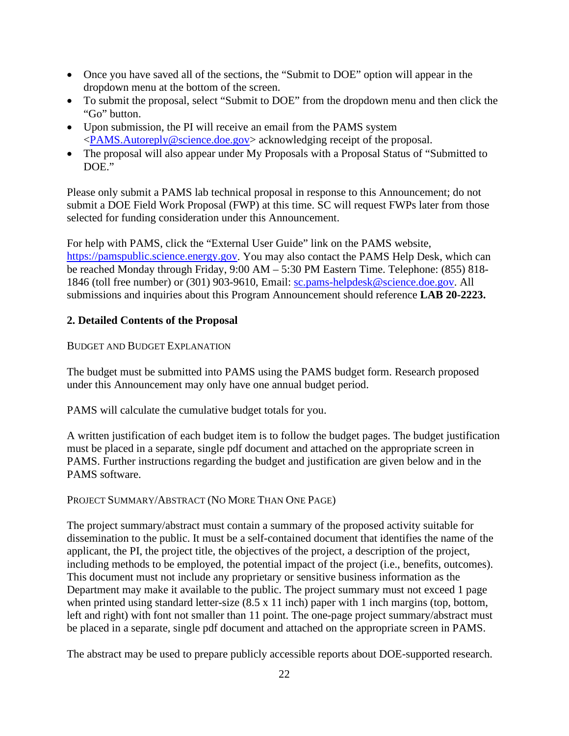- Once you have saved all of the sections, the "Submit to DOE" option will appear in the dropdown menu at the bottom of the screen.
- To submit the proposal, select "Submit to DOE" from the dropdown menu and then click the "Go" button.
- Upon submission, the PI will receive an email from the PAMS system <PAMS.Autoreply@science.doe.gov> acknowledging receipt of the proposal.
- The proposal will also appear under My Proposals with a Proposal Status of "Submitted to DOE."

Please only submit a PAMS lab technical proposal in response to this Announcement; do not submit a DOE Field Work Proposal (FWP) at this time. SC will request FWPs later from those selected for funding consideration under this Announcement.

For help with PAMS, click the "External User Guide" link on the PAMS website, https://pamspublic.science.energy.gov. You may also contact the PAMS Help Desk, which can be reached Monday through Friday, 9:00 AM – 5:30 PM Eastern Time. Telephone: (855) 818-1846 (toll free number) or (301) 903-9610, Email: sc.pams-helpdesk@science.doe.gov. All submissions and inquiries about this Program Announcement should reference **LAB 20-2223.**

### 2. Detailed Contents of the Proposal

#### Budget and Budget Explanation

The budget must be submitted into PAMS using the PAMS budget form. Research proposed under this Announcement may only have one annual budget period.

PAMS will calculate the cumulative budget totals for you.

A written justification of each budget item is to follow the budget pages. The budget justification must be placed in a separate, single pdf document and attached on the appropriate screen in PAMS. Further instructions regarding the budget and justification are given below and in the PAMS software.

#### Project Summary/Abstract (No More Than One Page)

The project summary/abstract must contain a summary of the proposed activity suitable for dissemination to the public. It must be a self-contained document that identifies the name of the applicant, the PI, the project title, the objectives of the project, a description of the project, including methods to be employed, the potential impact of the project (i.e., benefits, outcomes). This document must not include any proprietary or sensitive business information as the Department may make it available to the public. The project summary must not exceed 1 page when printed using standard letter-size (8.5 x 11 inch) paper with 1 inch margins (top, bottom, left and right) with font not smaller than 11 point. The one-page project summary/abstract must be placed in a separate, single pdf document and attached on the appropriate screen in PAMS.

The abstract may be used to prepare publicly accessible reports about DOE-supported research.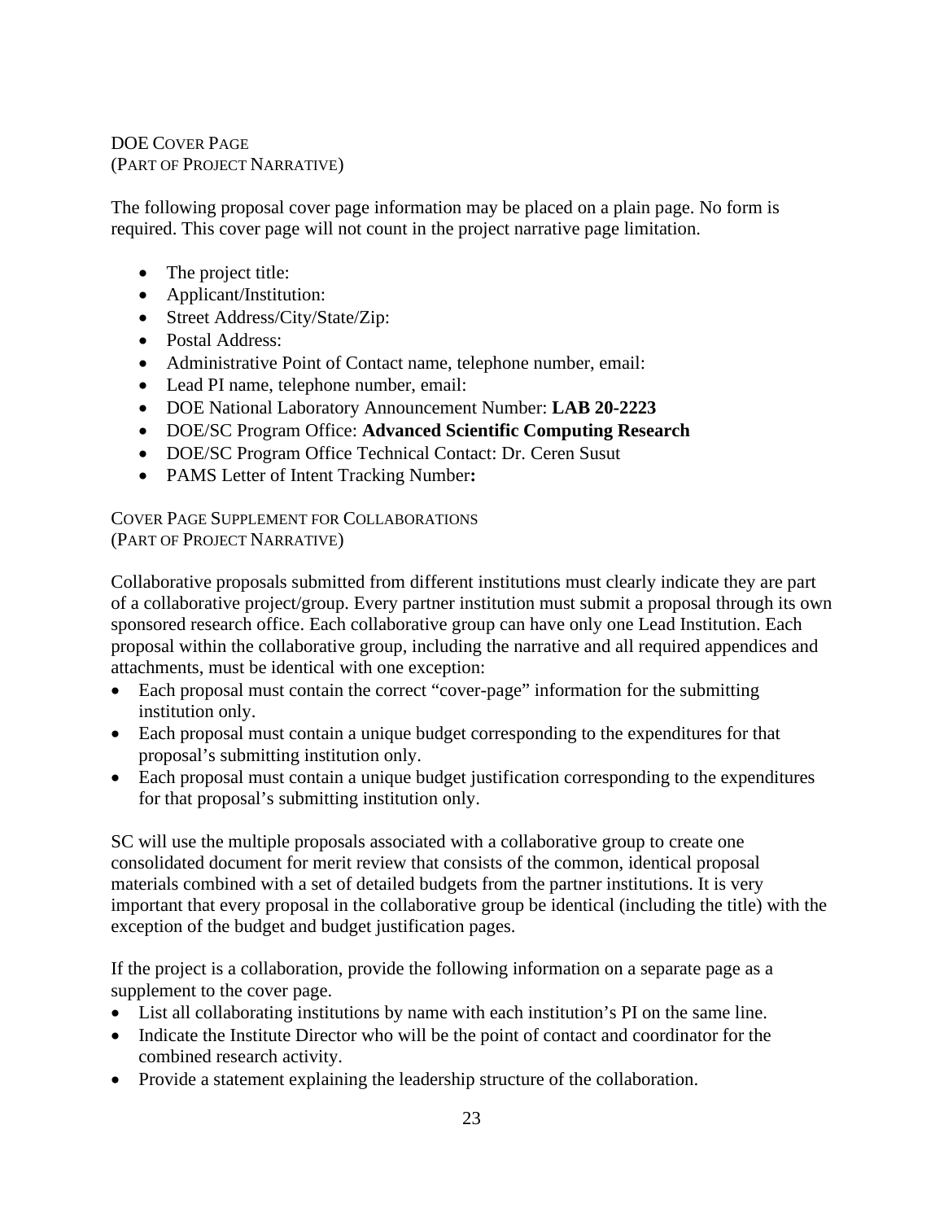## DOE Cover Page
(Part of Project Narrative)

The following proposal cover page information may be placed on a plain page. No form is required. This cover page will not count in the project narrative page limitation.

- The project title:
- Applicant/Institution:
- Street Address/City/State/Zip:
- Postal Address:
- Administrative Point of Contact name, telephone number, email:
- Lead PI name, telephone number, email:
- DOE National Laboratory Announcement Number: **LAB 20-2223**
- DOE/SC Program Office: **Advanced Scientific Computing Research**
- DOE/SC Program Office Technical Contact: Dr. Ceren Susut
- PAMS Letter of Intent Tracking Number**:**

## Cover Page Supplement for Collaborations
(Part of Project Narrative)

Collaborative proposals submitted from different institutions must clearly indicate they are part of a collaborative project/group. Every partner institution must submit a proposal through its own sponsored research office. Each collaborative group can have only one Lead Institution. Each proposal within the collaborative group, including the narrative and all required appendices and attachments, must be identical with one exception:

- Each proposal must contain the correct "cover-page" information for the submitting institution only.
- Each proposal must contain a unique budget corresponding to the expenditures for that proposal's submitting institution only.
- Each proposal must contain a unique budget justification corresponding to the expenditures for that proposal's submitting institution only.

SC will use the multiple proposals associated with a collaborative group to create one consolidated document for merit review that consists of the common, identical proposal materials combined with a set of detailed budgets from the partner institutions. It is very important that every proposal in the collaborative group be identical (including the title) with the exception of the budget and budget justification pages.

If the project is a collaboration, provide the following information on a separate page as a supplement to the cover page.

- List all collaborating institutions by name with each institution's PI on the same line.
- Indicate the Institute Director who will be the point of contact and coordinator for the combined research activity.
- Provide a statement explaining the leadership structure of the collaboration.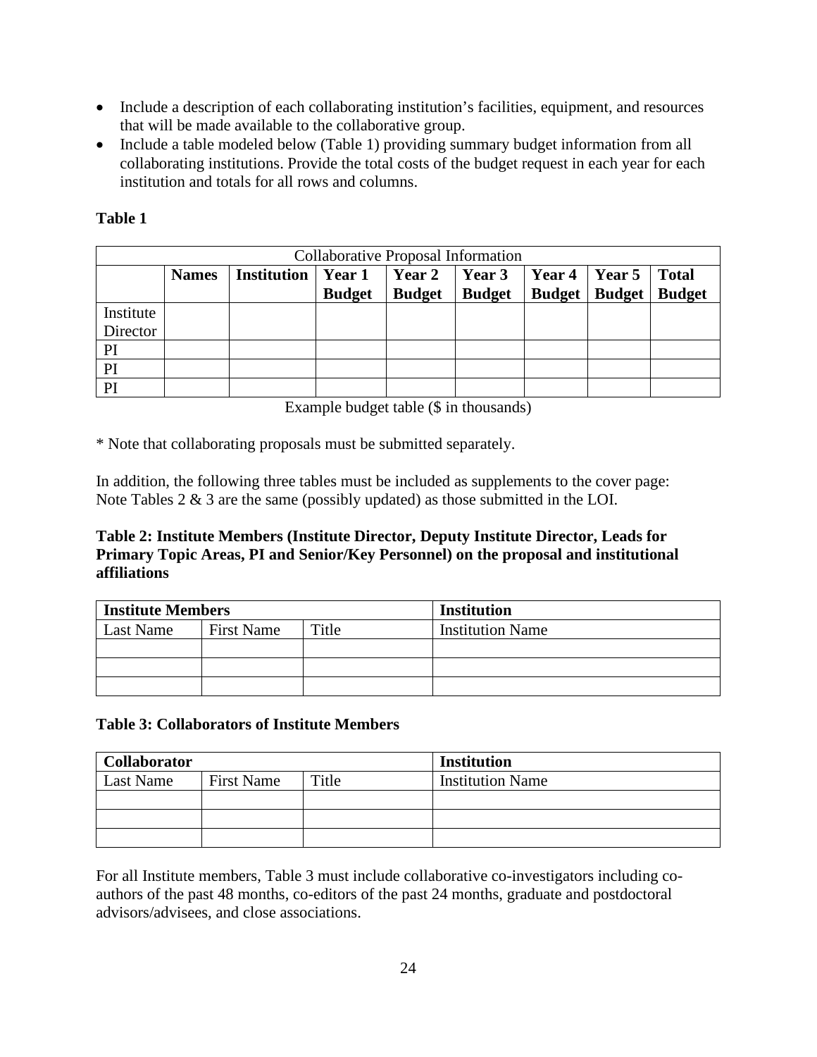- Include a description of each collaborating institution's facilities, equipment, and resources that will be made available to the collaborative group.
- Include a table modeled below (Table 1) providing summary budget information from all collaborating institutions. Provide the total costs of the budget request in each year for each institution and totals for all rows and columns.

**Table 1**

| Collaborative Proposal Information | | | | | | | | |
|---|---|---|---|---|---|---|---|---|
| | **Names** | **Institution** | **Year 1 Budget** | **Year 2 Budget** | **Year 3 Budget** | **Year 4 Budget** | **Year 5 Budget** | **Total Budget** |
| Institute Director | | | | | | | | |
| PI | | | | | | | | |
| PI | | | | | | | | |
| PI | | | | | | | | |

Example budget table ($ in thousands)

* Note that collaborating proposals must be submitted separately.

In addition, the following three tables must be included as supplements to the cover page: Note Tables 2 & 3 are the same (possibly updated) as those submitted in the LOI.

**Table 2: Institute Members (Institute Director, Deputy Institute Director, Leads for Primary Topic Areas, PI and Senior/Key Personnel) on the proposal and institutional affiliations**

| **Institute Members** | | | **Institution** |
|---|---|---|---|
| Last Name | First Name | Title | Institution Name |
| | | | |
| | | | |
| | | | |

**Table 3: Collaborators of Institute Members**

| **Collaborator** | | | **Institution** |
|---|---|---|---|
| Last Name | First Name | Title | Institution Name |
| | | | |
| | | | |
| | | | |

For all Institute members, Table 3 must include collaborative co-investigators including co-authors of the past 48 months, co-editors of the past 24 months, graduate and postdoctoral advisors/advisees, and close associations.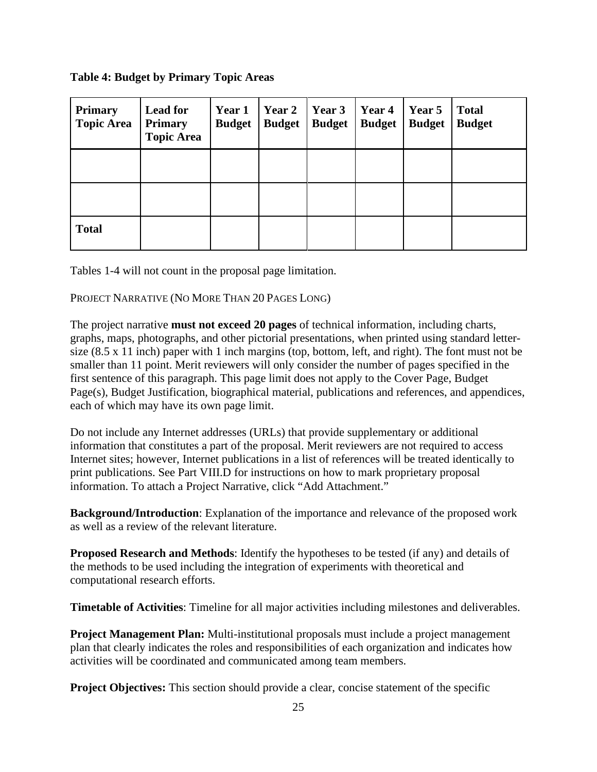**Table 4: Budget by Primary Topic Areas**

| Primary Topic Area | Lead for Primary Topic Area | Year 1 Budget | Year 2 Budget | Year 3 Budget | Year 4 Budget | Year 5 Budget | Total Budget |
|---|---|---|---|---|---|---|---|
| | | | | | | | |
| | | | | | | | |
| **Total** | | | | | | | |

Tables 1-4 will not count in the proposal page limitation.

PROJECT NARRATIVE (NO MORE THAN 20 PAGES LONG)

The project narrative **must not exceed 20 pages** of technical information, including charts, graphs, maps, photographs, and other pictorial presentations, when printed using standard letter-size (8.5 x 11 inch) paper with 1 inch margins (top, bottom, left, and right). The font must not be smaller than 11 point. Merit reviewers will only consider the number of pages specified in the first sentence of this paragraph. This page limit does not apply to the Cover Page, Budget Page(s), Budget Justification, biographical material, publications and references, and appendices, each of which may have its own page limit.

Do not include any Internet addresses (URLs) that provide supplementary or additional information that constitutes a part of the proposal. Merit reviewers are not required to access Internet sites; however, Internet publications in a list of references will be treated identically to print publications. See Part VIII.D for instructions on how to mark proprietary proposal information. To attach a Project Narrative, click "Add Attachment."

**Background/Introduction**: Explanation of the importance and relevance of the proposed work as well as a review of the relevant literature.

**Proposed Research and Methods**: Identify the hypotheses to be tested (if any) and details of the methods to be used including the integration of experiments with theoretical and computational research efforts.

**Timetable of Activities**: Timeline for all major activities including milestones and deliverables.

**Project Management Plan:** Multi-institutional proposals must include a project management plan that clearly indicates the roles and responsibilities of each organization and indicates how activities will be coordinated and communicated among team members.

**Project Objectives:** This section should provide a clear, concise statement of the specific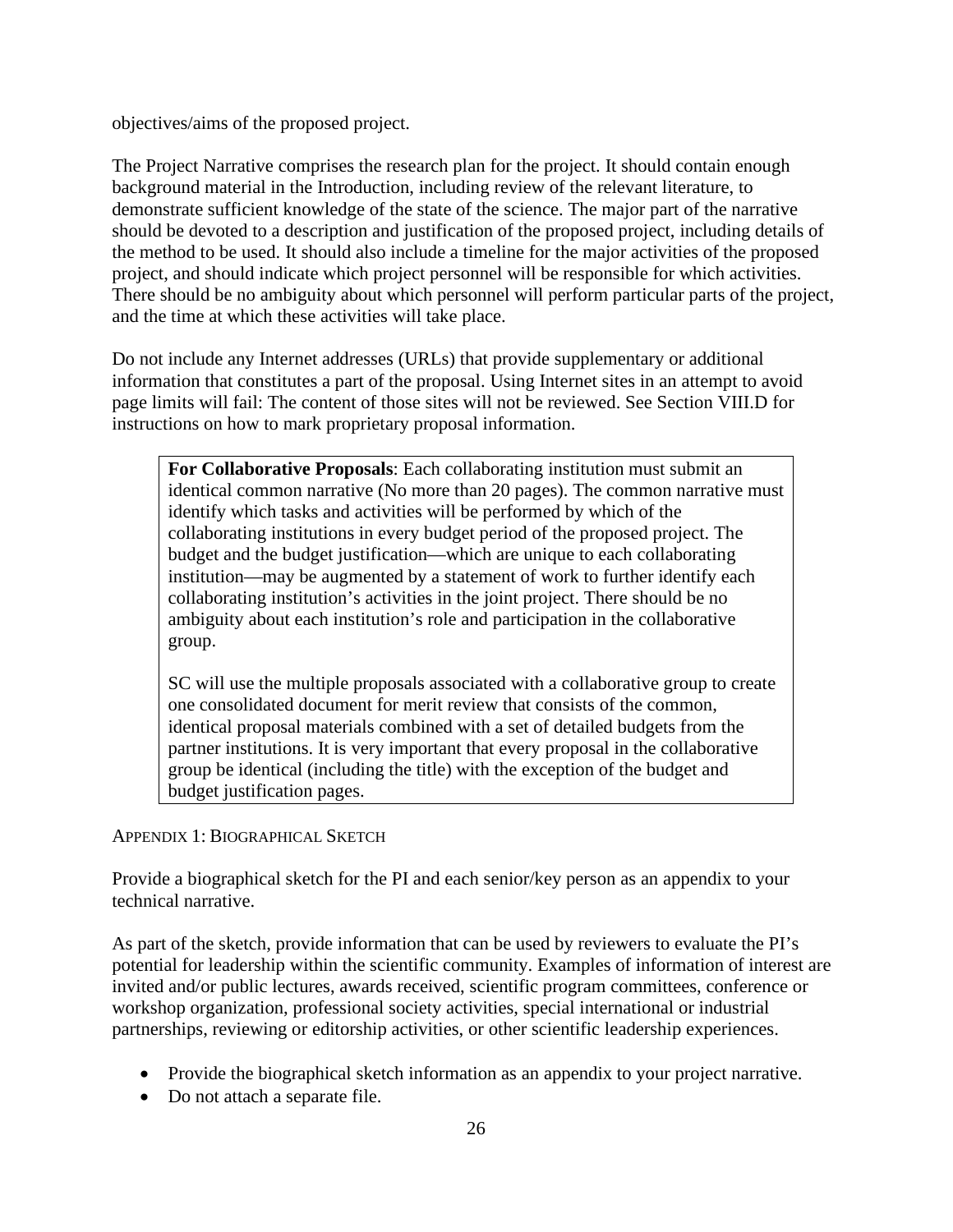objectives/aims of the proposed project.

The Project Narrative comprises the research plan for the project. It should contain enough background material in the Introduction, including review of the relevant literature, to demonstrate sufficient knowledge of the state of the science. The major part of the narrative should be devoted to a description and justification of the proposed project, including details of the method to be used. It should also include a timeline for the major activities of the proposed project, and should indicate which project personnel will be responsible for which activities. There should be no ambiguity about which personnel will perform particular parts of the project, and the time at which these activities will take place.

Do not include any Internet addresses (URLs) that provide supplementary or additional information that constitutes a part of the proposal. Using Internet sites in an attempt to avoid page limits will fail: The content of those sites will not be reviewed. See Section VIII.D for instructions on how to mark proprietary proposal information.

> **For Collaborative Proposals**: Each collaborating institution must submit an identical common narrative (No more than 20 pages). The common narrative must identify which tasks and activities will be performed by which of the collaborating institutions in every budget period of the proposed project. The budget and the budget justification—which are unique to each collaborating institution—may be augmented by a statement of work to further identify each collaborating institution's activities in the joint project. There should be no ambiguity about each institution's role and participation in the collaborative group.
>
> SC will use the multiple proposals associated with a collaborative group to create one consolidated document for merit review that consists of the common, identical proposal materials combined with a set of detailed budgets from the partner institutions. It is very important that every proposal in the collaborative group be identical (including the title) with the exception of the budget and budget justification pages.

APPENDIX 1: BIOGRAPHICAL SKETCH

Provide a biographical sketch for the PI and each senior/key person as an appendix to your technical narrative.

As part of the sketch, provide information that can be used by reviewers to evaluate the PI's potential for leadership within the scientific community. Examples of information of interest are invited and/or public lectures, awards received, scientific program committees, conference or workshop organization, professional society activities, special international or industrial partnerships, reviewing or editorship activities, or other scientific leadership experiences.

- Provide the biographical sketch information as an appendix to your project narrative.
- Do not attach a separate file.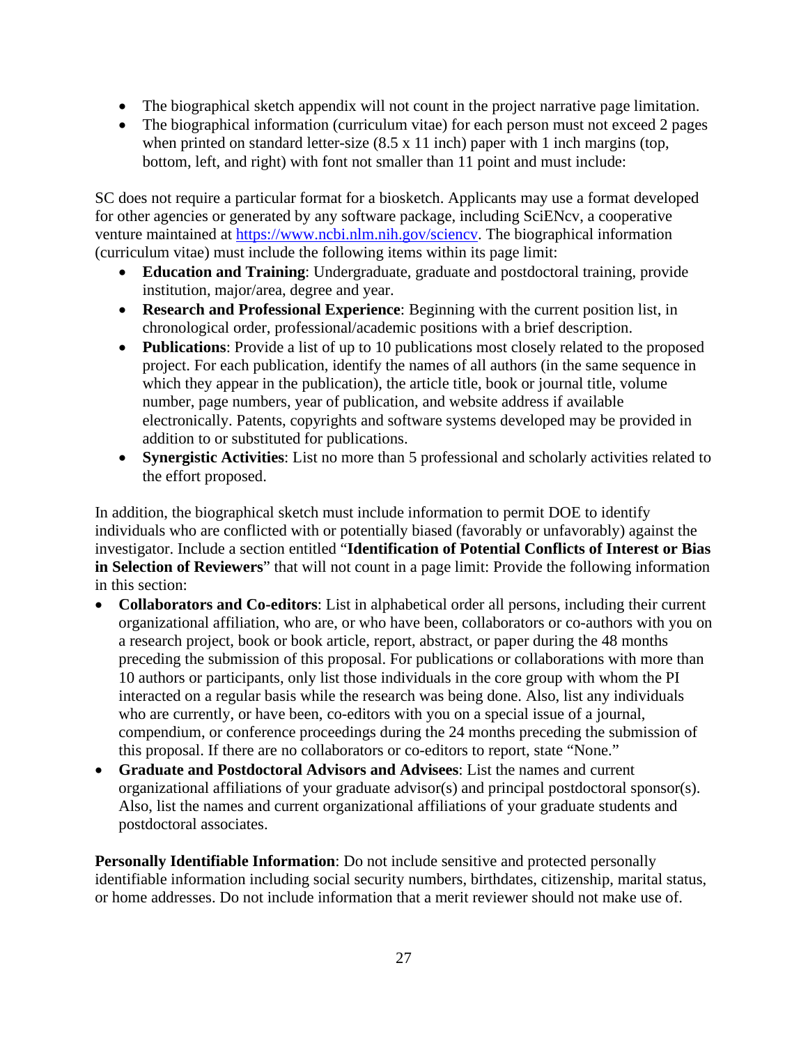- The biographical sketch appendix will not count in the project narrative page limitation.
- The biographical information (curriculum vitae) for each person must not exceed 2 pages when printed on standard letter-size (8.5 x 11 inch) paper with 1 inch margins (top, bottom, left, and right) with font not smaller than 11 point and must include:

SC does not require a particular format for a biosketch. Applicants may use a format developed for other agencies or generated by any software package, including SciENcv, a cooperative venture maintained at https://www.ncbi.nlm.nih.gov/sciencv. The biographical information (curriculum vitae) must include the following items within its page limit:

- **Education and Training**: Undergraduate, graduate and postdoctoral training, provide institution, major/area, degree and year.
- **Research and Professional Experience**: Beginning with the current position list, in chronological order, professional/academic positions with a brief description.
- **Publications**: Provide a list of up to 10 publications most closely related to the proposed project. For each publication, identify the names of all authors (in the same sequence in which they appear in the publication), the article title, book or journal title, volume number, page numbers, year of publication, and website address if available electronically. Patents, copyrights and software systems developed may be provided in addition to or substituted for publications.
- **Synergistic Activities**: List no more than 5 professional and scholarly activities related to the effort proposed.

In addition, the biographical sketch must include information to permit DOE to identify individuals who are conflicted with or potentially biased (favorably or unfavorably) against the investigator. Include a section entitled "**Identification of Potential Conflicts of Interest or Bias in Selection of Reviewers**" that will not count in a page limit: Provide the following information in this section:

- **Collaborators and Co-editors**: List in alphabetical order all persons, including their current organizational affiliation, who are, or who have been, collaborators or co-authors with you on a research project, book or book article, report, abstract, or paper during the 48 months preceding the submission of this proposal. For publications or collaborations with more than 10 authors or participants, only list those individuals in the core group with whom the PI interacted on a regular basis while the research was being done. Also, list any individuals who are currently, or have been, co-editors with you on a special issue of a journal, compendium, or conference proceedings during the 24 months preceding the submission of this proposal. If there are no collaborators or co-editors to report, state "None."
- **Graduate and Postdoctoral Advisors and Advisees**: List the names and current organizational affiliations of your graduate advisor(s) and principal postdoctoral sponsor(s). Also, list the names and current organizational affiliations of your graduate students and postdoctoral associates.

**Personally Identifiable Information**: Do not include sensitive and protected personally identifiable information including social security numbers, birthdates, citizenship, marital status, or home addresses. Do not include information that a merit reviewer should not make use of.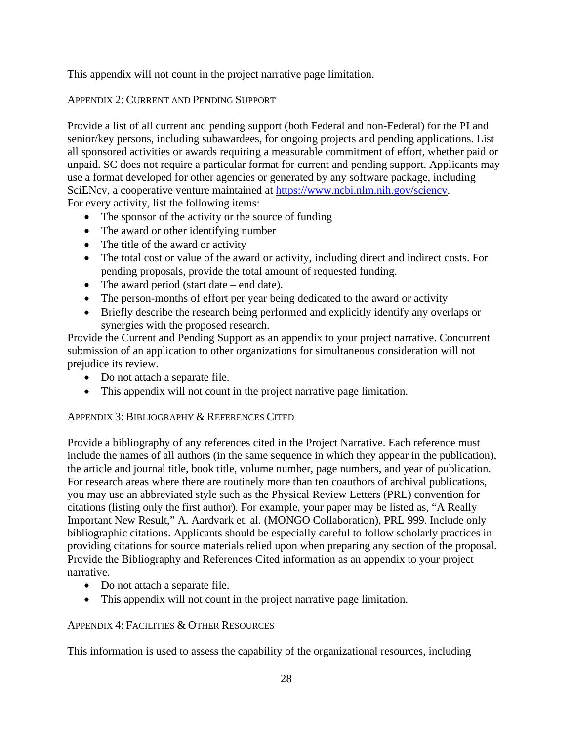This appendix will not count in the project narrative page limitation.

### APPENDIX 2: CURRENT AND PENDING SUPPORT

Provide a list of all current and pending support (both Federal and non-Federal) for the PI and senior/key persons, including subawardees, for ongoing projects and pending applications. List all sponsored activities or awards requiring a measurable commitment of effort, whether paid or unpaid. SC does not require a particular format for current and pending support. Applicants may use a format developed for other agencies or generated by any software package, including SciENcv, a cooperative venture maintained at [https://www.ncbi.nlm.nih.gov/sciencv](https://www.ncbi.nlm.nih.gov/sciencv).
For every activity, list the following items:

- The sponsor of the activity or the source of funding
- The award or other identifying number
- The title of the award or activity
- The total cost or value of the award or activity, including direct and indirect costs. For pending proposals, provide the total amount of requested funding.
- The award period (start date – end date).
- The person-months of effort per year being dedicated to the award or activity
- Briefly describe the research being performed and explicitly identify any overlaps or synergies with the proposed research.

Provide the Current and Pending Support as an appendix to your project narrative. Concurrent submission of an application to other organizations for simultaneous consideration will not prejudice its review.

- Do not attach a separate file.
- This appendix will not count in the project narrative page limitation.

### APPENDIX 3: BIBLIOGRAPHY & REFERENCES CITED

Provide a bibliography of any references cited in the Project Narrative. Each reference must include the names of all authors (in the same sequence in which they appear in the publication), the article and journal title, book title, volume number, page numbers, and year of publication. For research areas where there are routinely more than ten coauthors of archival publications, you may use an abbreviated style such as the Physical Review Letters (PRL) convention for citations (listing only the first author). For example, your paper may be listed as, “A Really Important New Result,” A. Aardvark et. al. (MONGO Collaboration), PRL 999. Include only bibliographic citations. Applicants should be especially careful to follow scholarly practices in providing citations for source materials relied upon when preparing any section of the proposal. Provide the Bibliography and References Cited information as an appendix to your project narrative.

- Do not attach a separate file.
- This appendix will not count in the project narrative page limitation.

### APPENDIX 4: FACILITIES & OTHER RESOURCES

This information is used to assess the capability of the organizational resources, including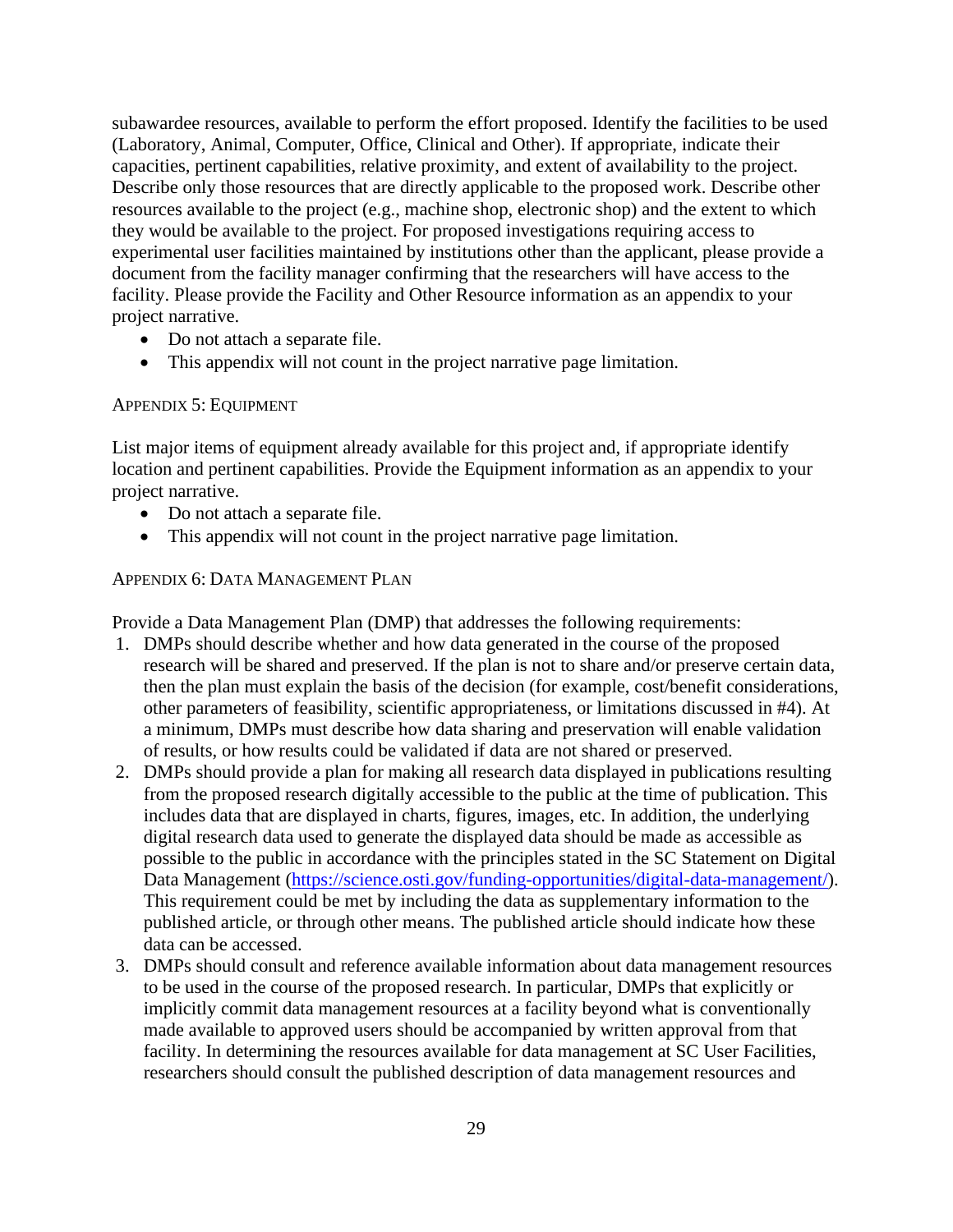subawardee resources, available to perform the effort proposed. Identify the facilities to be used (Laboratory, Animal, Computer, Office, Clinical and Other). If appropriate, indicate their capacities, pertinent capabilities, relative proximity, and extent of availability to the project. Describe only those resources that are directly applicable to the proposed work. Describe other resources available to the project (e.g., machine shop, electronic shop) and the extent to which they would be available to the project. For proposed investigations requiring access to experimental user facilities maintained by institutions other than the applicant, please provide a document from the facility manager confirming that the researchers will have access to the facility. Please provide the Facility and Other Resource information as an appendix to your project narrative.

- Do not attach a separate file.
- This appendix will not count in the project narrative page limitation.

#### Appendix 5: Equipment

List major items of equipment already available for this project and, if appropriate identify location and pertinent capabilities. Provide the Equipment information as an appendix to your project narrative.

- Do not attach a separate file.
- This appendix will not count in the project narrative page limitation.

#### Appendix 6: Data Management Plan

Provide a Data Management Plan (DMP) that addresses the following requirements:

1. DMPs should describe whether and how data generated in the course of the proposed research will be shared and preserved. If the plan is not to share and/or preserve certain data, then the plan must explain the basis of the decision (for example, cost/benefit considerations, other parameters of feasibility, scientific appropriateness, or limitations discussed in #4). At a minimum, DMPs must describe how data sharing and preservation will enable validation of results, or how results could be validated if data are not shared or preserved.
2. DMPs should provide a plan for making all research data displayed in publications resulting from the proposed research digitally accessible to the public at the time of publication. This includes data that are displayed in charts, figures, images, etc. In addition, the underlying digital research data used to generate the displayed data should be made as accessible as possible to the public in accordance with the principles stated in the SC Statement on Digital Data Management (https://science.osti.gov/funding-opportunities/digital-data-management/). This requirement could be met by including the data as supplementary information to the published article, or through other means. The published article should indicate how these data can be accessed.
3. DMPs should consult and reference available information about data management resources to be used in the course of the proposed research. In particular, DMPs that explicitly or implicitly commit data management resources at a facility beyond what is conventionally made available to approved users should be accompanied by written approval from that facility. In determining the resources available for data management at SC User Facilities, researchers should consult the published description of data management resources and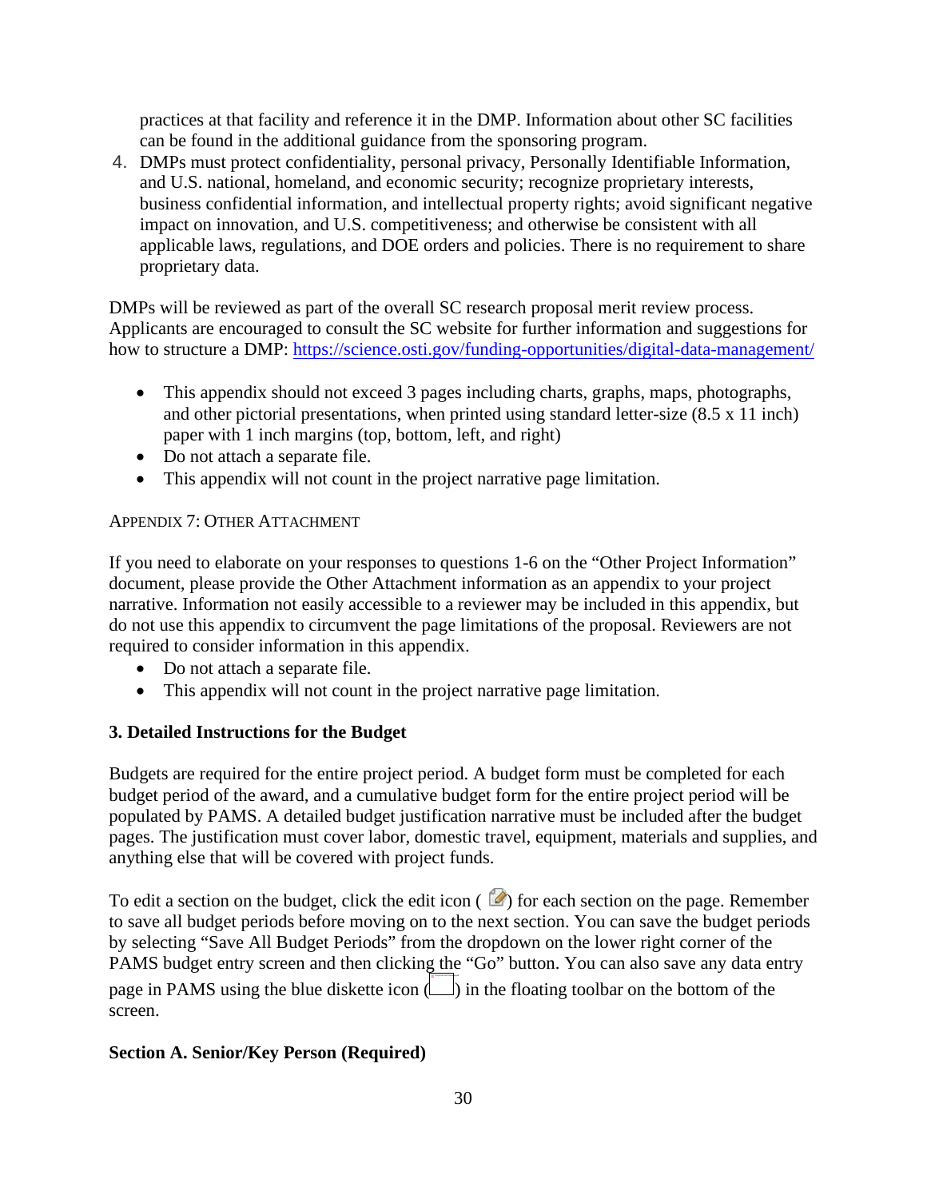practices at that facility and reference it in the DMP. Information about other SC facilities can be found in the additional guidance from the sponsoring program.

4. DMPs must protect confidentiality, personal privacy, Personally Identifiable Information, and U.S. national, homeland, and economic security; recognize proprietary interests, business confidential information, and intellectual property rights; avoid significant negative impact on innovation, and U.S. competitiveness; and otherwise be consistent with all applicable laws, regulations, and DOE orders and policies. There is no requirement to share proprietary data.

DMPs will be reviewed as part of the overall SC research proposal merit review process. Applicants are encouraged to consult the SC website for further information and suggestions for how to structure a DMP: https://science.osti.gov/funding-opportunities/digital-data-management/

- This appendix should not exceed 3 pages including charts, graphs, maps, photographs, and other pictorial presentations, when printed using standard letter-size (8.5 x 11 inch) paper with 1 inch margins (top, bottom, left, and right)
- Do not attach a separate file.
- This appendix will not count in the project narrative page limitation.

APPENDIX 7: OTHER ATTACHMENT

If you need to elaborate on your responses to questions 1-6 on the "Other Project Information" document, please provide the Other Attachment information as an appendix to your project narrative. Information not easily accessible to a reviewer may be included in this appendix, but do not use this appendix to circumvent the page limitations of the proposal. Reviewers are not required to consider information in this appendix.

- Do not attach a separate file.
- This appendix will not count in the project narrative page limitation.

### 3. Detailed Instructions for the Budget

Budgets are required for the entire project period. A budget form must be completed for each budget period of the award, and a cumulative budget form for the entire project period will be populated by PAMS. A detailed budget justification narrative must be included after the budget pages. The justification must cover labor, domestic travel, equipment, materials and supplies, and anything else that will be covered with project funds.

To edit a section on the budget, click the edit icon ( ) for each section on the page. Remember to save all budget periods before moving on to the next section. You can save the budget periods by selecting "Save All Budget Periods" from the dropdown on the lower right corner of the PAMS budget entry screen and then clicking the "Go" button. You can also save any data entry page in PAMS using the blue diskette icon ( ) in the floating toolbar on the bottom of the screen.

**Section A. Senior/Key Person (Required)**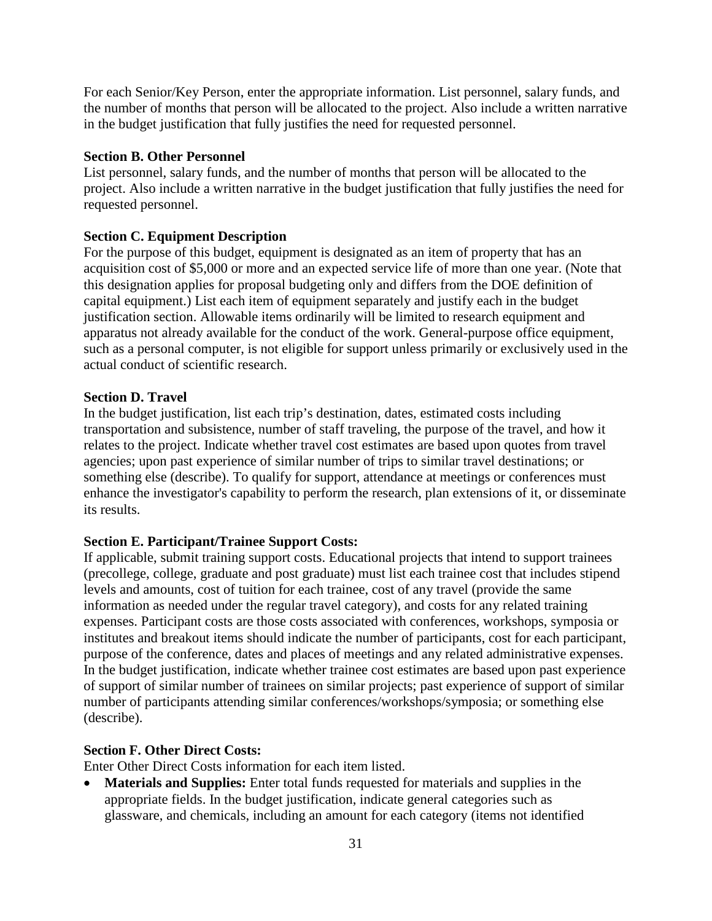For each Senior/Key Person, enter the appropriate information. List personnel, salary funds, and the number of months that person will be allocated to the project. Also include a written narrative in the budget justification that fully justifies the need for requested personnel.

**Section B. Other Personnel**

List personnel, salary funds, and the number of months that person will be allocated to the project. Also include a written narrative in the budget justification that fully justifies the need for requested personnel.

**Section C. Equipment Description**

For the purpose of this budget, equipment is designated as an item of property that has an acquisition cost of $5,000 or more and an expected service life of more than one year. (Note that this designation applies for proposal budgeting only and differs from the DOE definition of capital equipment.) List each item of equipment separately and justify each in the budget justification section. Allowable items ordinarily will be limited to research equipment and apparatus not already available for the conduct of the work. General-purpose office equipment, such as a personal computer, is not eligible for support unless primarily or exclusively used in the actual conduct of scientific research.

**Section D. Travel**

In the budget justification, list each trip's destination, dates, estimated costs including transportation and subsistence, number of staff traveling, the purpose of the travel, and how it relates to the project. Indicate whether travel cost estimates are based upon quotes from travel agencies; upon past experience of similar number of trips to similar travel destinations; or something else (describe). To qualify for support, attendance at meetings or conferences must enhance the investigator's capability to perform the research, plan extensions of it, or disseminate its results.

**Section E. Participant/Trainee Support Costs:**

If applicable, submit training support costs. Educational projects that intend to support trainees (precollege, college, graduate and post graduate) must list each trainee cost that includes stipend levels and amounts, cost of tuition for each trainee, cost of any travel (provide the same information as needed under the regular travel category), and costs for any related training expenses. Participant costs are those costs associated with conferences, workshops, symposia or institutes and breakout items should indicate the number of participants, cost for each participant, purpose of the conference, dates and places of meetings and any related administrative expenses. In the budget justification, indicate whether trainee cost estimates are based upon past experience of support of similar number of trainees on similar projects; past experience of support of similar number of participants attending similar conferences/workshops/symposia; or something else (describe).

**Section F. Other Direct Costs:**

Enter Other Direct Costs information for each item listed.

- **Materials and Supplies:** Enter total funds requested for materials and supplies in the appropriate fields. In the budget justification, indicate general categories such as glassware, and chemicals, including an amount for each category (items not identified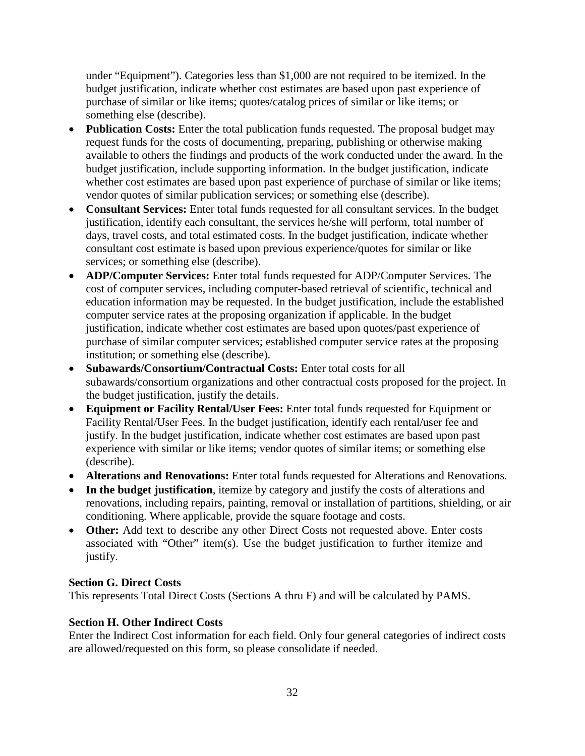under "Equipment"). Categories less than $1,000 are not required to be itemized. In the budget justification, indicate whether cost estimates are based upon past experience of purchase of similar or like items; quotes/catalog prices of similar or like items; or something else (describe).

- **Publication Costs:** Enter the total publication funds requested. The proposal budget may request funds for the costs of documenting, preparing, publishing or otherwise making available to others the findings and products of the work conducted under the award. In the budget justification, include supporting information. In the budget justification, indicate whether cost estimates are based upon past experience of purchase of similar or like items; vendor quotes of similar publication services; or something else (describe).
- **Consultant Services:** Enter total funds requested for all consultant services. In the budget justification, identify each consultant, the services he/she will perform, total number of days, travel costs, and total estimated costs. In the budget justification, indicate whether consultant cost estimate is based upon previous experience/quotes for similar or like services; or something else (describe).
- **ADP/Computer Services:** Enter total funds requested for ADP/Computer Services. The cost of computer services, including computer-based retrieval of scientific, technical and education information may be requested. In the budget justification, include the established computer service rates at the proposing organization if applicable. In the budget justification, indicate whether cost estimates are based upon quotes/past experience of purchase of similar computer services; established computer service rates at the proposing institution; or something else (describe).
- **Subawards/Consortium/Contractual Costs:** Enter total costs for all subawards/consortium organizations and other contractual costs proposed for the project. In the budget justification, justify the details.
- **Equipment or Facility Rental/User Fees:** Enter total funds requested for Equipment or Facility Rental/User Fees. In the budget justification, identify each rental/user fee and justify. In the budget justification, indicate whether cost estimates are based upon past experience with similar or like items; vendor quotes of similar items; or something else (describe).
- **Alterations and Renovations:** Enter total funds requested for Alterations and Renovations.
- **In the budget justification**, itemize by category and justify the costs of alterations and renovations, including repairs, painting, removal or installation of partitions, shielding, or air conditioning. Where applicable, provide the square footage and costs.
- **Other:** Add text to describe any other Direct Costs not requested above. Enter costs associated with "Other" item(s). Use the budget justification to further itemize and justify.

**Section G. Direct Costs**

This represents Total Direct Costs (Sections A thru F) and will be calculated by PAMS.

**Section H. Other Indirect Costs**

Enter the Indirect Cost information for each field. Only four general categories of indirect costs are allowed/requested on this form, so please consolidate if needed.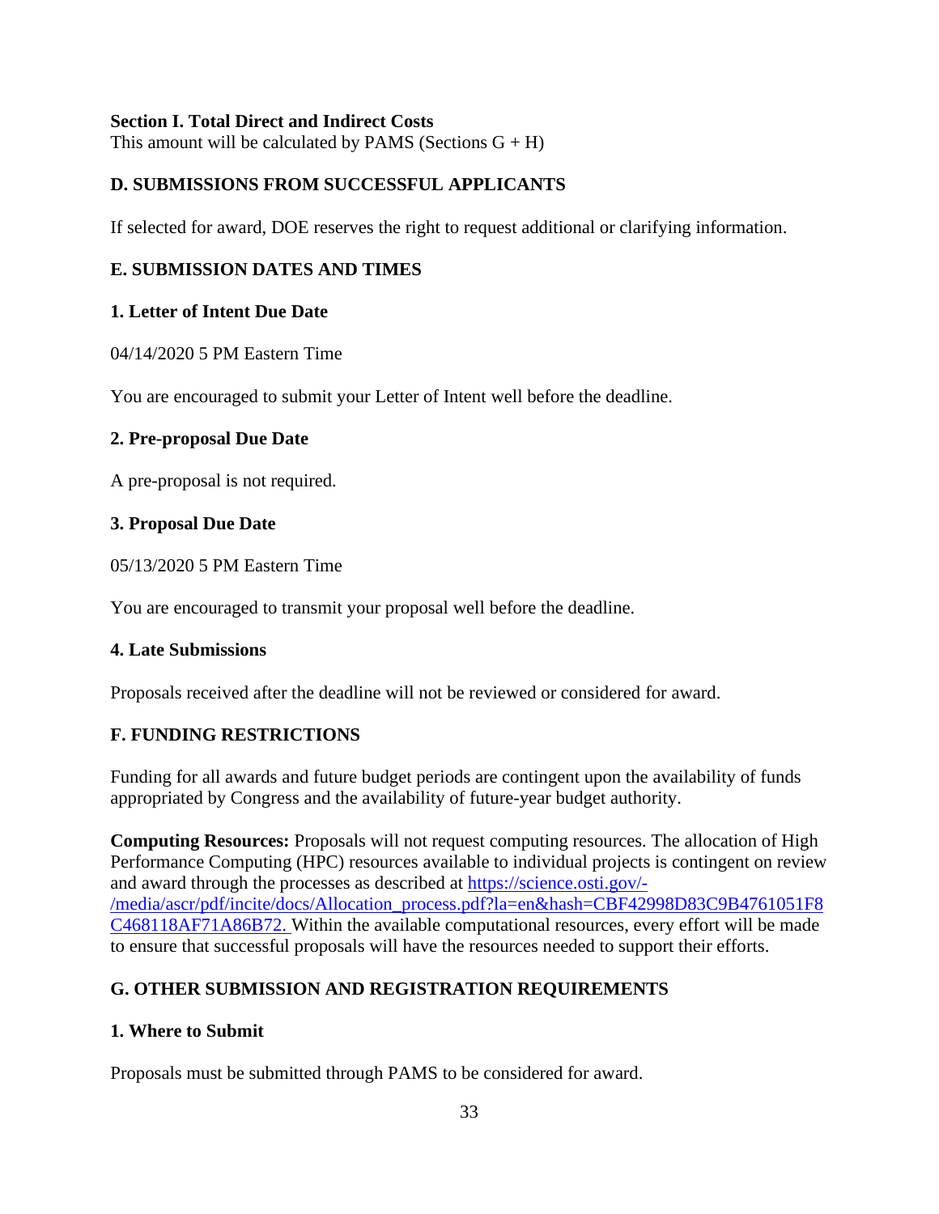**Section I. Total Direct and Indirect Costs**
This amount will be calculated by PAMS (Sections G + H)

## D. SUBMISSIONS FROM SUCCESSFUL APPLICANTS

If selected for award, DOE reserves the right to request additional or clarifying information.

## E. SUBMISSION DATES AND TIMES

### 1. Letter of Intent Due Date

04/14/2020 5 PM Eastern Time

You are encouraged to submit your Letter of Intent well before the deadline.

### 2. Pre-proposal Due Date

A pre-proposal is not required.

### 3. Proposal Due Date

05/13/2020 5 PM Eastern Time

You are encouraged to transmit your proposal well before the deadline.

### 4. Late Submissions

Proposals received after the deadline will not be reviewed or considered for award.

## F. FUNDING RESTRICTIONS

Funding for all awards and future budget periods are contingent upon the availability of funds appropriated by Congress and the availability of future-year budget authority.

**Computing Resources:** Proposals will not request computing resources. The allocation of High Performance Computing (HPC) resources available to individual projects is contingent on review and award through the processes as described at [https://science.osti.gov/-/media/ascr/pdf/incite/docs/Allocation_process.pdf?la=en&hash=CBF42998D83C9B4761051F8C468118AF71A86B72.](https://science.osti.gov/-/media/ascr/pdf/incite/docs/Allocation_process.pdf?la=en&hash=CBF42998D83C9B4761051F8C468118AF71A86B72) Within the available computational resources, every effort will be made to ensure that successful proposals will have the resources needed to support their efforts.

## G. OTHER SUBMISSION AND REGISTRATION REQUIREMENTS

### 1. Where to Submit

Proposals must be submitted through PAMS to be considered for award.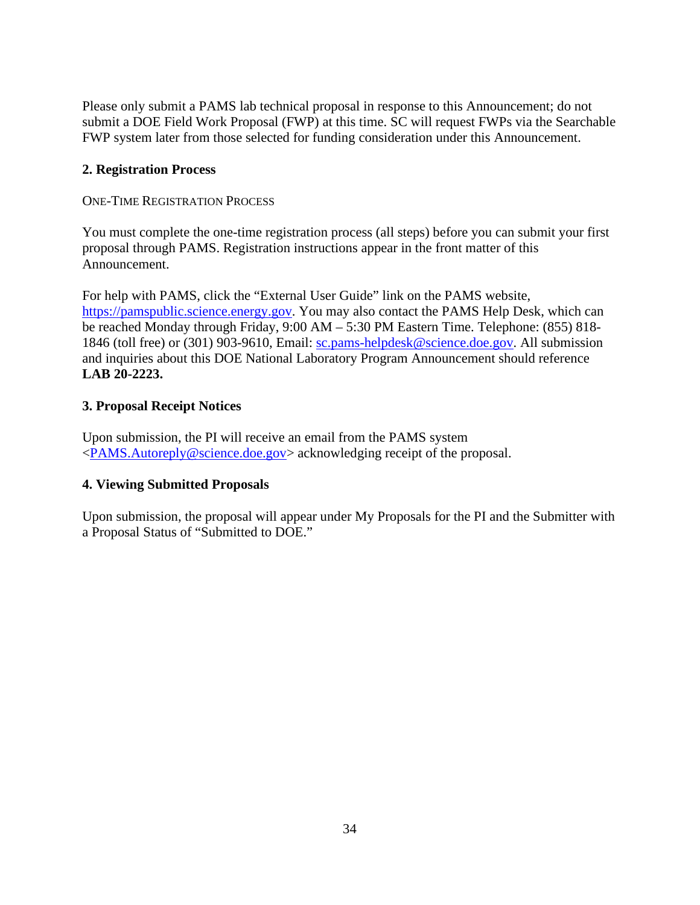Please only submit a PAMS lab technical proposal in response to this Announcement; do not submit a DOE Field Work Proposal (FWP) at this time. SC will request FWPs via the Searchable FWP system later from those selected for funding consideration under this Announcement.

**2. Registration Process**

ONE-TIME REGISTRATION PROCESS

You must complete the one-time registration process (all steps) before you can submit your first proposal through PAMS. Registration instructions appear in the front matter of this Announcement.

For help with PAMS, click the "External User Guide" link on the PAMS website, https://pamspublic.science.energy.gov. You may also contact the PAMS Help Desk, which can be reached Monday through Friday, 9:00 AM – 5:30 PM Eastern Time. Telephone: (855) 818-1846 (toll free) or (301) 903-9610, Email: sc.pams-helpdesk@science.doe.gov. All submission and inquiries about this DOE National Laboratory Program Announcement should reference **LAB 20-2223.**

**3. Proposal Receipt Notices**

Upon submission, the PI will receive an email from the PAMS system <PAMS.Autoreply@science.doe.gov> acknowledging receipt of the proposal.

**4. Viewing Submitted Proposals**

Upon submission, the proposal will appear under My Proposals for the PI and the Submitter with a Proposal Status of "Submitted to DOE."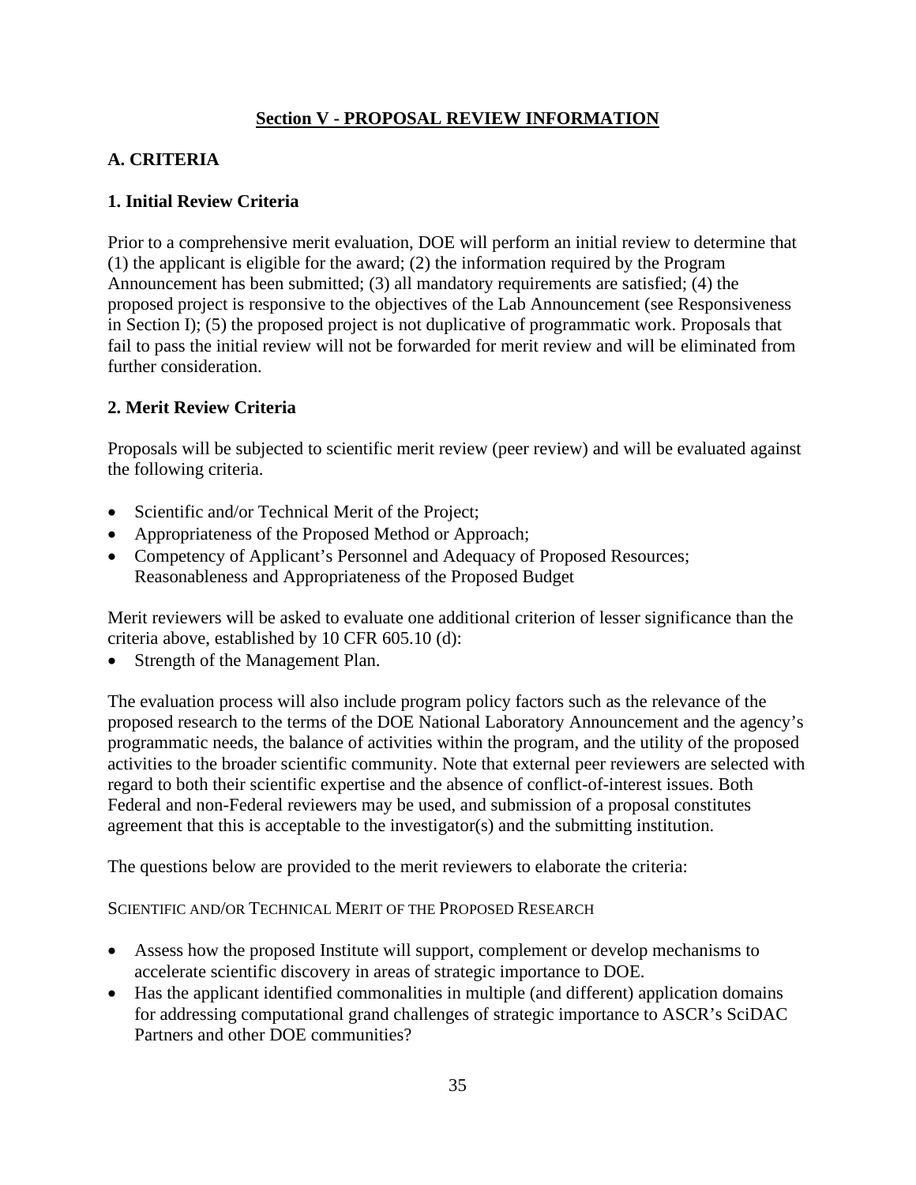## Section V - PROPOSAL REVIEW INFORMATION

### A. CRITERIA

#### 1. Initial Review Criteria

Prior to a comprehensive merit evaluation, DOE will perform an initial review to determine that (1) the applicant is eligible for the award; (2) the information required by the Program Announcement has been submitted; (3) all mandatory requirements are satisfied; (4) the proposed project is responsive to the objectives of the Lab Announcement (see Responsiveness in Section I); (5) the proposed project is not duplicative of programmatic work. Proposals that fail to pass the initial review will not be forwarded for merit review and will be eliminated from further consideration.

#### 2. Merit Review Criteria

Proposals will be subjected to scientific merit review (peer review) and will be evaluated against the following criteria.

- Scientific and/or Technical Merit of the Project;
- Appropriateness of the Proposed Method or Approach;
- Competency of Applicant's Personnel and Adequacy of Proposed Resources; Reasonableness and Appropriateness of the Proposed Budget

Merit reviewers will be asked to evaluate one additional criterion of lesser significance than the criteria above, established by 10 CFR 605.10 (d):

- Strength of the Management Plan.

The evaluation process will also include program policy factors such as the relevance of the proposed research to the terms of the DOE National Laboratory Announcement and the agency's programmatic needs, the balance of activities within the program, and the utility of the proposed activities to the broader scientific community. Note that external peer reviewers are selected with regard to both their scientific expertise and the absence of conflict-of-interest issues. Both Federal and non-Federal reviewers may be used, and submission of a proposal constitutes agreement that this is acceptable to the investigator(s) and the submitting institution.

The questions below are provided to the merit reviewers to elaborate the criteria:

SCIENTIFIC AND/OR TECHNICAL MERIT OF THE PROPOSED RESEARCH

- Assess how the proposed Institute will support, complement or develop mechanisms to accelerate scientific discovery in areas of strategic importance to DOE.
- Has the applicant identified commonalities in multiple (and different) application domains for addressing computational grand challenges of strategic importance to ASCR's SciDAC Partners and other DOE communities?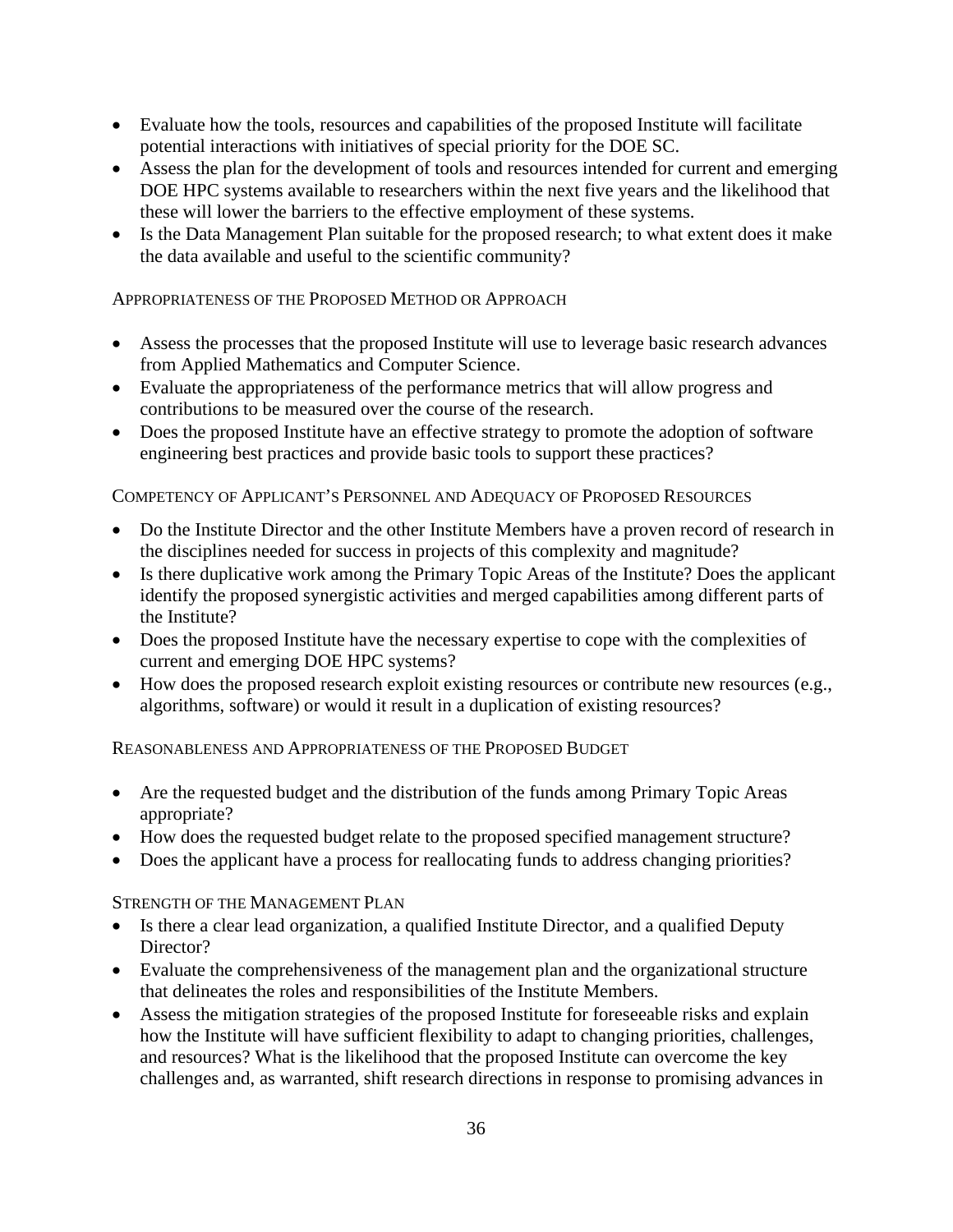- Evaluate how the tools, resources and capabilities of the proposed Institute will facilitate potential interactions with initiatives of special priority for the DOE SC.
- Assess the plan for the development of tools and resources intended for current and emerging DOE HPC systems available to researchers within the next five years and the likelihood that these will lower the barriers to the effective employment of these systems.
- Is the Data Management Plan suitable for the proposed research; to what extent does it make the data available and useful to the scientific community?

APPROPRIATENESS OF THE PROPOSED METHOD OR APPROACH

- Assess the processes that the proposed Institute will use to leverage basic research advances from Applied Mathematics and Computer Science.
- Evaluate the appropriateness of the performance metrics that will allow progress and contributions to be measured over the course of the research.
- Does the proposed Institute have an effective strategy to promote the adoption of software engineering best practices and provide basic tools to support these practices?

COMPETENCY OF APPLICANT'S PERSONNEL AND ADEQUACY OF PROPOSED RESOURCES

- Do the Institute Director and the other Institute Members have a proven record of research in the disciplines needed for success in projects of this complexity and magnitude?
- Is there duplicative work among the Primary Topic Areas of the Institute? Does the applicant identify the proposed synergistic activities and merged capabilities among different parts of the Institute?
- Does the proposed Institute have the necessary expertise to cope with the complexities of current and emerging DOE HPC systems?
- How does the proposed research exploit existing resources or contribute new resources (e.g., algorithms, software) or would it result in a duplication of existing resources?

REASONABLENESS AND APPROPRIATENESS OF THE PROPOSED BUDGET

- Are the requested budget and the distribution of the funds among Primary Topic Areas appropriate?
- How does the requested budget relate to the proposed specified management structure?
- Does the applicant have a process for reallocating funds to address changing priorities?

STRENGTH OF THE MANAGEMENT PLAN

- Is there a clear lead organization, a qualified Institute Director, and a qualified Deputy Director?
- Evaluate the comprehensiveness of the management plan and the organizational structure that delineates the roles and responsibilities of the Institute Members.
- Assess the mitigation strategies of the proposed Institute for foreseeable risks and explain how the Institute will have sufficient flexibility to adapt to changing priorities, challenges, and resources? What is the likelihood that the proposed Institute can overcome the key challenges and, as warranted, shift research directions in response to promising advances in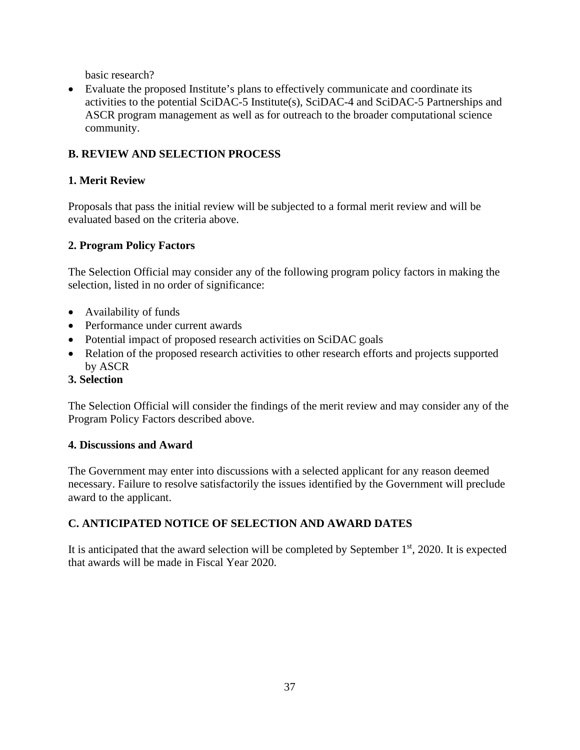basic research?

- Evaluate the proposed Institute's plans to effectively communicate and coordinate its activities to the potential SciDAC-5 Institute(s), SciDAC-4 and SciDAC-5 Partnerships and ASCR program management as well as for outreach to the broader computational science community.

## B. REVIEW AND SELECTION PROCESS

### 1. Merit Review

Proposals that pass the initial review will be subjected to a formal merit review and will be evaluated based on the criteria above.

### 2. Program Policy Factors

The Selection Official may consider any of the following program policy factors in making the selection, listed in no order of significance:

- Availability of funds
- Performance under current awards
- Potential impact of proposed research activities on SciDAC goals
- Relation of the proposed research activities to other research efforts and projects supported by ASCR

### 3. Selection

The Selection Official will consider the findings of the merit review and may consider any of the Program Policy Factors described above.

### 4. Discussions and Award

The Government may enter into discussions with a selected applicant for any reason deemed necessary. Failure to resolve satisfactorily the issues identified by the Government will preclude award to the applicant.

## C. ANTICIPATED NOTICE OF SELECTION AND AWARD DATES

It is anticipated that the award selection will be completed by September 1st, 2020. It is expected that awards will be made in Fiscal Year 2020.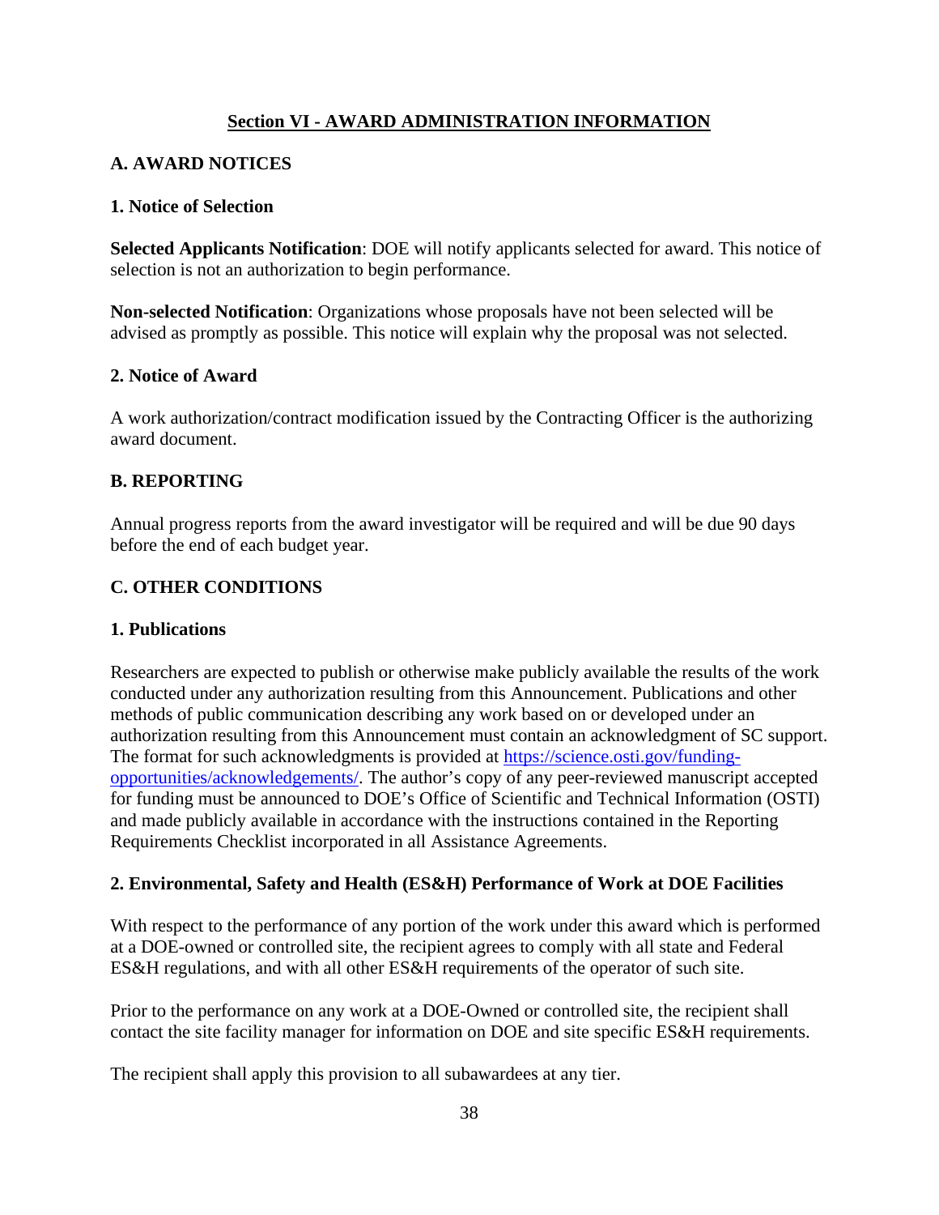## Section VI - AWARD ADMINISTRATION INFORMATION

### A. AWARD NOTICES

#### 1. Notice of Selection

**Selected Applicants Notification**: DOE will notify applicants selected for award. This notice of selection is not an authorization to begin performance.

**Non-selected Notification**: Organizations whose proposals have not been selected will be advised as promptly as possible. This notice will explain why the proposal was not selected.

#### 2. Notice of Award

A work authorization/contract modification issued by the Contracting Officer is the authorizing award document.

### B. REPORTING

Annual progress reports from the award investigator will be required and will be due 90 days before the end of each budget year.

### C. OTHER CONDITIONS

#### 1. Publications

Researchers are expected to publish or otherwise make publicly available the results of the work conducted under any authorization resulting from this Announcement. Publications and other methods of public communication describing any work based on or developed under an authorization resulting from this Announcement must contain an acknowledgment of SC support. The format for such acknowledgments is provided at [https://science.osti.gov/funding-opportunities/acknowledgements/](https://science.osti.gov/funding-opportunities/acknowledgements/). The author's copy of any peer-reviewed manuscript accepted for funding must be announced to DOE's Office of Scientific and Technical Information (OSTI) and made publicly available in accordance with the instructions contained in the Reporting Requirements Checklist incorporated in all Assistance Agreements.

#### 2. Environmental, Safety and Health (ES&H) Performance of Work at DOE Facilities

With respect to the performance of any portion of the work under this award which is performed at a DOE-owned or controlled site, the recipient agrees to comply with all state and Federal ES&H regulations, and with all other ES&H requirements of the operator of such site.

Prior to the performance on any work at a DOE-Owned or controlled site, the recipient shall contact the site facility manager for information on DOE and site specific ES&H requirements.

The recipient shall apply this provision to all subawardees at any tier.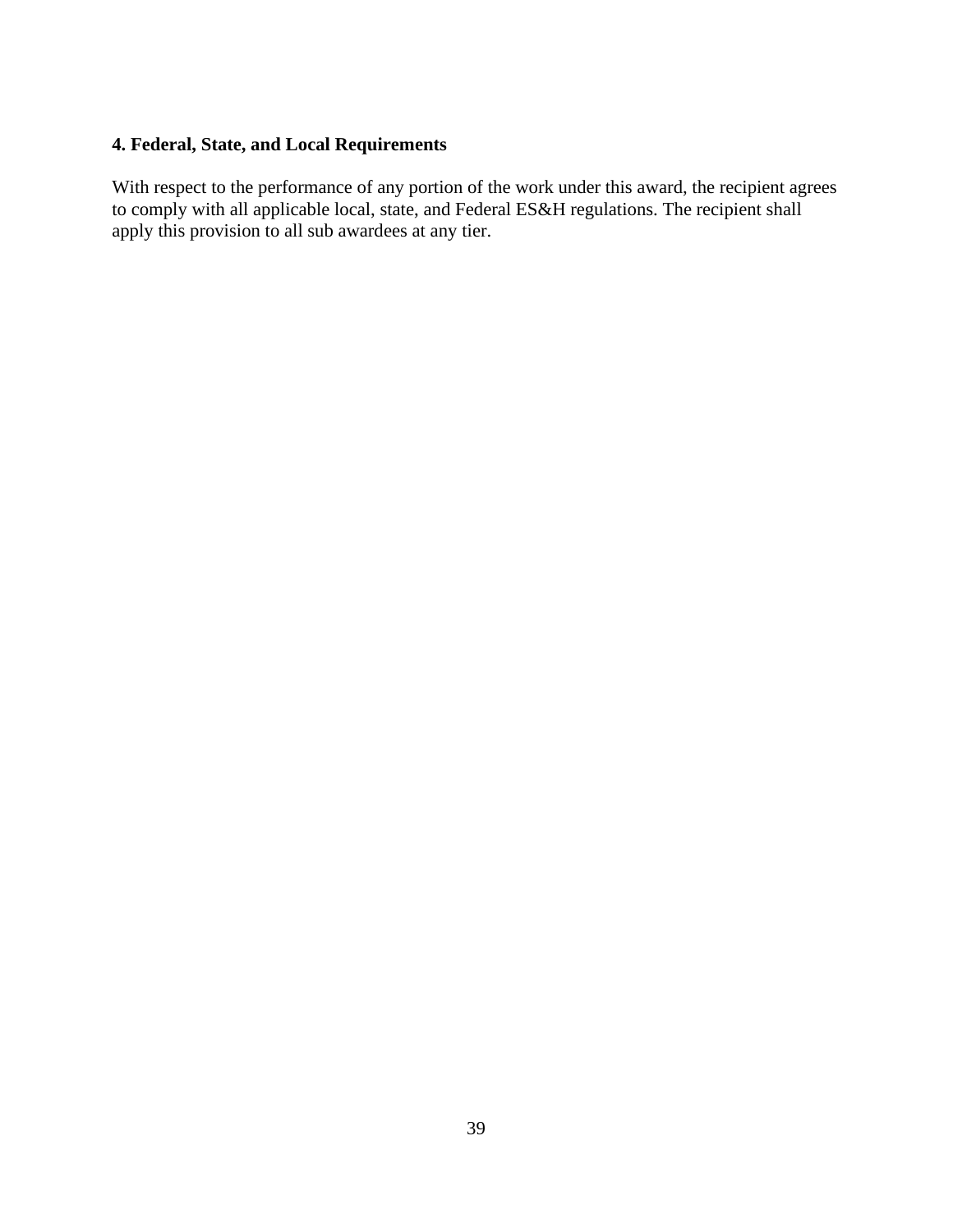**4. Federal, State, and Local Requirements**

With respect to the performance of any portion of the work under this award, the recipient agrees to comply with all applicable local, state, and Federal ES&H regulations. The recipient shall apply this provision to all sub awardees at any tier.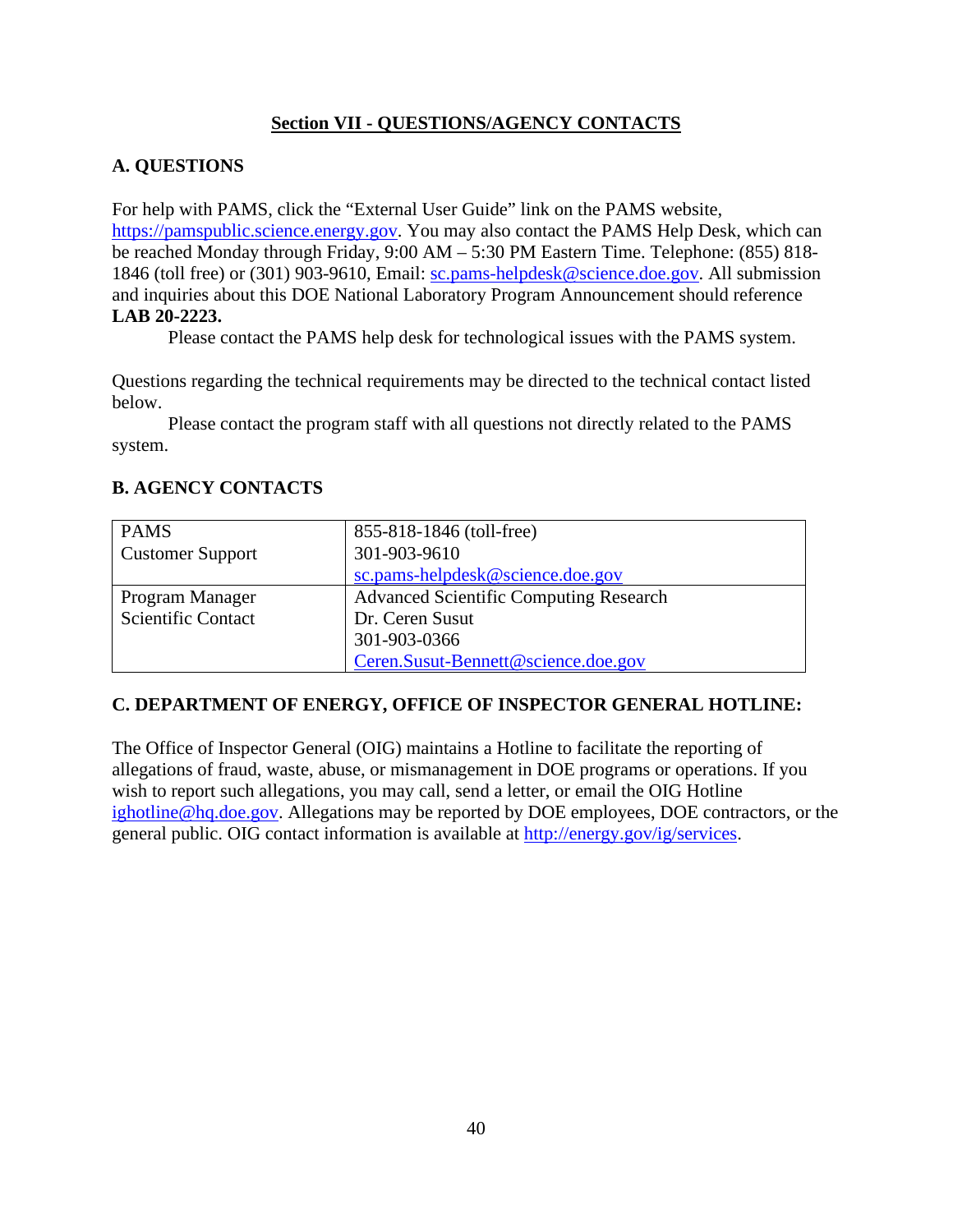## Section VII - QUESTIONS/AGENCY CONTACTS

### A. QUESTIONS

For help with PAMS, click the "External User Guide" link on the PAMS website, https://pamspublic.science.energy.gov. You may also contact the PAMS Help Desk, which can be reached Monday through Friday, 9:00 AM – 5:30 PM Eastern Time. Telephone: (855) 818-1846 (toll free) or (301) 903-9610, Email: sc.pams-helpdesk@science.doe.gov. All submission and inquiries about this DOE National Laboratory Program Announcement should reference **LAB 20-2223.**

Please contact the PAMS help desk for technological issues with the PAMS system.

Questions regarding the technical requirements may be directed to the technical contact listed below.

Please contact the program staff with all questions not directly related to the PAMS system.

### B. AGENCY CONTACTS

| | |
|---|---|
| PAMS<br>Customer Support | 855-818-1846 (toll-free)<br>301-903-9610<br>sc.pams-helpdesk@science.doe.gov |
| Program Manager<br>Scientific Contact | Advanced Scientific Computing Research<br>Dr. Ceren Susut<br>301-903-0366<br>Ceren.Susut-Bennett@science.doe.gov |

### C. DEPARTMENT OF ENERGY, OFFICE OF INSPECTOR GENERAL HOTLINE:

The Office of Inspector General (OIG) maintains a Hotline to facilitate the reporting of allegations of fraud, waste, abuse, or mismanagement in DOE programs or operations. If you wish to report such allegations, you may call, send a letter, or email the OIG Hotline ighotline@hq.doe.gov. Allegations may be reported by DOE employees, DOE contractors, or the general public. OIG contact information is available at http://energy.gov/ig/services.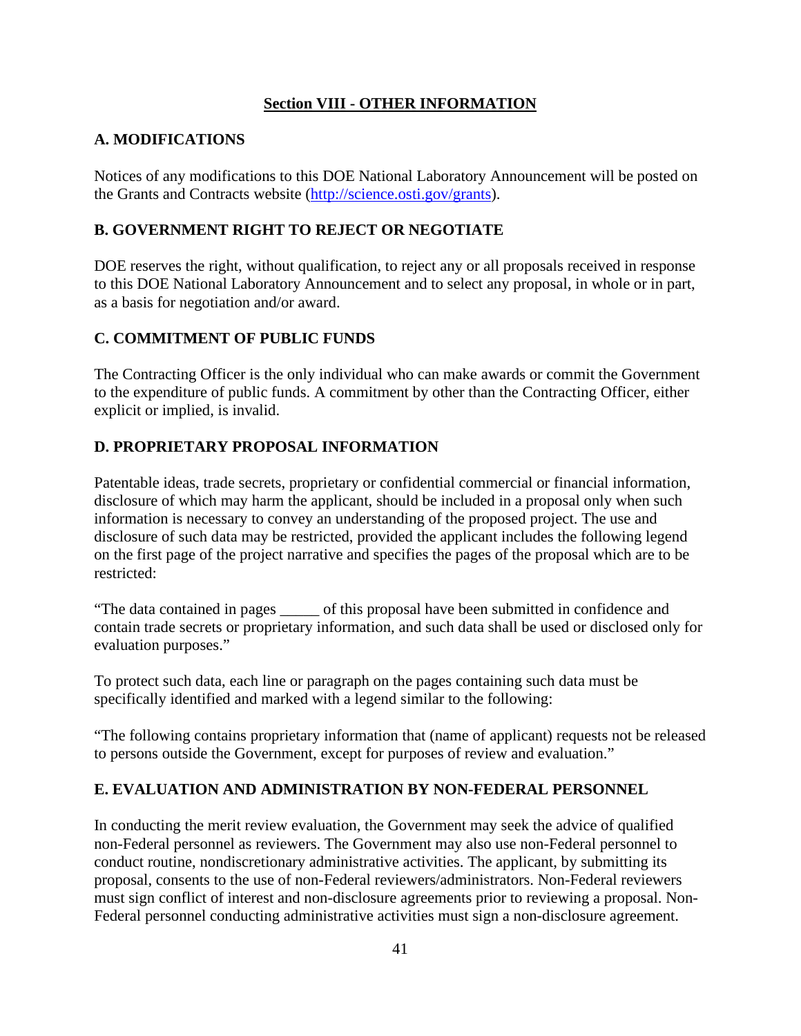## Section VIII - OTHER INFORMATION

### A. MODIFICATIONS

Notices of any modifications to this DOE National Laboratory Announcement will be posted on the Grants and Contracts website (http://science.osti.gov/grants).

### B. GOVERNMENT RIGHT TO REJECT OR NEGOTIATE

DOE reserves the right, without qualification, to reject any or all proposals received in response to this DOE National Laboratory Announcement and to select any proposal, in whole or in part, as a basis for negotiation and/or award.

### C. COMMITMENT OF PUBLIC FUNDS

The Contracting Officer is the only individual who can make awards or commit the Government to the expenditure of public funds. A commitment by other than the Contracting Officer, either explicit or implied, is invalid.

### D. PROPRIETARY PROPOSAL INFORMATION

Patentable ideas, trade secrets, proprietary or confidential commercial or financial information, disclosure of which may harm the applicant, should be included in a proposal only when such information is necessary to convey an understanding of the proposed project. The use and disclosure of such data may be restricted, provided the applicant includes the following legend on the first page of the project narrative and specifies the pages of the proposal which are to be restricted:

"The data contained in pages _____ of this proposal have been submitted in confidence and contain trade secrets or proprietary information, and such data shall be used or disclosed only for evaluation purposes."

To protect such data, each line or paragraph on the pages containing such data must be specifically identified and marked with a legend similar to the following:

"The following contains proprietary information that (name of applicant) requests not be released to persons outside the Government, except for purposes of review and evaluation."

### E. EVALUATION AND ADMINISTRATION BY NON-FEDERAL PERSONNEL

In conducting the merit review evaluation, the Government may seek the advice of qualified non-Federal personnel as reviewers. The Government may also use non-Federal personnel to conduct routine, nondiscretionary administrative activities. The applicant, by submitting its proposal, consents to the use of non-Federal reviewers/administrators. Non-Federal reviewers must sign conflict of interest and non-disclosure agreements prior to reviewing a proposal. Non-Federal personnel conducting administrative activities must sign a non-disclosure agreement.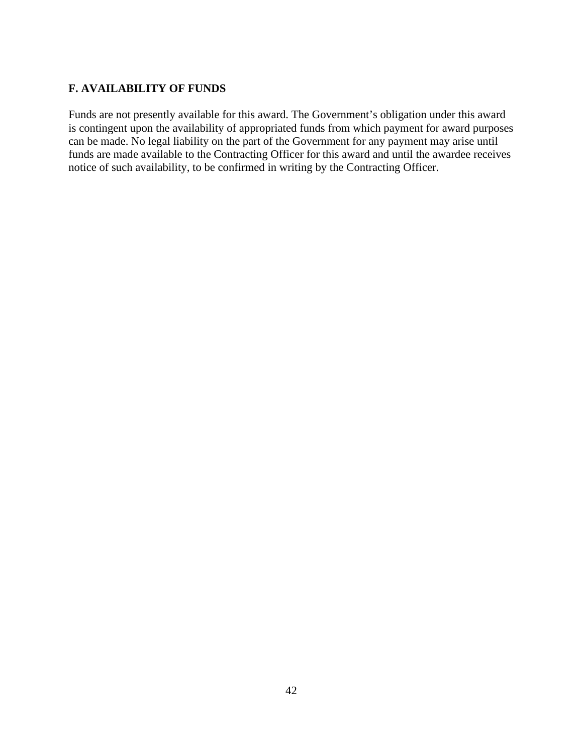**F. AVAILABILITY OF FUNDS**

Funds are not presently available for this award. The Government's obligation under this award is contingent upon the availability of appropriated funds from which payment for award purposes can be made. No legal liability on the part of the Government for any payment may arise until funds are made available to the Contracting Officer for this award and until the awardee receives notice of such availability, to be confirmed in writing by the Contracting Officer.